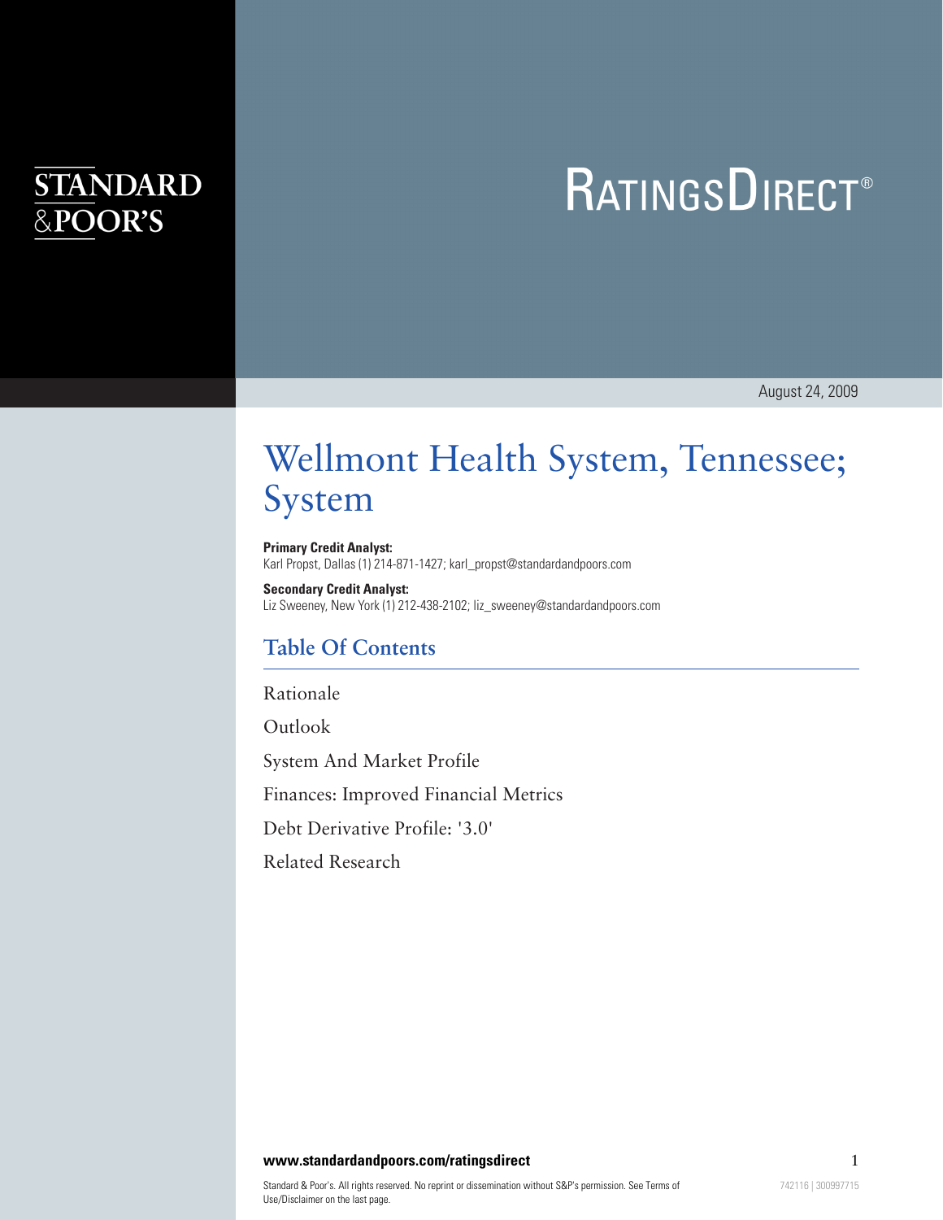STANDARD & POOR'S

# RATINGSDIRECT®

August 24, 2009

# Wellmont Health System, Tennessee; System

**Primary Credit Analyst:**
Karl Propst, Dallas (1) 214-871-1427; karl_propst@standardandpoors.com

**Secondary Credit Analyst:**
Liz Sweeney, New York (1) 212-438-2102; liz_sweeney@standardandpoors.com

## Table Of Contents

Rationale

Outlook

System And Market Profile

Finances: Improved Financial Metrics

Debt Derivative Profile: '3.0'

Related Research

www.standardandpoors.com/ratingsdirect

Standard & Poor's. All rights reserved. No reprint or dissemination without S&P's permission. See Terms of Use/Disclaimer on the last page.

742116 | 300997715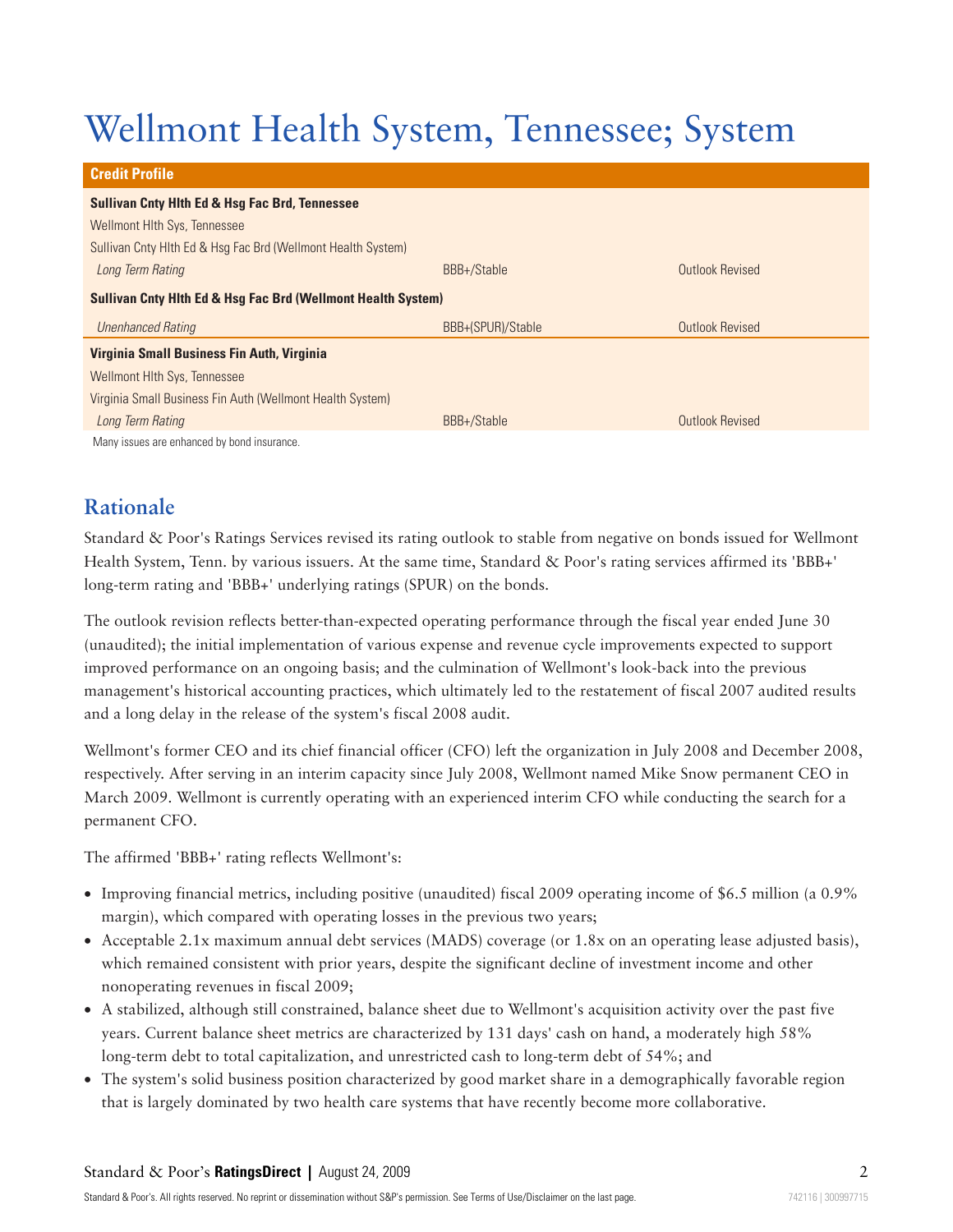# Wellmont Health System, Tennessee; System

| Credit Profile | | |
|---|---|---|
| **Sullivan Cnty Hlth Ed & Hsg Fac Brd, Tennessee** | | |
| Wellmont Hlth Sys, Tennessee | | |
| Sullivan Cnty Hlth Ed & Hsg Fac Brd (Wellmont Health System) | | |
| *Long Term Rating* | BBB+/Stable | Outlook Revised |
| **Sullivan Cnty Hlth Ed & Hsg Fac Brd (Wellmont Health System)** | | |
| *Unenhanced Rating* | BBB+(SPUR)/Stable | Outlook Revised |
| **Virginia Small Business Fin Auth, Virginia** | | |
| Wellmont Hlth Sys, Tennessee | | |
| Virginia Small Business Fin Auth (Wellmont Health System) | | |
| *Long Term Rating* | BBB+/Stable | Outlook Revised |

Many issues are enhanced by bond insurance.

## Rationale

Standard & Poor's Ratings Services revised its rating outlook to stable from negative on bonds issued for Wellmont Health System, Tenn. by various issuers. At the same time, Standard & Poor's rating services affirmed its 'BBB+' long-term rating and 'BBB+' underlying ratings (SPUR) on the bonds.

The outlook revision reflects better-than-expected operating performance through the fiscal year ended June 30 (unaudited); the initial implementation of various expense and revenue cycle improvements expected to support improved performance on an ongoing basis; and the culmination of Wellmont's look-back into the previous management's historical accounting practices, which ultimately led to the restatement of fiscal 2007 audited results and a long delay in the release of the system's fiscal 2008 audit.

Wellmont's former CEO and its chief financial officer (CFO) left the organization in July 2008 and December 2008, respectively. After serving in an interim capacity since July 2008, Wellmont named Mike Snow permanent CEO in March 2009. Wellmont is currently operating with an experienced interim CFO while conducting the search for a permanent CFO.

The affirmed 'BBB+' rating reflects Wellmont's:

- Improving financial metrics, including positive (unaudited) fiscal 2009 operating income of $6.5 million (a 0.9% margin), which compared with operating losses in the previous two years;
- Acceptable 2.1x maximum annual debt services (MADS) coverage (or 1.8x on an operating lease adjusted basis), which remained consistent with prior years, despite the significant decline of investment income and other nonoperating revenues in fiscal 2009;
- A stabilized, although still constrained, balance sheet due to Wellmont's acquisition activity over the past five years. Current balance sheet metrics are characterized by 131 days' cash on hand, a moderately high 58% long-term debt to total capitalization, and unrestricted cash to long-term debt of 54%; and
- The system's solid business position characterized by good market share in a demographically favorable region that is largely dominated by two health care systems that have recently become more collaborative.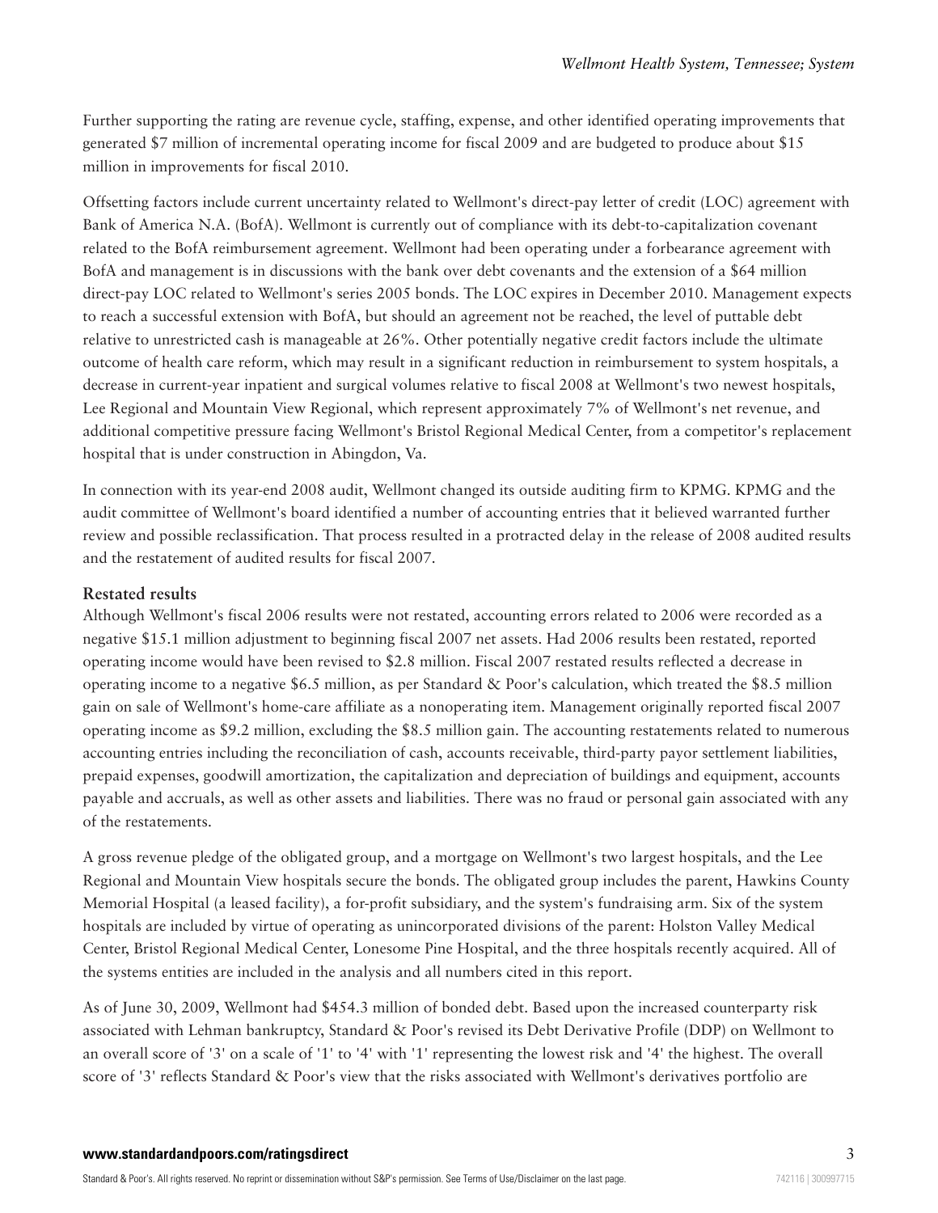Further supporting the rating are revenue cycle, staffing, expense, and other identified operating improvements that generated $7 million of incremental operating income for fiscal 2009 and are budgeted to produce about $15 million in improvements for fiscal 2010.

Offsetting factors include current uncertainty related to Wellmont's direct-pay letter of credit (LOC) agreement with Bank of America N.A. (BofA). Wellmont is currently out of compliance with its debt-to-capitalization covenant related to the BofA reimbursement agreement. Wellmont had been operating under a forbearance agreement with BofA and management is in discussions with the bank over debt covenants and the extension of a $64 million direct-pay LOC related to Wellmont's series 2005 bonds. The LOC expires in December 2010. Management expects to reach a successful extension with BofA, but should an agreement not be reached, the level of puttable debt relative to unrestricted cash is manageable at 26%. Other potentially negative credit factors include the ultimate outcome of health care reform, which may result in a significant reduction in reimbursement to system hospitals, a decrease in current-year inpatient and surgical volumes relative to fiscal 2008 at Wellmont's two newest hospitals, Lee Regional and Mountain View Regional, which represent approximately 7% of Wellmont's net revenue, and additional competitive pressure facing Wellmont's Bristol Regional Medical Center, from a competitor's replacement hospital that is under construction in Abingdon, Va.

In connection with its year-end 2008 audit, Wellmont changed its outside auditing firm to KPMG. KPMG and the audit committee of Wellmont's board identified a number of accounting entries that it believed warranted further review and possible reclassification. That process resulted in a protracted delay in the release of 2008 audited results and the restatement of audited results for fiscal 2007.

## Restated results

Although Wellmont's fiscal 2006 results were not restated, accounting errors related to 2006 were recorded as a negative $15.1 million adjustment to beginning fiscal 2007 net assets. Had 2006 results been restated, reported operating income would have been revised to $2.8 million. Fiscal 2007 restated results reflected a decrease in operating income to a negative $6.5 million, as per Standard & Poor's calculation, which treated the $8.5 million gain on sale of Wellmont's home-care affiliate as a nonoperating item. Management originally reported fiscal 2007 operating income as $9.2 million, excluding the $8.5 million gain. The accounting restatements related to numerous accounting entries including the reconciliation of cash, accounts receivable, third-party payor settlement liabilities, prepaid expenses, goodwill amortization, the capitalization and depreciation of buildings and equipment, accounts payable and accruals, as well as other assets and liabilities. There was no fraud or personal gain associated with any of the restatements.

A gross revenue pledge of the obligated group, and a mortgage on Wellmont's two largest hospitals, and the Lee Regional and Mountain View hospitals secure the bonds. The obligated group includes the parent, Hawkins County Memorial Hospital (a leased facility), a for-profit subsidiary, and the system's fundraising arm. Six of the system hospitals are included by virtue of operating as unincorporated divisions of the parent: Holston Valley Medical Center, Bristol Regional Medical Center, Lonesome Pine Hospital, and the three hospitals recently acquired. All of the systems entities are included in the analysis and all numbers cited in this report.

As of June 30, 2009, Wellmont had $454.3 million of bonded debt. Based upon the increased counterparty risk associated with Lehman bankruptcy, Standard & Poor's revised its Debt Derivative Profile (DDP) on Wellmont to an overall score of '3' on a scale of '1' to '4' with '1' representing the lowest risk and '4' the highest. The overall score of '3' reflects Standard & Poor's view that the risks associated with Wellmont's derivatives portfolio are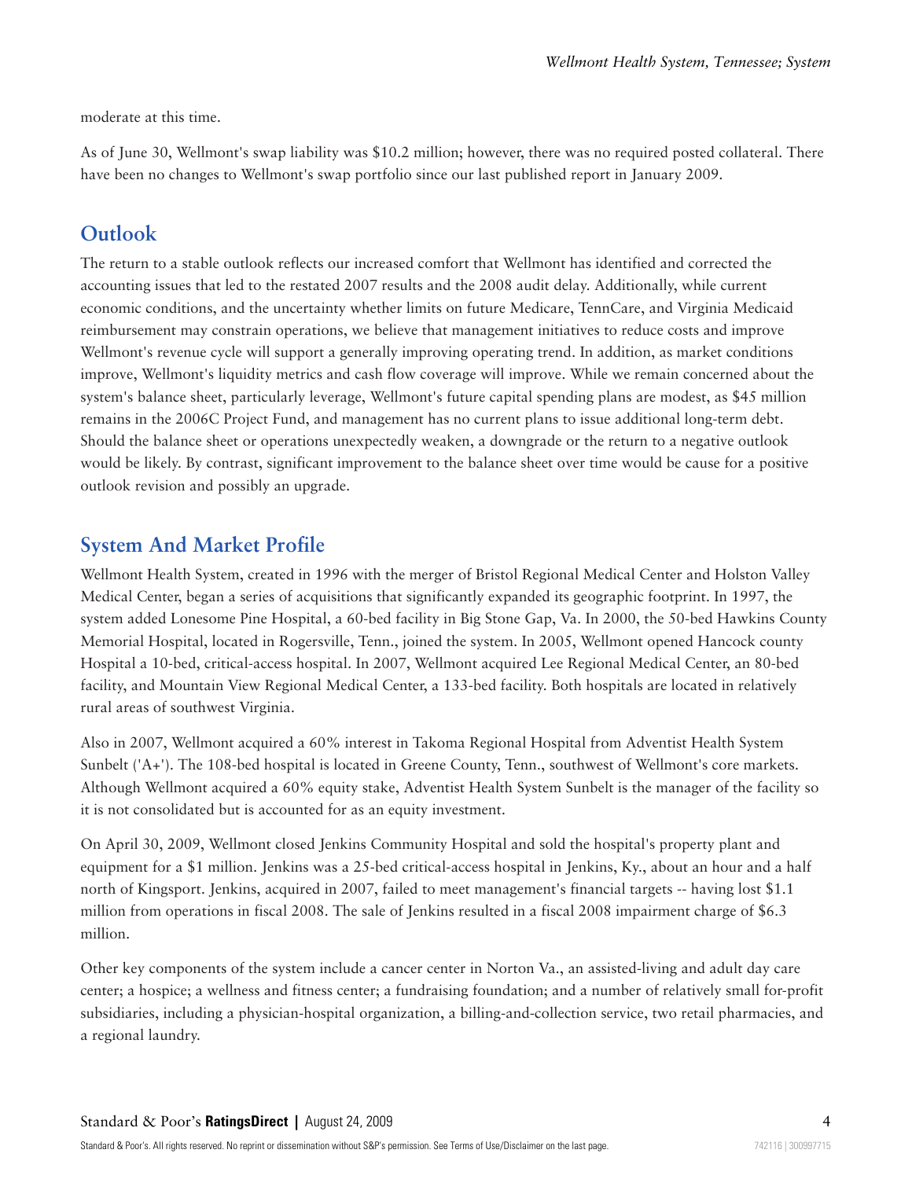moderate at this time.

As of June 30, Wellmont's swap liability was $10.2 million; however, there was no required posted collateral. There have been no changes to Wellmont's swap portfolio since our last published report in January 2009.

## Outlook

The return to a stable outlook reflects our increased comfort that Wellmont has identified and corrected the accounting issues that led to the restated 2007 results and the 2008 audit delay. Additionally, while current economic conditions, and the uncertainty whether limits on future Medicare, TennCare, and Virginia Medicaid reimbursement may constrain operations, we believe that management initiatives to reduce costs and improve Wellmont's revenue cycle will support a generally improving operating trend. In addition, as market conditions improve, Wellmont's liquidity metrics and cash flow coverage will improve. While we remain concerned about the system's balance sheet, particularly leverage, Wellmont's future capital spending plans are modest, as $45 million remains in the 2006C Project Fund, and management has no current plans to issue additional long-term debt. Should the balance sheet or operations unexpectedly weaken, a downgrade or the return to a negative outlook would be likely. By contrast, significant improvement to the balance sheet over time would be cause for a positive outlook revision and possibly an upgrade.

## System And Market Profile

Wellmont Health System, created in 1996 with the merger of Bristol Regional Medical Center and Holston Valley Medical Center, began a series of acquisitions that significantly expanded its geographic footprint. In 1997, the system added Lonesome Pine Hospital, a 60-bed facility in Big Stone Gap, Va. In 2000, the 50-bed Hawkins County Memorial Hospital, located in Rogersville, Tenn., joined the system. In 2005, Wellmont opened Hancock county Hospital a 10-bed, critical-access hospital. In 2007, Wellmont acquired Lee Regional Medical Center, an 80-bed facility, and Mountain View Regional Medical Center, a 133-bed facility. Both hospitals are located in relatively rural areas of southwest Virginia.

Also in 2007, Wellmont acquired a 60% interest in Takoma Regional Hospital from Adventist Health System Sunbelt ('A+'). The 108-bed hospital is located in Greene County, Tenn., southwest of Wellmont's core markets. Although Wellmont acquired a 60% equity stake, Adventist Health System Sunbelt is the manager of the facility so it is not consolidated but is accounted for as an equity investment.

On April 30, 2009, Wellmont closed Jenkins Community Hospital and sold the hospital's property plant and equipment for a $1 million. Jenkins was a 25-bed critical-access hospital in Jenkins, Ky., about an hour and a half north of Kingsport. Jenkins, acquired in 2007, failed to meet management's financial targets -- having lost $1.1 million from operations in fiscal 2008. The sale of Jenkins resulted in a fiscal 2008 impairment charge of $6.3 million.

Other key components of the system include a cancer center in Norton Va., an assisted-living and adult day care center; a hospice; a wellness and fitness center; a fundraising foundation; and a number of relatively small for-profit subsidiaries, including a physician-hospital organization, a billing-and-collection service, two retail pharmacies, and a regional laundry.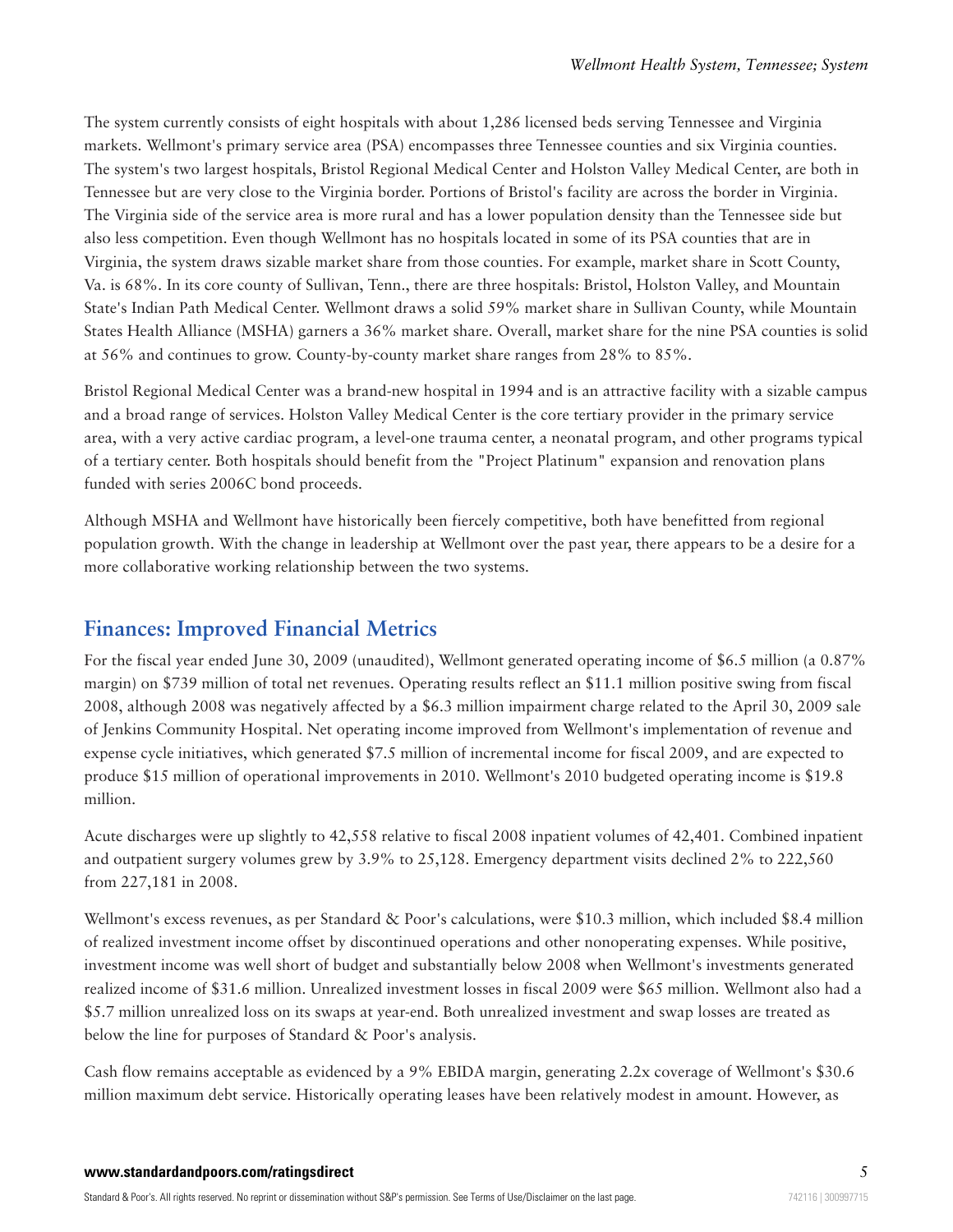The system currently consists of eight hospitals with about 1,286 licensed beds serving Tennessee and Virginia markets. Wellmont's primary service area (PSA) encompasses three Tennessee counties and six Virginia counties. The system's two largest hospitals, Bristol Regional Medical Center and Holston Valley Medical Center, are both in Tennessee but are very close to the Virginia border. Portions of Bristol's facility are across the border in Virginia. The Virginia side of the service area is more rural and has a lower population density than the Tennessee side but also less competition. Even though Wellmont has no hospitals located in some of its PSA counties that are in Virginia, the system draws sizable market share from those counties. For example, market share in Scott County, Va. is 68%. In its core county of Sullivan, Tenn., there are three hospitals: Bristol, Holston Valley, and Mountain State's Indian Path Medical Center. Wellmont draws a solid 59% market share in Sullivan County, while Mountain States Health Alliance (MSHA) garners a 36% market share. Overall, market share for the nine PSA counties is solid at 56% and continues to grow. County-by-county market share ranges from 28% to 85%.

Bristol Regional Medical Center was a brand-new hospital in 1994 and is an attractive facility with a sizable campus and a broad range of services. Holston Valley Medical Center is the core tertiary provider in the primary service area, with a very active cardiac program, a level-one trauma center, a neonatal program, and other programs typical of a tertiary center. Both hospitals should benefit from the "Project Platinum" expansion and renovation plans funded with series 2006C bond proceeds.

Although MSHA and Wellmont have historically been fiercely competitive, both have benefitted from regional population growth. With the change in leadership at Wellmont over the past year, there appears to be a desire for a more collaborative working relationship between the two systems.

## Finances: Improved Financial Metrics

For the fiscal year ended June 30, 2009 (unaudited), Wellmont generated operating income of $6.5 million (a 0.87% margin) on $739 million of total net revenues. Operating results reflect an $11.1 million positive swing from fiscal 2008, although 2008 was negatively affected by a $6.3 million impairment charge related to the April 30, 2009 sale of Jenkins Community Hospital. Net operating income improved from Wellmont's implementation of revenue and expense cycle initiatives, which generated $7.5 million of incremental income for fiscal 2009, and are expected to produce $15 million of operational improvements in 2010. Wellmont's 2010 budgeted operating income is $19.8 million.

Acute discharges were up slightly to 42,558 relative to fiscal 2008 inpatient volumes of 42,401. Combined inpatient and outpatient surgery volumes grew by 3.9% to 25,128. Emergency department visits declined 2% to 222,560 from 227,181 in 2008.

Wellmont's excess revenues, as per Standard & Poor's calculations, were $10.3 million, which included $8.4 million of realized investment income offset by discontinued operations and other nonoperating expenses. While positive, investment income was well short of budget and substantially below 2008 when Wellmont's investments generated realized income of $31.6 million. Unrealized investment losses in fiscal 2009 were $65 million. Wellmont also had a $5.7 million unrealized loss on its swaps at year-end. Both unrealized investment and swap losses are treated as below the line for purposes of Standard & Poor's analysis.

Cash flow remains acceptable as evidenced by a 9% EBIDA margin, generating 2.2x coverage of Wellmont's $30.6 million maximum debt service. Historically operating leases have been relatively modest in amount. However, as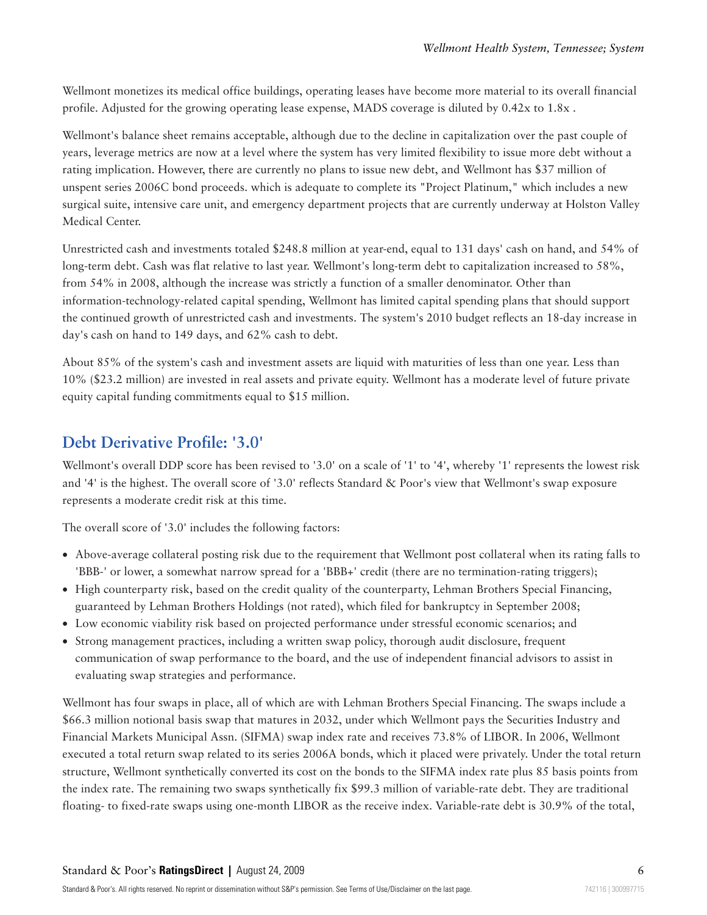Wellmont monetizes its medical office buildings, operating leases have become more material to its overall financial profile. Adjusted for the growing operating lease expense, MADS coverage is diluted by 0.42x to 1.8x .

Wellmont's balance sheet remains acceptable, although due to the decline in capitalization over the past couple of years, leverage metrics are now at a level where the system has very limited flexibility to issue more debt without a rating implication. However, there are currently no plans to issue new debt, and Wellmont has $37 million of unspent series 2006C bond proceeds. which is adequate to complete its "Project Platinum," which includes a new surgical suite, intensive care unit, and emergency department projects that are currently underway at Holston Valley Medical Center.

Unrestricted cash and investments totaled $248.8 million at year-end, equal to 131 days' cash on hand, and 54% of long-term debt. Cash was flat relative to last year. Wellmont's long-term debt to capitalization increased to 58%, from 54% in 2008, although the increase was strictly a function of a smaller denominator. Other than information-technology-related capital spending, Wellmont has limited capital spending plans that should support the continued growth of unrestricted cash and investments. The system's 2010 budget reflects an 18-day increase in day's cash on hand to 149 days, and 62% cash to debt.

About 85% of the system's cash and investment assets are liquid with maturities of less than one year. Less than 10% ($23.2 million) are invested in real assets and private equity. Wellmont has a moderate level of future private equity capital funding commitments equal to $15 million.

## Debt Derivative Profile: '3.0'

Wellmont's overall DDP score has been revised to '3.0' on a scale of '1' to '4', whereby '1' represents the lowest risk and '4' is the highest. The overall score of '3.0' reflects Standard & Poor's view that Wellmont's swap exposure represents a moderate credit risk at this time.

The overall score of '3.0' includes the following factors:

- Above-average collateral posting risk due to the requirement that Wellmont post collateral when its rating falls to 'BBB-' or lower, a somewhat narrow spread for a 'BBB+' credit (there are no termination-rating triggers);
- High counterparty risk, based on the credit quality of the counterparty, Lehman Brothers Special Financing, guaranteed by Lehman Brothers Holdings (not rated), which filed for bankruptcy in September 2008;
- Low economic viability risk based on projected performance under stressful economic scenarios; and
- Strong management practices, including a written swap policy, thorough audit disclosure, frequent communication of swap performance to the board, and the use of independent financial advisors to assist in evaluating swap strategies and performance.

Wellmont has four swaps in place, all of which are with Lehman Brothers Special Financing. The swaps include a $66.3 million notional basis swap that matures in 2032, under which Wellmont pays the Securities Industry and Financial Markets Municipal Assn. (SIFMA) swap index rate and receives 73.8% of LIBOR. In 2006, Wellmont executed a total return swap related to its series 2006A bonds, which it placed were privately. Under the total return structure, Wellmont synthetically converted its cost on the bonds to the SIFMA index rate plus 85 basis points from the index rate. The remaining two swaps synthetically fix $99.3 million of variable-rate debt. They are traditional floating- to fixed-rate swaps using one-month LIBOR as the receive index. Variable-rate debt is 30.9% of the total,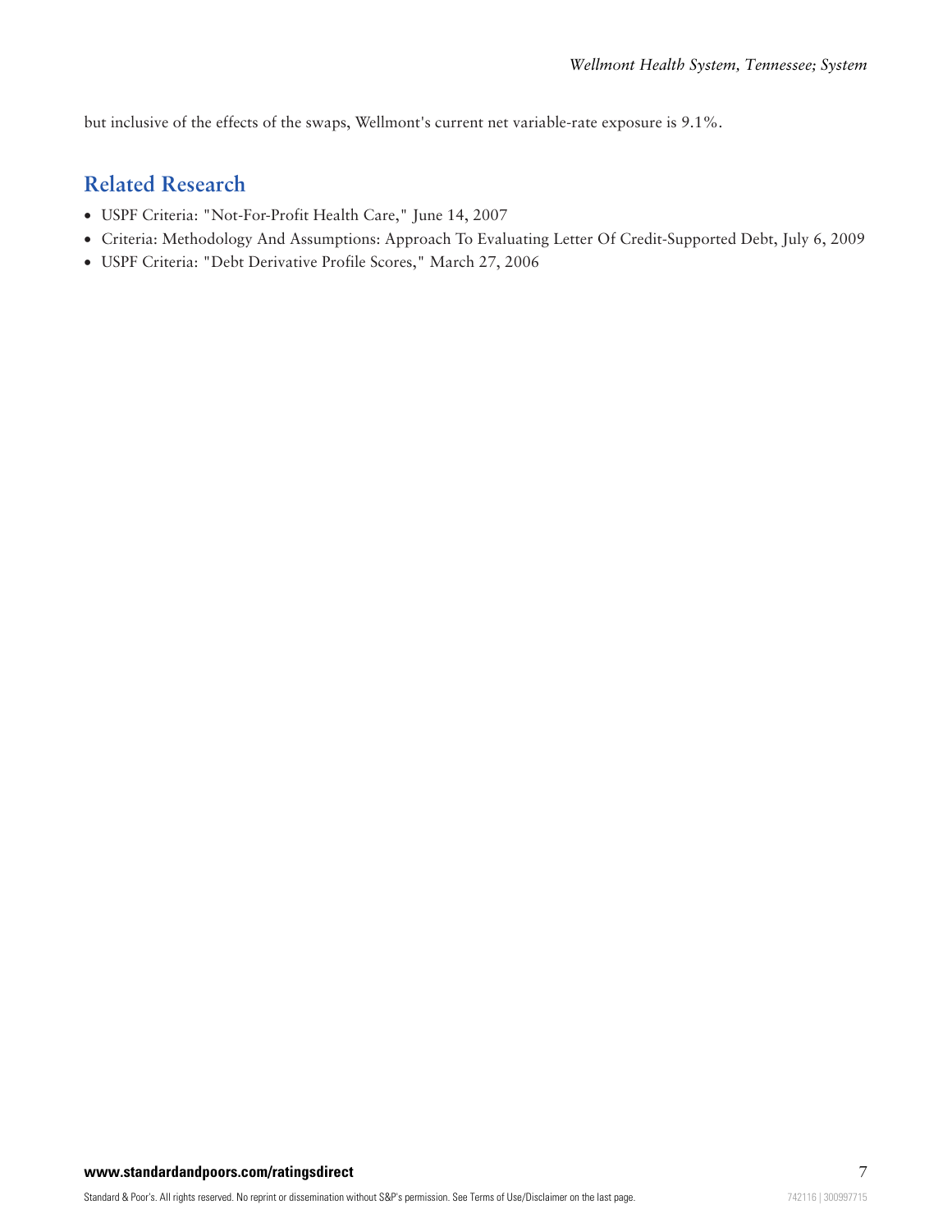but inclusive of the effects of the swaps, Wellmont's current net variable-rate exposure is 9.1%.

## Related Research

- USPF Criteria: "Not-For-Profit Health Care," June 14, 2007
- Criteria: Methodology And Assumptions: Approach To Evaluating Letter Of Credit-Supported Debt, July 6, 2009
- USPF Criteria: "Debt Derivative Profile Scores," March 27, 2006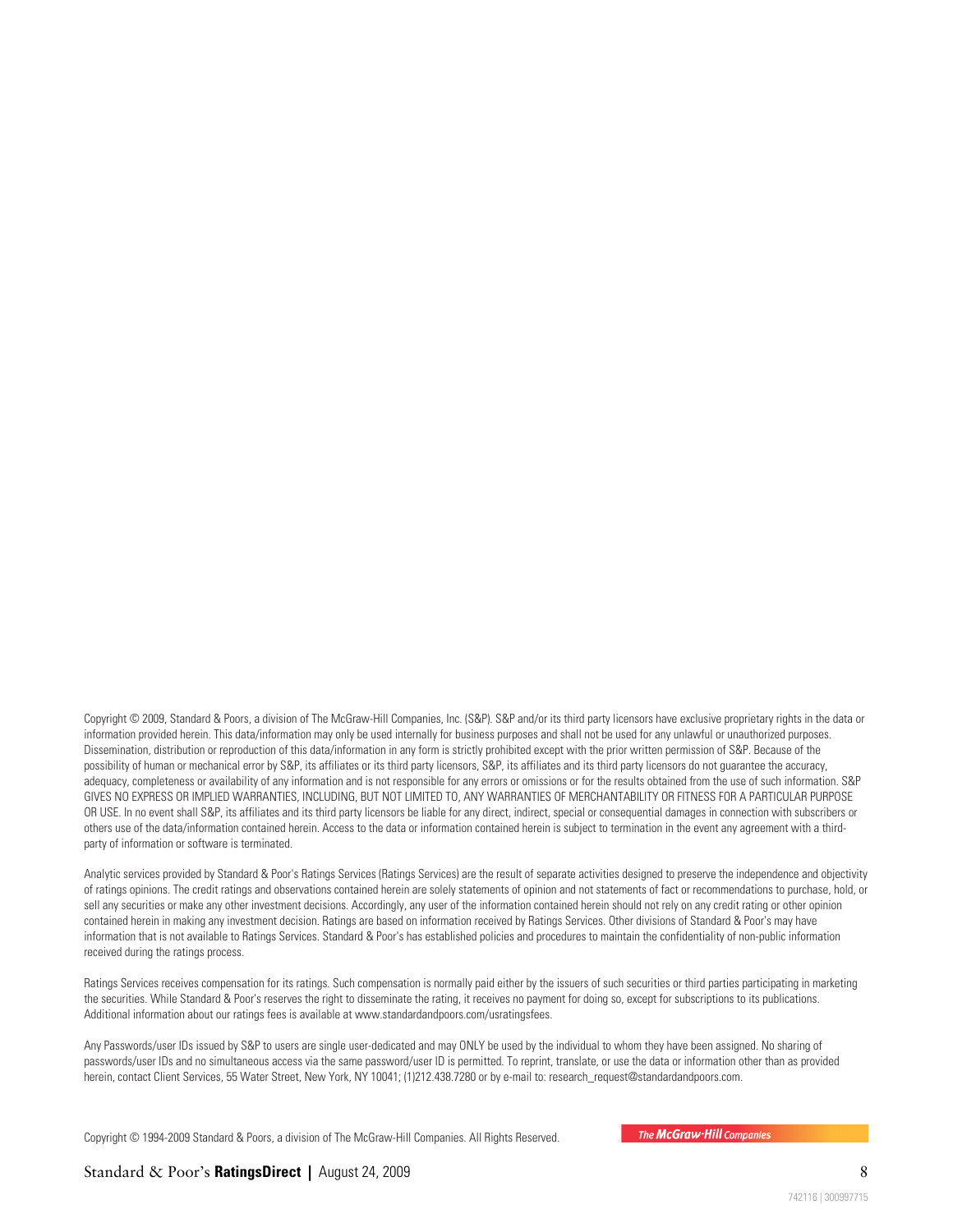Copyright © 2009, Standard & Poors, a division of The McGraw-Hill Companies, Inc. (S&P). S&P and/or its third party licensors have exclusive proprietary rights in the data or information provided herein. This data/information may only be used internally for business purposes and shall not be used for any unlawful or unauthorized purposes. Dissemination, distribution or reproduction of this data/information in any form is strictly prohibited except with the prior written permission of S&P. Because of the possibility of human or mechanical error by S&P, its affiliates or its third party licensors, S&P, its affiliates and its third party licensors do not guarantee the accuracy, adequacy, completeness or availability of any information and is not responsible for any errors or omissions or for the results obtained from the use of such information. S&P GIVES NO EXPRESS OR IMPLIED WARRANTIES, INCLUDING, BUT NOT LIMITED TO, ANY WARRANTIES OF MERCHANTABILITY OR FITNESS FOR A PARTICULAR PURPOSE OR USE. In no event shall S&P, its affiliates and its third party licensors be liable for any direct, indirect, special or consequential damages in connection with subscribers or others use of the data/information contained herein. Access to the data or information contained herein is subject to termination in the event any agreement with a third-party of information or software is terminated.

Analytic services provided by Standard & Poor's Ratings Services (Ratings Services) are the result of separate activities designed to preserve the independence and objectivity of ratings opinions. The credit ratings and observations contained herein are solely statements of opinion and not statements of fact or recommendations to purchase, hold, or sell any securities or make any other investment decisions. Accordingly, any user of the information contained herein should not rely on any credit rating or other opinion contained herein in making any investment decision. Ratings are based on information received by Ratings Services. Other divisions of Standard & Poor's may have information that is not available to Ratings Services. Standard & Poor's has established policies and procedures to maintain the confidentiality of non-public information received during the ratings process.

Ratings Services receives compensation for its ratings. Such compensation is normally paid either by the issuers of such securities or third parties participating in marketing the securities. While Standard & Poor's reserves the right to disseminate the rating, it receives no payment for doing so, except for subscriptions to its publications. Additional information about our ratings fees is available at www.standardandpoors.com/usratingsfees.

Any Passwords/user IDs issued by S&P to users are single user-dedicated and may ONLY be used by the individual to whom they have been assigned. No sharing of passwords/user IDs and no simultaneous access via the same password/user ID is permitted. To reprint, translate, or use the data or information other than as provided herein, contact Client Services, 55 Water Street, New York, NY 10041; (1)212.438.7280 or by e-mail to: research_request@standardandpoors.com.

Copyright © 1994-2009 Standard & Poors, a division of The McGraw-Hill Companies. All Rights Reserved.

The McGraw-Hill Companies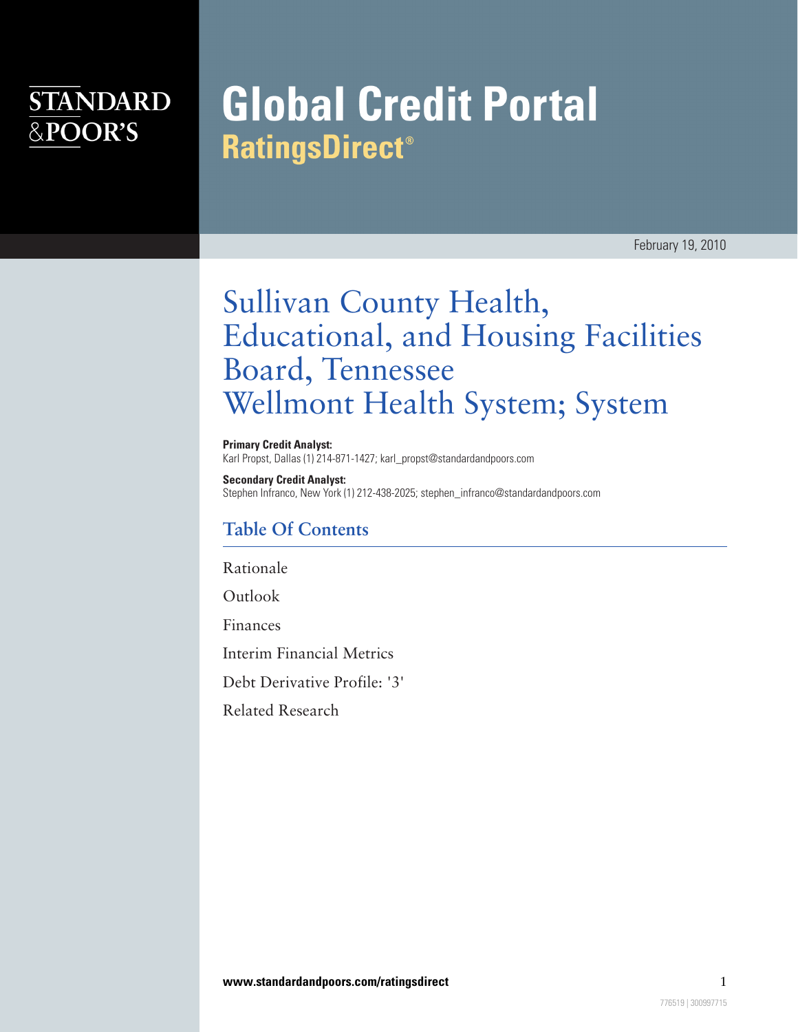# Global Credit Portal
## RatingsDirect®

February 19, 2010

# Sullivan County Health, Educational, and Housing Facilities Board, Tennessee
# Wellmont Health System; System

**Primary Credit Analyst:**
Karl Propst, Dallas (1) 214-871-1427; karl_propst@standardandpoors.com

**Secondary Credit Analyst:**
Stephen Infranco, New York (1) 212-438-2025; stephen_infranco@standardandpoors.com

## Table Of Contents

Rationale

Outlook

Finances

Interim Financial Metrics

Debt Derivative Profile: '3'

Related Research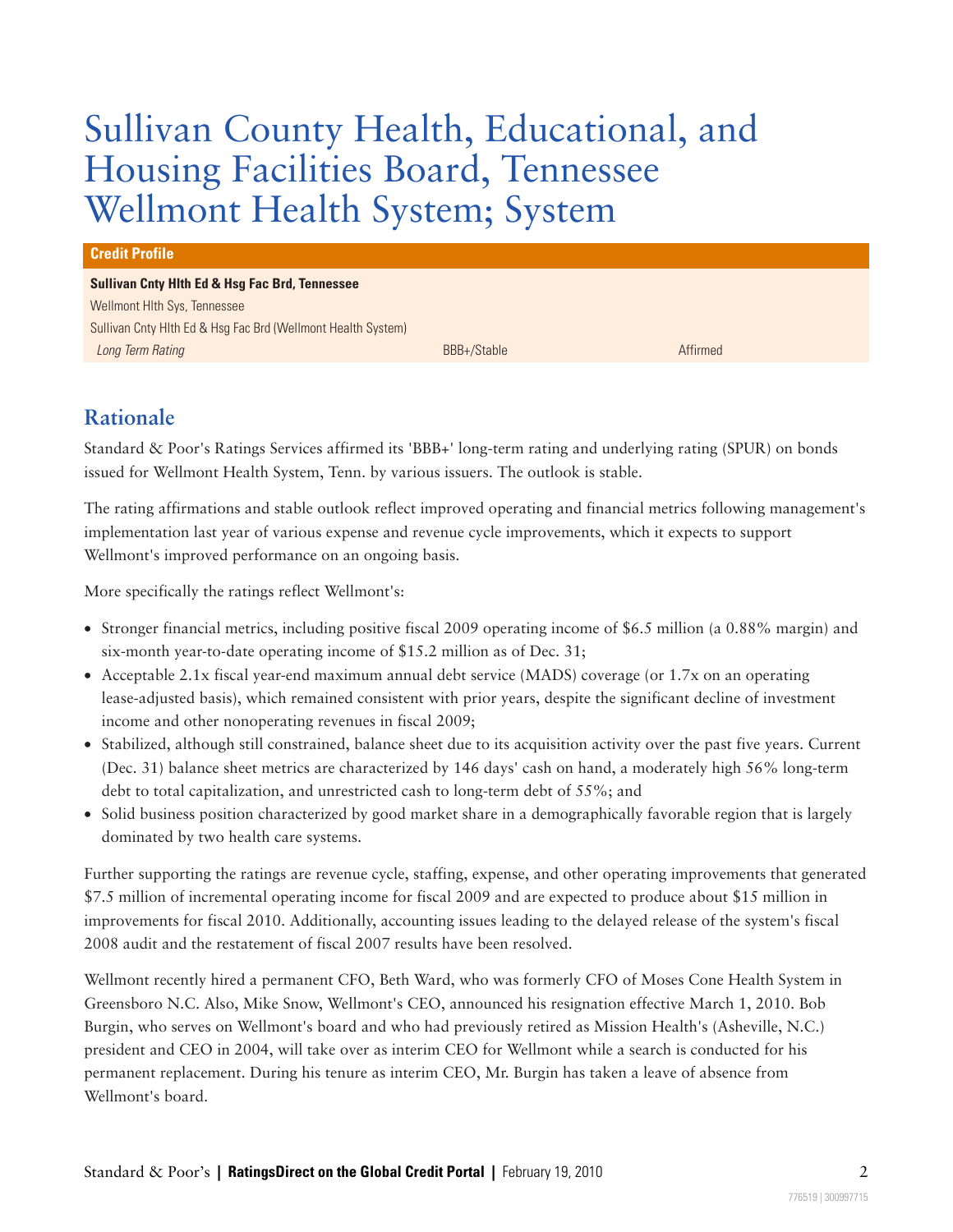# Sullivan County Health, Educational, and Housing Facilities Board, Tennessee Wellmont Health System; System

| Credit Profile | | |
|---|---|---|
| **Sullivan Cnty Hlth Ed & Hsg Fac Brd, Tennessee** | | |
| Wellmont Hlth Sys, Tennessee | | |
| Sullivan Cnty Hlth Ed & Hsg Fac Brd (Wellmont Health System) | | |
| *Long Term Rating* | BBB+/Stable | Affirmed |

## Rationale

Standard & Poor's Ratings Services affirmed its 'BBB+' long-term rating and underlying rating (SPUR) on bonds issued for Wellmont Health System, Tenn. by various issuers. The outlook is stable.

The rating affirmations and stable outlook reflect improved operating and financial metrics following management's implementation last year of various expense and revenue cycle improvements, which it expects to support Wellmont's improved performance on an ongoing basis.

More specifically the ratings reflect Wellmont's:

- Stronger financial metrics, including positive fiscal 2009 operating income of $6.5 million (a 0.88% margin) and six-month year-to-date operating income of $15.2 million as of Dec. 31;
- Acceptable 2.1x fiscal year-end maximum annual debt service (MADS) coverage (or 1.7x on an operating lease-adjusted basis), which remained consistent with prior years, despite the significant decline of investment income and other nonoperating revenues in fiscal 2009;
- Stabilized, although still constrained, balance sheet due to its acquisition activity over the past five years. Current (Dec. 31) balance sheet metrics are characterized by 146 days' cash on hand, a moderately high 56% long-term debt to total capitalization, and unrestricted cash to long-term debt of 55%; and
- Solid business position characterized by good market share in a demographically favorable region that is largely dominated by two health care systems.

Further supporting the ratings are revenue cycle, staffing, expense, and other operating improvements that generated $7.5 million of incremental operating income for fiscal 2009 and are expected to produce about $15 million in improvements for fiscal 2010. Additionally, accounting issues leading to the delayed release of the system's fiscal 2008 audit and the restatement of fiscal 2007 results have been resolved.

Wellmont recently hired a permanent CFO, Beth Ward, who was formerly CFO of Moses Cone Health System in Greensboro N.C. Also, Mike Snow, Wellmont's CEO, announced his resignation effective March 1, 2010. Bob Burgin, who serves on Wellmont's board and who had previously retired as Mission Health's (Asheville, N.C.) president and CEO in 2004, will take over as interim CEO for Wellmont while a search is conducted for his permanent replacement. During his tenure as interim CEO, Mr. Burgin has taken a leave of absence from Wellmont's board.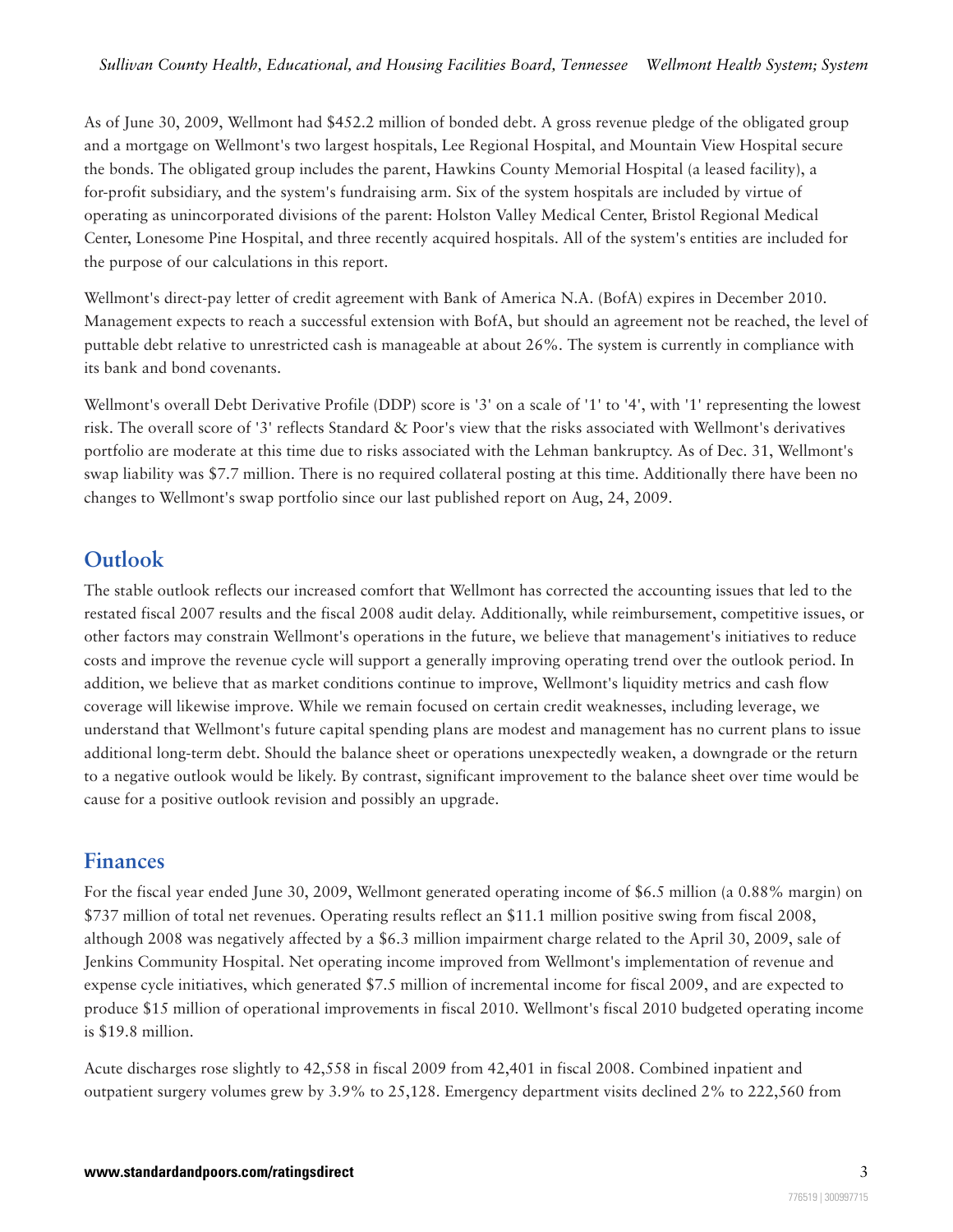As of June 30, 2009, Wellmont had $452.2 million of bonded debt. A gross revenue pledge of the obligated group and a mortgage on Wellmont's two largest hospitals, Lee Regional Hospital, and Mountain View Hospital secure the bonds. The obligated group includes the parent, Hawkins County Memorial Hospital (a leased facility), a for-profit subsidiary, and the system's fundraising arm. Six of the system hospitals are included by virtue of operating as unincorporated divisions of the parent: Holston Valley Medical Center, Bristol Regional Medical Center, Lonesome Pine Hospital, and three recently acquired hospitals. All of the system's entities are included for the purpose of our calculations in this report.

Wellmont's direct-pay letter of credit agreement with Bank of America N.A. (BofA) expires in December 2010. Management expects to reach a successful extension with BofA, but should an agreement not be reached, the level of puttable debt relative to unrestricted cash is manageable at about 26%. The system is currently in compliance with its bank and bond covenants.

Wellmont's overall Debt Derivative Profile (DDP) score is '3' on a scale of '1' to '4', with '1' representing the lowest risk. The overall score of '3' reflects Standard & Poor's view that the risks associated with Wellmont's derivatives portfolio are moderate at this time due to risks associated with the Lehman bankruptcy. As of Dec. 31, Wellmont's swap liability was $7.7 million. There is no required collateral posting at this time. Additionally there have been no changes to Wellmont's swap portfolio since our last published report on Aug, 24, 2009.

## Outlook

The stable outlook reflects our increased comfort that Wellmont has corrected the accounting issues that led to the restated fiscal 2007 results and the fiscal 2008 audit delay. Additionally, while reimbursement, competitive issues, or other factors may constrain Wellmont's operations in the future, we believe that management's initiatives to reduce costs and improve the revenue cycle will support a generally improving operating trend over the outlook period. In addition, we believe that as market conditions continue to improve, Wellmont's liquidity metrics and cash flow coverage will likewise improve. While we remain focused on certain credit weaknesses, including leverage, we understand that Wellmont's future capital spending plans are modest and management has no current plans to issue additional long-term debt. Should the balance sheet or operations unexpectedly weaken, a downgrade or the return to a negative outlook would be likely. By contrast, significant improvement to the balance sheet over time would be cause for a positive outlook revision and possibly an upgrade.

## Finances

For the fiscal year ended June 30, 2009, Wellmont generated operating income of $6.5 million (a 0.88% margin) on $737 million of total net revenues. Operating results reflect an $11.1 million positive swing from fiscal 2008, although 2008 was negatively affected by a $6.3 million impairment charge related to the April 30, 2009, sale of Jenkins Community Hospital. Net operating income improved from Wellmont's implementation of revenue and expense cycle initiatives, which generated $7.5 million of incremental income for fiscal 2009, and are expected to produce $15 million of operational improvements in fiscal 2010. Wellmont's fiscal 2010 budgeted operating income is $19.8 million.

Acute discharges rose slightly to 42,558 in fiscal 2009 from 42,401 in fiscal 2008. Combined inpatient and outpatient surgery volumes grew by 3.9% to 25,128. Emergency department visits declined 2% to 222,560 from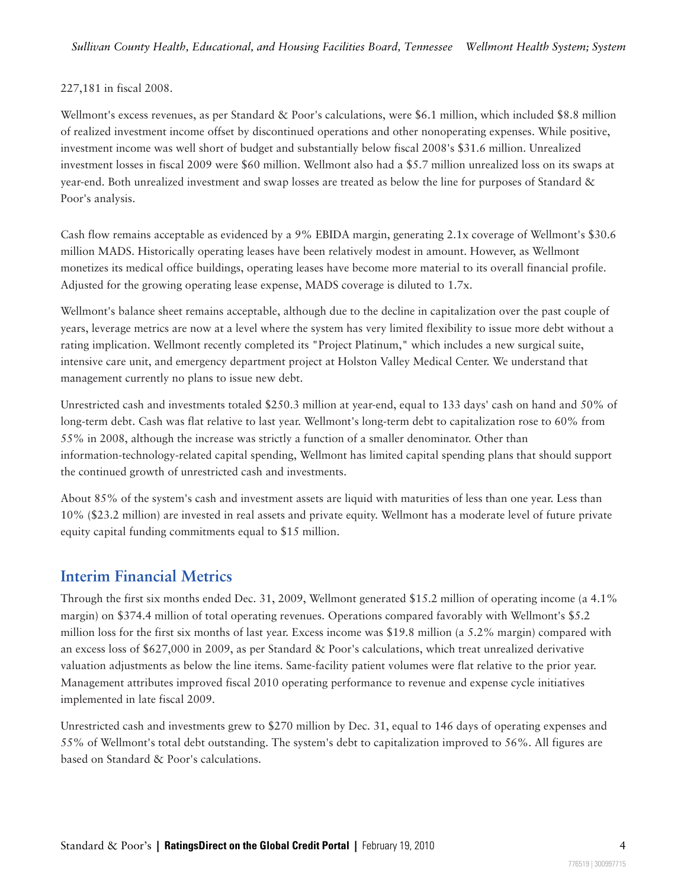227,181 in fiscal 2008.

Wellmont's excess revenues, as per Standard & Poor's calculations, were $6.1 million, which included $8.8 million of realized investment income offset by discontinued operations and other nonoperating expenses. While positive, investment income was well short of budget and substantially below fiscal 2008's $31.6 million. Unrealized investment losses in fiscal 2009 were $60 million. Wellmont also had a $5.7 million unrealized loss on its swaps at year-end. Both unrealized investment and swap losses are treated as below the line for purposes of Standard & Poor's analysis.

Cash flow remains acceptable as evidenced by a 9% EBIDA margin, generating 2.1x coverage of Wellmont's $30.6 million MADS. Historically operating leases have been relatively modest in amount. However, as Wellmont monetizes its medical office buildings, operating leases have become more material to its overall financial profile. Adjusted for the growing operating lease expense, MADS coverage is diluted to 1.7x.

Wellmont's balance sheet remains acceptable, although due to the decline in capitalization over the past couple of years, leverage metrics are now at a level where the system has very limited flexibility to issue more debt without a rating implication. Wellmont recently completed its "Project Platinum," which includes a new surgical suite, intensive care unit, and emergency department project at Holston Valley Medical Center. We understand that management currently no plans to issue new debt.

Unrestricted cash and investments totaled $250.3 million at year-end, equal to 133 days' cash on hand and 50% of long-term debt. Cash was flat relative to last year. Wellmont's long-term debt to capitalization rose to 60% from 55% in 2008, although the increase was strictly a function of a smaller denominator. Other than information-technology-related capital spending, Wellmont has limited capital spending plans that should support the continued growth of unrestricted cash and investments.

About 85% of the system's cash and investment assets are liquid with maturities of less than one year. Less than 10% ($23.2 million) are invested in real assets and private equity. Wellmont has a moderate level of future private equity capital funding commitments equal to $15 million.

## Interim Financial Metrics

Through the first six months ended Dec. 31, 2009, Wellmont generated $15.2 million of operating income (a 4.1% margin) on $374.4 million of total operating revenues. Operations compared favorably with Wellmont's $5.2 million loss for the first six months of last year. Excess income was $19.8 million (a 5.2% margin) compared with an excess loss of $627,000 in 2009, as per Standard & Poor's calculations, which treat unrealized derivative valuation adjustments as below the line items. Same-facility patient volumes were flat relative to the prior year. Management attributes improved fiscal 2010 operating performance to revenue and expense cycle initiatives implemented in late fiscal 2009.

Unrestricted cash and investments grew to $270 million by Dec. 31, equal to 146 days of operating expenses and 55% of Wellmont's total debt outstanding. The system's debt to capitalization improved to 56%. All figures are based on Standard & Poor's calculations.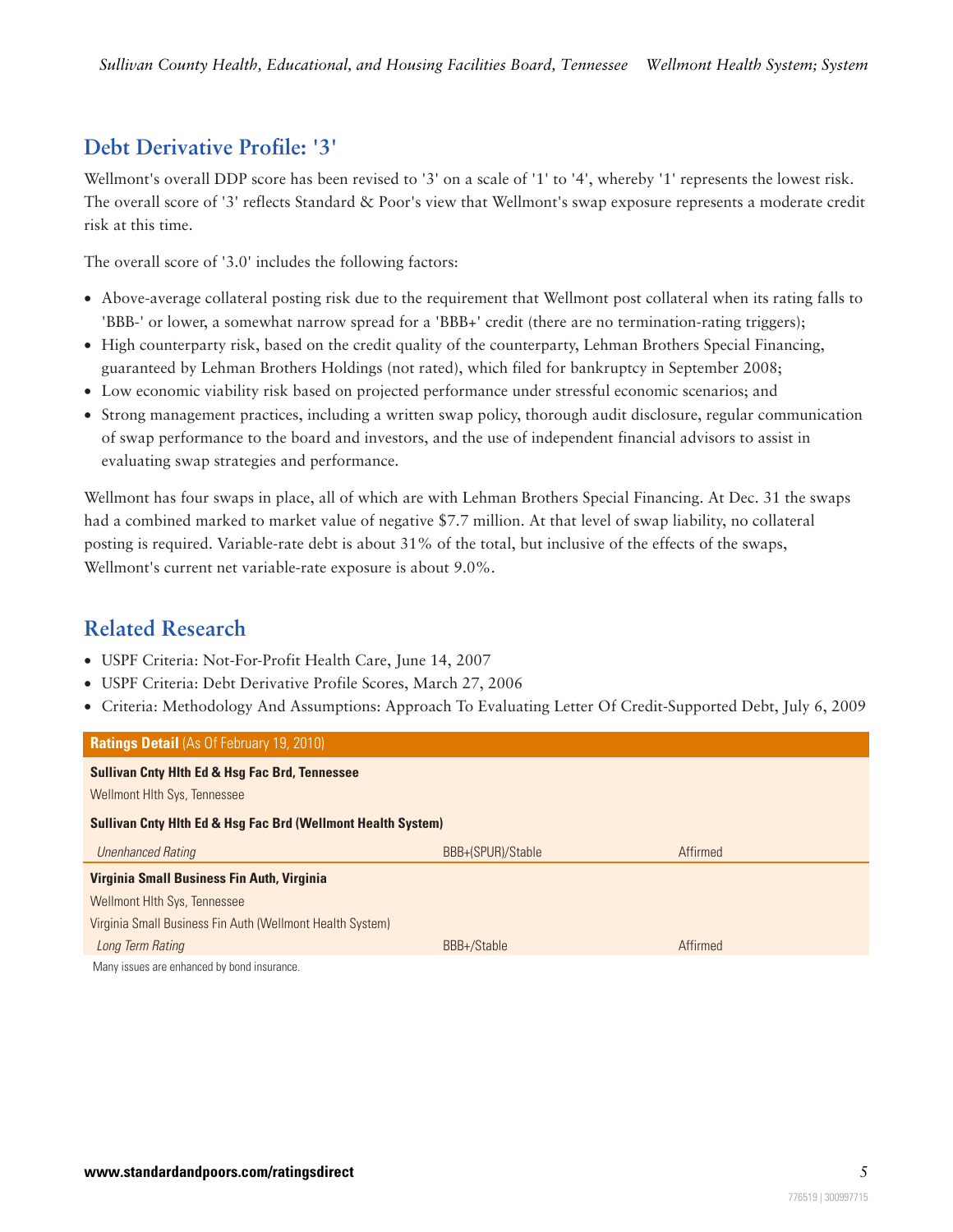## Debt Derivative Profile: '3'

Wellmont's overall DDP score has been revised to '3' on a scale of '1' to '4', whereby '1' represents the lowest risk. The overall score of '3' reflects Standard & Poor's view that Wellmont's swap exposure represents a moderate credit risk at this time.

The overall score of '3.0' includes the following factors:

- Above-average collateral posting risk due to the requirement that Wellmont post collateral when its rating falls to 'BBB-' or lower, a somewhat narrow spread for a 'BBB+' credit (there are no termination-rating triggers);
- High counterparty risk, based on the credit quality of the counterparty, Lehman Brothers Special Financing, guaranteed by Lehman Brothers Holdings (not rated), which filed for bankruptcy in September 2008;
- Low economic viability risk based on projected performance under stressful economic scenarios; and
- Strong management practices, including a written swap policy, thorough audit disclosure, regular communication of swap performance to the board and investors, and the use of independent financial advisors to assist in evaluating swap strategies and performance.

Wellmont has four swaps in place, all of which are with Lehman Brothers Special Financing. At Dec. 31 the swaps had a combined marked to market value of negative $7.7 million. At that level of swap liability, no collateral posting is required. Variable-rate debt is about 31% of the total, but inclusive of the effects of the swaps, Wellmont's current net variable-rate exposure is about 9.0%.

## Related Research

- USPF Criteria: Not-For-Profit Health Care, June 14, 2007
- USPF Criteria: Debt Derivative Profile Scores, March 27, 2006
- Criteria: Methodology And Assumptions: Approach To Evaluating Letter Of Credit-Supported Debt, July 6, 2009

| **Ratings Detail** (As Of February 19, 2010) | | |
|---|---|---|
| **Sullivan Cnty Hlth Ed & Hsg Fac Brd, Tennessee** | | |
| Wellmont Hlth Sys, Tennessee | | |
| **Sullivan Cnty Hlth Ed & Hsg Fac Brd (Wellmont Health System)** | | |
| *Unenhanced Rating* | BBB+(SPUR)/Stable | Affirmed |
| **Virginia Small Business Fin Auth, Virginia** | | |
| Wellmont Hlth Sys, Tennessee | | |
| Virginia Small Business Fin Auth (Wellmont Health System) | | |
| *Long Term Rating* | BBB+/Stable | Affirmed |

Many issues are enhanced by bond insurance.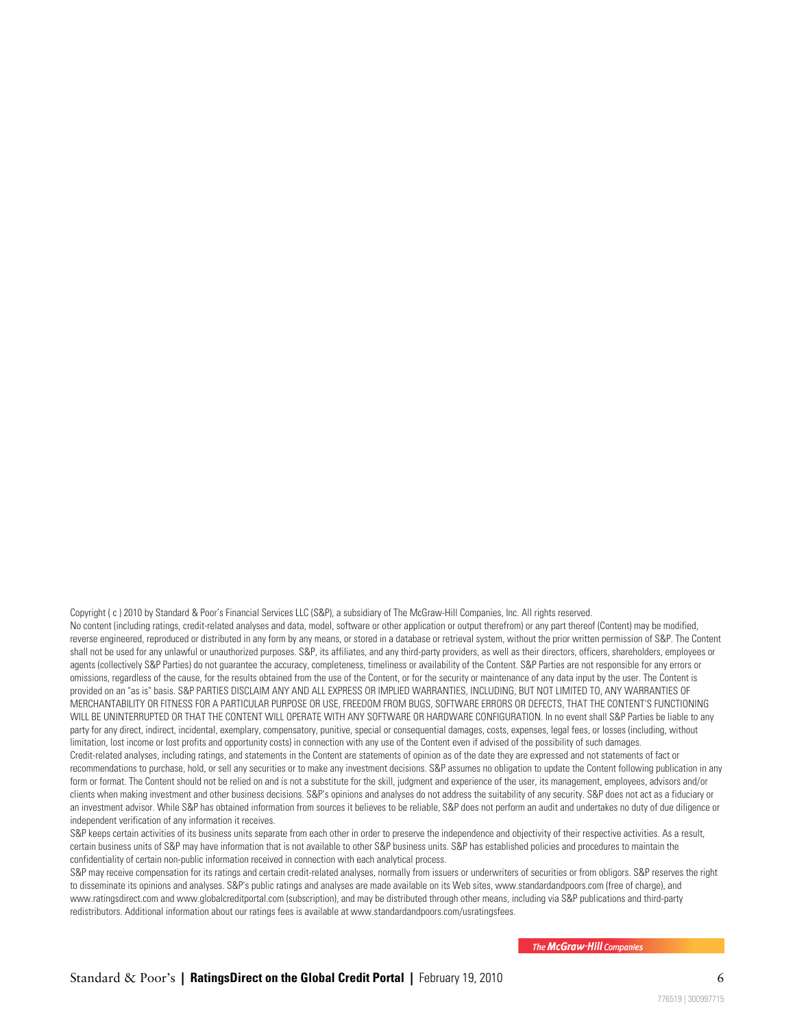Copyright ( c ) 2010 by Standard & Poor's Financial Services LLC (S&P), a subsidiary of The McGraw-Hill Companies, Inc. All rights reserved.

No content (including ratings, credit-related analyses and data, model, software or other application or output therefrom) or any part thereof (Content) may be modified, reverse engineered, reproduced or distributed in any form by any means, or stored in a database or retrieval system, without the prior written permission of S&P. The Content shall not be used for any unlawful or unauthorized purposes. S&P, its affiliates, and any third-party providers, as well as their directors, officers, shareholders, employees or agents (collectively S&P Parties) do not guarantee the accuracy, completeness, timeliness or availability of the Content. S&P Parties are not responsible for any errors or omissions, regardless of the cause, for the results obtained from the use of the Content, or for the security or maintenance of any data input by the user. The Content is provided on an "as is" basis. S&P PARTIES DISCLAIM ANY AND ALL EXPRESS OR IMPLIED WARRANTIES, INCLUDING, BUT NOT LIMITED TO, ANY WARRANTIES OF MERCHANTABILITY OR FITNESS FOR A PARTICULAR PURPOSE OR USE, FREEDOM FROM BUGS, SOFTWARE ERRORS OR DEFECTS, THAT THE CONTENT'S FUNCTIONING WILL BE UNINTERRUPTED OR THAT THE CONTENT WILL OPERATE WITH ANY SOFTWARE OR HARDWARE CONFIGURATION. In no event shall S&P Parties be liable to any party for any direct, indirect, incidental, exemplary, compensatory, punitive, special or consequential damages, costs, expenses, legal fees, or losses (including, without limitation, lost income or lost profits and opportunity costs) in connection with any use of the Content even if advised of the possibility of such damages.

Credit-related analyses, including ratings, and statements in the Content are statements of opinion as of the date they are expressed and not statements of fact or recommendations to purchase, hold, or sell any securities or to make any investment decisions. S&P assumes no obligation to update the Content following publication in any form or format. The Content should not be relied on and is not a substitute for the skill, judgment and experience of the user, its management, employees, advisors and/or clients when making investment and other business decisions. S&P's opinions and analyses do not address the suitability of any security. S&P does not act as a fiduciary or an investment advisor. While S&P has obtained information from sources it believes to be reliable, S&P does not perform an audit and undertakes no duty of due diligence or independent verification of any information it receives.

S&P keeps certain activities of its business units separate from each other in order to preserve the independence and objectivity of their respective activities. As a result, certain business units of S&P may have information that is not available to other S&P business units. S&P has established policies and procedures to maintain the confidentiality of certain non-public information received in connection with each analytical process.

S&P may receive compensation for its ratings and certain credit-related analyses, normally from issuers or underwriters of securities or from obligors. S&P reserves the right to disseminate its opinions and analyses. S&P's public ratings and analyses are made available on its Web sites, www.standardandpoors.com (free of charge), and www.ratingsdirect.com and www.globalcreditportal.com (subscription), and may be distributed through other means, including via S&P publications and third-party redistributors. Additional information about our ratings fees is available at www.standardandpoors.com/usratingsfees.

The McGraw-Hill Companies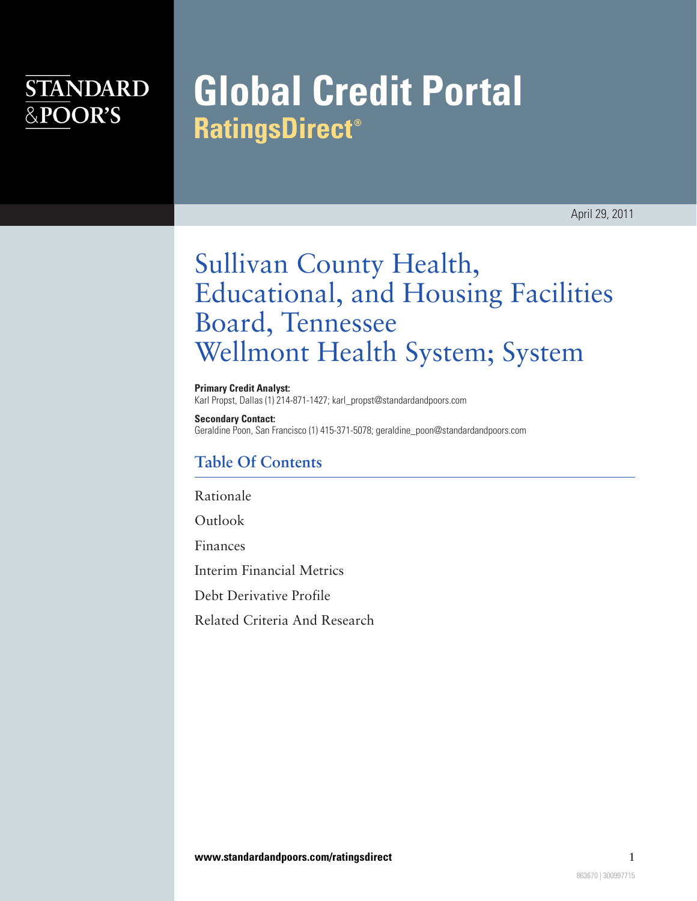# Global Credit Portal
## RatingsDirect®

April 29, 2011

# Sullivan County Health, Educational, and Housing Facilities Board, Tennessee Wellmont Health System; System

**Primary Credit Analyst:**
Karl Propst, Dallas (1) 214-871-1427; karl_propst@standardandpoors.com

**Secondary Contact:**
Geraldine Poon, San Francisco (1) 415-371-5078; geraldine_poon@standardandpoors.com

## Table Of Contents

Rationale

Outlook

Finances

Interim Financial Metrics

Debt Derivative Profile

Related Criteria And Research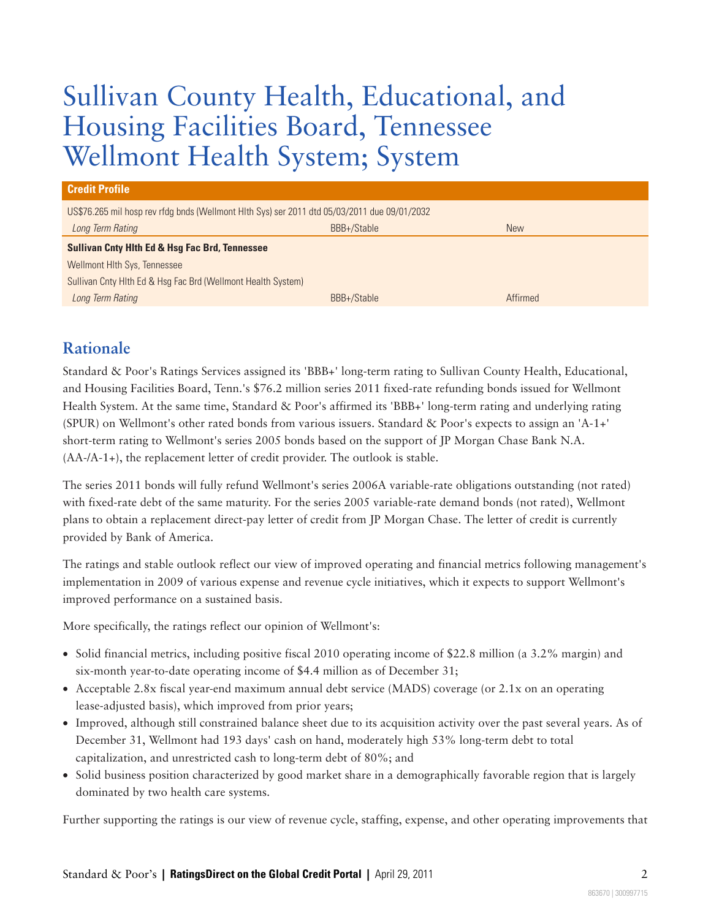# Sullivan County Health, Educational, and Housing Facilities Board, Tennessee Wellmont Health System; System

| Credit Profile | | |
|---|---|---|
| US$76.265 mil hosp rev rfdg bnds (Wellmont Hlth Sys) ser 2011 dtd 05/03/2011 due 09/01/2032 | | |
| *Long Term Rating* | BBB+/Stable | New |
| **Sullivan Cnty Hlth Ed & Hsg Fac Brd, Tennessee** | | |
| Wellmont Hlth Sys, Tennessee | | |
| Sullivan Cnty Hlth Ed & Hsg Fac Brd (Wellmont Health System) | | |
| *Long Term Rating* | BBB+/Stable | Affirmed |

## Rationale

Standard & Poor's Ratings Services assigned its 'BBB+' long-term rating to Sullivan County Health, Educational, and Housing Facilities Board, Tenn.'s $76.2 million series 2011 fixed-rate refunding bonds issued for Wellmont Health System. At the same time, Standard & Poor's affirmed its 'BBB+' long-term rating and underlying rating (SPUR) on Wellmont's other rated bonds from various issuers. Standard & Poor's expects to assign an 'A-1+' short-term rating to Wellmont's series 2005 bonds based on the support of JP Morgan Chase Bank N.A. (AA-/A-1+), the replacement letter of credit provider. The outlook is stable.

The series 2011 bonds will fully refund Wellmont's series 2006A variable-rate obligations outstanding (not rated) with fixed-rate debt of the same maturity. For the series 2005 variable-rate demand bonds (not rated), Wellmont plans to obtain a replacement direct-pay letter of credit from JP Morgan Chase. The letter of credit is currently provided by Bank of America.

The ratings and stable outlook reflect our view of improved operating and financial metrics following management's implementation in 2009 of various expense and revenue cycle initiatives, which it expects to support Wellmont's improved performance on a sustained basis.

More specifically, the ratings reflect our opinion of Wellmont's:

- Solid financial metrics, including positive fiscal 2010 operating income of $22.8 million (a 3.2% margin) and six-month year-to-date operating income of $4.4 million as of December 31;
- Acceptable 2.8x fiscal year-end maximum annual debt service (MADS) coverage (or 2.1x on an operating lease-adjusted basis), which improved from prior years;
- Improved, although still constrained balance sheet due to its acquisition activity over the past several years. As of December 31, Wellmont had 193 days' cash on hand, moderately high 53% long-term debt to total capitalization, and unrestricted cash to long-term debt of 80%; and
- Solid business position characterized by good market share in a demographically favorable region that is largely dominated by two health care systems.

Further supporting the ratings is our view of revenue cycle, staffing, expense, and other operating improvements that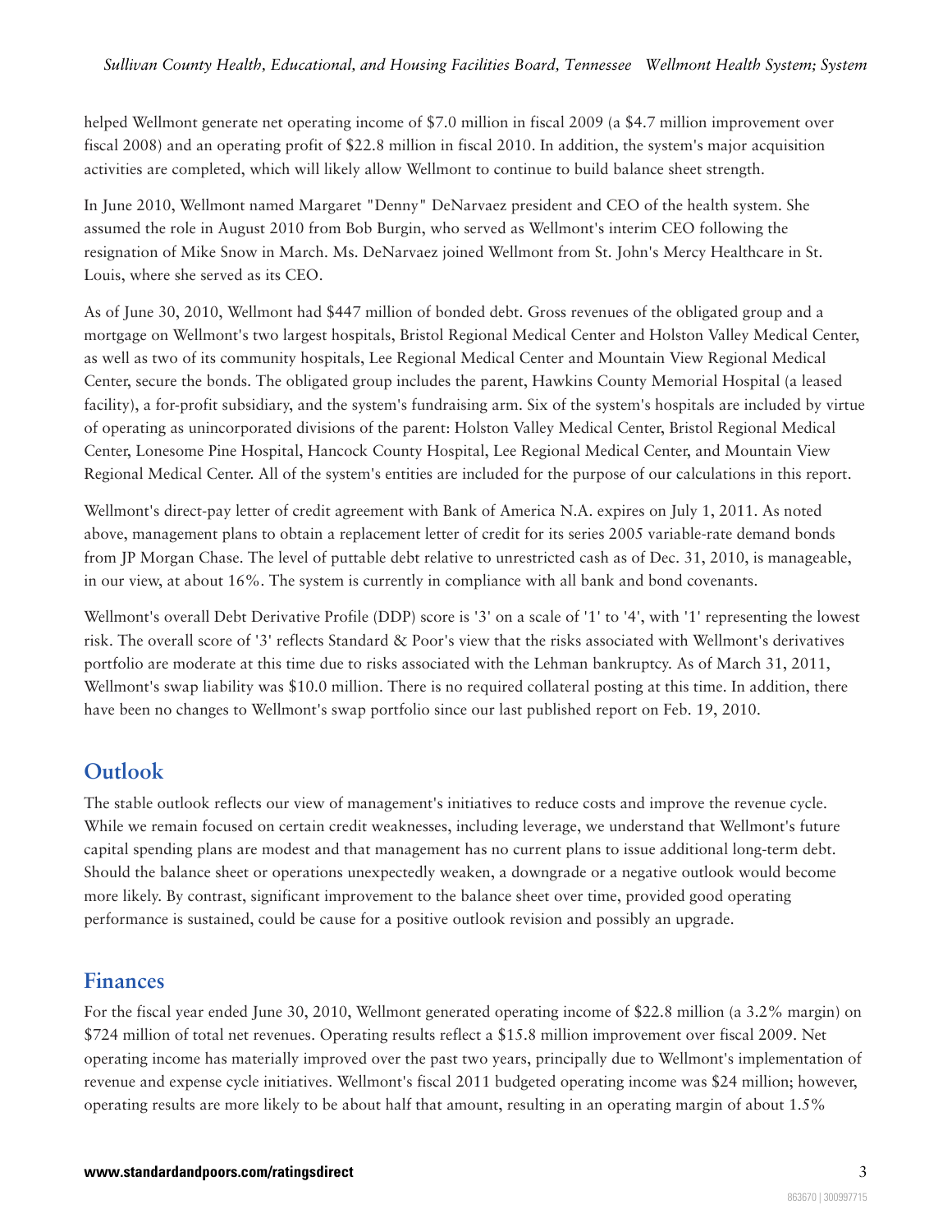helped Wellmont generate net operating income of $7.0 million in fiscal 2009 (a $4.7 million improvement over fiscal 2008) and an operating profit of $22.8 million in fiscal 2010. In addition, the system's major acquisition activities are completed, which will likely allow Wellmont to continue to build balance sheet strength.

In June 2010, Wellmont named Margaret "Denny" DeNarvaez president and CEO of the health system. She assumed the role in August 2010 from Bob Burgin, who served as Wellmont's interim CEO following the resignation of Mike Snow in March. Ms. DeNarvaez joined Wellmont from St. John's Mercy Healthcare in St. Louis, where she served as its CEO.

As of June 30, 2010, Wellmont had $447 million of bonded debt. Gross revenues of the obligated group and a mortgage on Wellmont's two largest hospitals, Bristol Regional Medical Center and Holston Valley Medical Center, as well as two of its community hospitals, Lee Regional Medical Center and Mountain View Regional Medical Center, secure the bonds. The obligated group includes the parent, Hawkins County Memorial Hospital (a leased facility), a for-profit subsidiary, and the system's fundraising arm. Six of the system's hospitals are included by virtue of operating as unincorporated divisions of the parent: Holston Valley Medical Center, Bristol Regional Medical Center, Lonesome Pine Hospital, Hancock County Hospital, Lee Regional Medical Center, and Mountain View Regional Medical Center. All of the system's entities are included for the purpose of our calculations in this report.

Wellmont's direct-pay letter of credit agreement with Bank of America N.A. expires on July 1, 2011. As noted above, management plans to obtain a replacement letter of credit for its series 2005 variable-rate demand bonds from JP Morgan Chase. The level of puttable debt relative to unrestricted cash as of Dec. 31, 2010, is manageable, in our view, at about 16%. The system is currently in compliance with all bank and bond covenants.

Wellmont's overall Debt Derivative Profile (DDP) score is '3' on a scale of '1' to '4', with '1' representing the lowest risk. The overall score of '3' reflects Standard & Poor's view that the risks associated with Wellmont's derivatives portfolio are moderate at this time due to risks associated with the Lehman bankruptcy. As of March 31, 2011, Wellmont's swap liability was $10.0 million. There is no required collateral posting at this time. In addition, there have been no changes to Wellmont's swap portfolio since our last published report on Feb. 19, 2010.

## Outlook

The stable outlook reflects our view of management's initiatives to reduce costs and improve the revenue cycle. While we remain focused on certain credit weaknesses, including leverage, we understand that Wellmont's future capital spending plans are modest and that management has no current plans to issue additional long-term debt. Should the balance sheet or operations unexpectedly weaken, a downgrade or a negative outlook would become more likely. By contrast, significant improvement to the balance sheet over time, provided good operating performance is sustained, could be cause for a positive outlook revision and possibly an upgrade.

## Finances

For the fiscal year ended June 30, 2010, Wellmont generated operating income of $22.8 million (a 3.2% margin) on $724 million of total net revenues. Operating results reflect a $15.8 million improvement over fiscal 2009. Net operating income has materially improved over the past two years, principally due to Wellmont's implementation of revenue and expense cycle initiatives. Wellmont's fiscal 2011 budgeted operating income was $24 million; however, operating results are more likely to be about half that amount, resulting in an operating margin of about 1.5%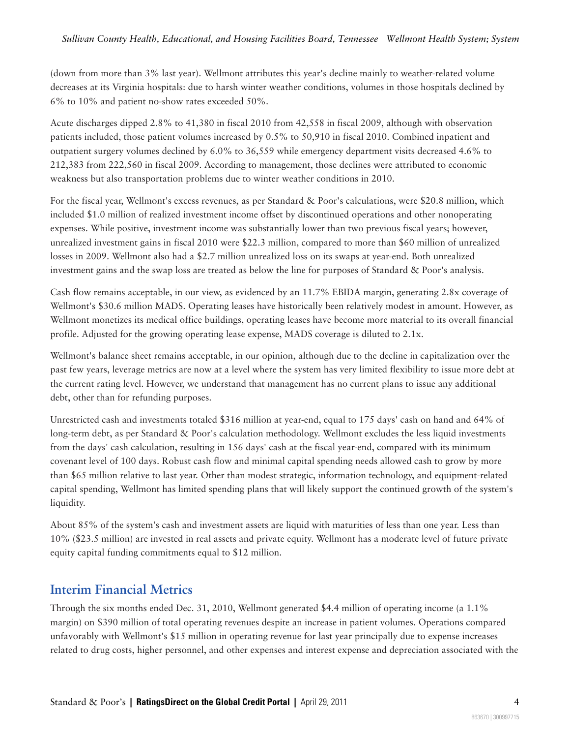(down from more than 3% last year). Wellmont attributes this year's decline mainly to weather-related volume decreases at its Virginia hospitals: due to harsh winter weather conditions, volumes in those hospitals declined by 6% to 10% and patient no-show rates exceeded 50%.

Acute discharges dipped 2.8% to 41,380 in fiscal 2010 from 42,558 in fiscal 2009, although with observation patients included, those patient volumes increased by 0.5% to 50,910 in fiscal 2010. Combined inpatient and outpatient surgery volumes declined by 6.0% to 36,559 while emergency department visits decreased 4.6% to 212,383 from 222,560 in fiscal 2009. According to management, those declines were attributed to economic weakness but also transportation problems due to winter weather conditions in 2010.

For the fiscal year, Wellmont's excess revenues, as per Standard & Poor's calculations, were $20.8 million, which included $1.0 million of realized investment income offset by discontinued operations and other nonoperating expenses. While positive, investment income was substantially lower than two previous fiscal years; however, unrealized investment gains in fiscal 2010 were $22.3 million, compared to more than $60 million of unrealized losses in 2009. Wellmont also had a $2.7 million unrealized loss on its swaps at year-end. Both unrealized investment gains and the swap loss are treated as below the line for purposes of Standard & Poor's analysis.

Cash flow remains acceptable, in our view, as evidenced by an 11.7% EBIDA margin, generating 2.8x coverage of Wellmont's $30.6 million MADS. Operating leases have historically been relatively modest in amount. However, as Wellmont monetizes its medical office buildings, operating leases have become more material to its overall financial profile. Adjusted for the growing operating lease expense, MADS coverage is diluted to 2.1x.

Wellmont's balance sheet remains acceptable, in our opinion, although due to the decline in capitalization over the past few years, leverage metrics are now at a level where the system has very limited flexibility to issue more debt at the current rating level. However, we understand that management has no current plans to issue any additional debt, other than for refunding purposes.

Unrestricted cash and investments totaled $316 million at year-end, equal to 175 days' cash on hand and 64% of long-term debt, as per Standard & Poor's calculation methodology. Wellmont excludes the less liquid investments from the days' cash calculation, resulting in 156 days' cash at the fiscal year-end, compared with its minimum covenant level of 100 days. Robust cash flow and minimal capital spending needs allowed cash to grow by more than $65 million relative to last year. Other than modest strategic, information technology, and equipment-related capital spending, Wellmont has limited spending plans that will likely support the continued growth of the system's liquidity.

About 85% of the system's cash and investment assets are liquid with maturities of less than one year. Less than 10% ($23.5 million) are invested in real assets and private equity. Wellmont has a moderate level of future private equity capital funding commitments equal to $12 million.

## Interim Financial Metrics

Through the six months ended Dec. 31, 2010, Wellmont generated $4.4 million of operating income (a 1.1% margin) on $390 million of total operating revenues despite an increase in patient volumes. Operations compared unfavorably with Wellmont's $15 million in operating revenue for last year principally due to expense increases related to drug costs, higher personnel, and other expenses and interest expense and depreciation associated with the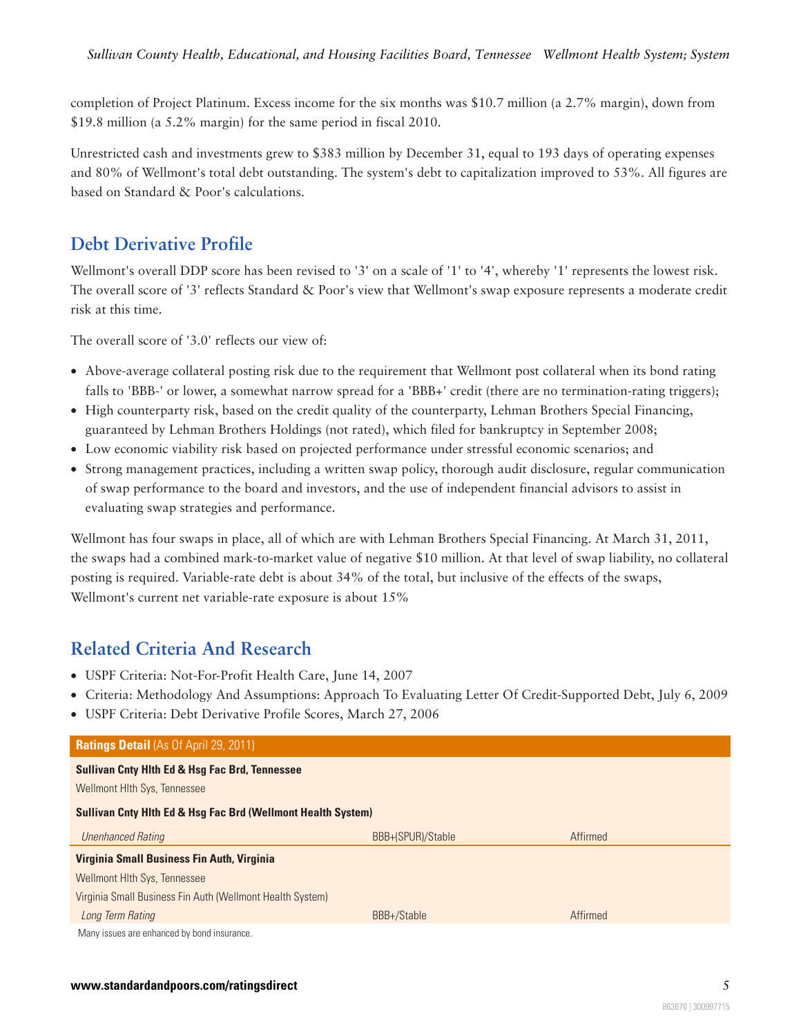completion of Project Platinum. Excess income for the six months was $10.7 million (a 2.7% margin), down from $19.8 million (a 5.2% margin) for the same period in fiscal 2010.

Unrestricted cash and investments grew to $383 million by December 31, equal to 193 days of operating expenses and 80% of Wellmont's total debt outstanding. The system's debt to capitalization improved to 53%. All figures are based on Standard & Poor's calculations.

## Debt Derivative Profile

Wellmont's overall DDP score has been revised to '3' on a scale of '1' to '4', whereby '1' represents the lowest risk. The overall score of '3' reflects Standard & Poor's view that Wellmont's swap exposure represents a moderate credit risk at this time.

The overall score of '3.0' reflects our view of:

- Above-average collateral posting risk due to the requirement that Wellmont post collateral when its bond rating falls to 'BBB-' or lower, a somewhat narrow spread for a 'BBB+' credit (there are no termination-rating triggers);
- High counterparty risk, based on the credit quality of the counterparty, Lehman Brothers Special Financing, guaranteed by Lehman Brothers Holdings (not rated), which filed for bankruptcy in September 2008;
- Low economic viability risk based on projected performance under stressful economic scenarios; and
- Strong management practices, including a written swap policy, thorough audit disclosure, regular communication of swap performance to the board and investors, and the use of independent financial advisors to assist in evaluating swap strategies and performance.

Wellmont has four swaps in place, all of which are with Lehman Brothers Special Financing. At March 31, 2011, the swaps had a combined mark-to-market value of negative $10 million. At that level of swap liability, no collateral posting is required. Variable-rate debt is about 34% of the total, but inclusive of the effects of the swaps, Wellmont's current net variable-rate exposure is about 15%

## Related Criteria And Research

- USPF Criteria: Not-For-Profit Health Care, June 14, 2007
- Criteria: Methodology And Assumptions: Approach To Evaluating Letter Of Credit-Supported Debt, July 6, 2009
- USPF Criteria: Debt Derivative Profile Scores, March 27, 2006

| **Ratings Detail** (As Of April 29, 2011) | | |
|---|---|---|
| **Sullivan Cnty Hlth Ed & Hsg Fac Brd, Tennessee** | | |
| Wellmont Hlth Sys, Tennessee | | |
| **Sullivan Cnty Hlth Ed & Hsg Fac Brd (Wellmont Health System)** | | |
| *Unenhanced Rating* | BBB+(SPUR)/Stable | Affirmed |
| **Virginia Small Business Fin Auth, Virginia** | | |
| Wellmont Hlth Sys, Tennessee | | |
| Virginia Small Business Fin Auth (Wellmont Health System) | | |
| *Long Term Rating* | BBB+/Stable | Affirmed |

Many issues are enhanced by bond insurance.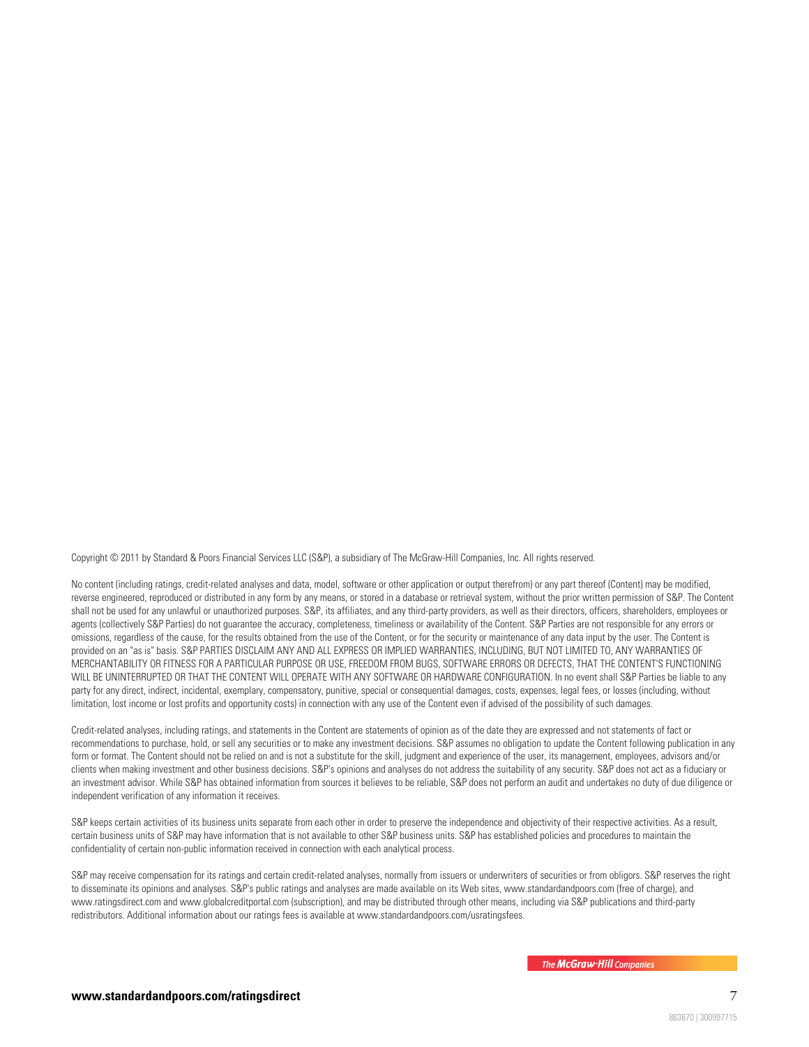Copyright © 2011 by Standard & Poors Financial Services LLC (S&P), a subsidiary of The McGraw-Hill Companies, Inc. All rights reserved.

No content (including ratings, credit-related analyses and data, model, software or other application or output therefrom) or any part thereof (Content) may be modified, reverse engineered, reproduced or distributed in any form by any means, or stored in a database or retrieval system, without the prior written permission of S&P. The Content shall not be used for any unlawful or unauthorized purposes. S&P, its affiliates, and any third-party providers, as well as their directors, officers, shareholders, employees or agents (collectively S&P Parties) do not guarantee the accuracy, completeness, timeliness or availability of the Content. S&P Parties are not responsible for any errors or omissions, regardless of the cause, for the results obtained from the use of the Content, or for the security or maintenance of any data input by the user. The Content is provided on an "as is" basis. S&P PARTIES DISCLAIM ANY AND ALL EXPRESS OR IMPLIED WARRANTIES, INCLUDING, BUT NOT LIMITED TO, ANY WARRANTIES OF MERCHANTABILITY OR FITNESS FOR A PARTICULAR PURPOSE OR USE, FREEDOM FROM BUGS, SOFTWARE ERRORS OR DEFECTS, THAT THE CONTENT'S FUNCTIONING WILL BE UNINTERRUPTED OR THAT THE CONTENT WILL OPERATE WITH ANY SOFTWARE OR HARDWARE CONFIGURATION. In no event shall S&P Parties be liable to any party for any direct, indirect, incidental, exemplary, compensatory, punitive, special or consequential damages, costs, expenses, legal fees, or losses (including, without limitation, lost income or lost profits and opportunity costs) in connection with any use of the Content even if advised of the possibility of such damages.

Credit-related analyses, including ratings, and statements in the Content are statements of opinion as of the date they are expressed and not statements of fact or recommendations to purchase, hold, or sell any securities or to make any investment decisions. S&P assumes no obligation to update the Content following publication in any form or format. The Content should not be relied on and is not a substitute for the skill, judgment and experience of the user, its management, employees, advisors and/or clients when making investment and other business decisions. S&P's opinions and analyses do not address the suitability of any security. S&P does not act as a fiduciary or an investment advisor. While S&P has obtained information from sources it believes to be reliable, S&P does not perform an audit and undertakes no duty of due diligence or independent verification of any information it receives.

S&P keeps certain activities of its business units separate from each other in order to preserve the independence and objectivity of their respective activities. As a result, certain business units of S&P may have information that is not available to other S&P business units. S&P has established policies and procedures to maintain the confidentiality of certain non-public information received in connection with each analytical process.

S&P may receive compensation for its ratings and certain credit-related analyses, normally from issuers or underwriters of securities or from obligors. S&P reserves the right to disseminate its opinions and analyses. S&P's public ratings and analyses are made available on its Web sites, www.standardandpoors.com (free of charge), and www.ratingsdirect.com and www.globalcreditportal.com (subscription), and may be distributed through other means, including via S&P publications and third-party redistributors. Additional information about our ratings fees is available at www.standardandpoors.com/usratingsfees.

The McGraw-Hill Companies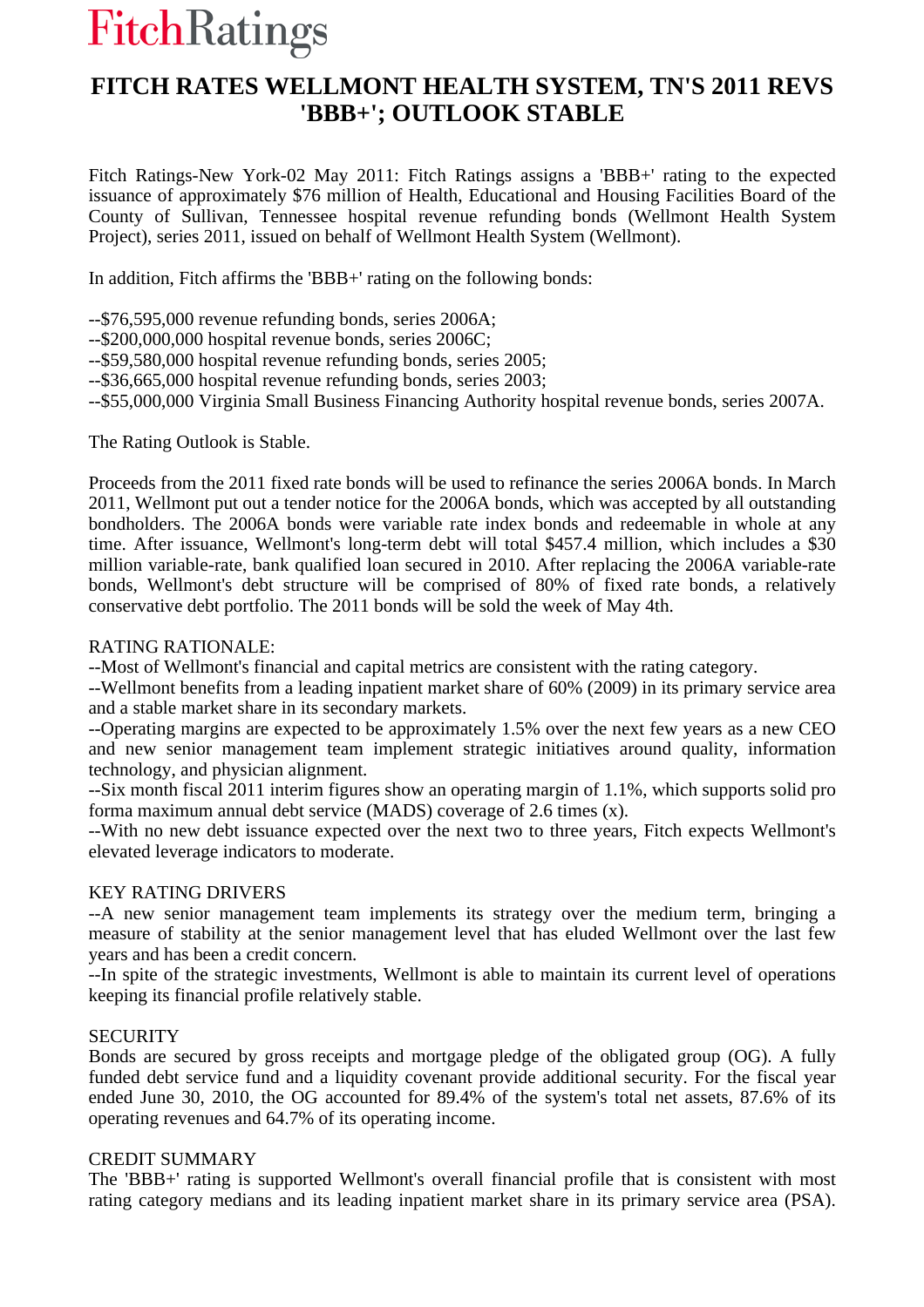FitchRatings

# FITCH RATES WELLMONT HEALTH SYSTEM, TN'S 2011 REVS 'BBB+'; OUTLOOK STABLE

Fitch Ratings-New York-02 May 2011: Fitch Ratings assigns a 'BBB+' rating to the expected issuance of approximately $76 million of Health, Educational and Housing Facilities Board of the County of Sullivan, Tennessee hospital revenue refunding bonds (Wellmont Health System Project), series 2011, issued on behalf of Wellmont Health System (Wellmont).

In addition, Fitch affirms the 'BBB+' rating on the following bonds:

--$76,595,000 revenue refunding bonds, series 2006A;
--$200,000,000 hospital revenue bonds, series 2006C;
--$59,580,000 hospital revenue refunding bonds, series 2005;
--$36,665,000 hospital revenue refunding bonds, series 2003;
--$55,000,000 Virginia Small Business Financing Authority hospital revenue bonds, series 2007A.

The Rating Outlook is Stable.

Proceeds from the 2011 fixed rate bonds will be used to refinance the series 2006A bonds. In March 2011, Wellmont put out a tender notice for the 2006A bonds, which was accepted by all outstanding bondholders. The 2006A bonds were variable rate index bonds and redeemable in whole at any time. After issuance, Wellmont's long-term debt will total $457.4 million, which includes a $30 million variable-rate, bank qualified loan secured in 2010. After replacing the 2006A variable-rate bonds, Wellmont's debt structure will be comprised of 80% of fixed rate bonds, a relatively conservative debt portfolio. The 2011 bonds will be sold the week of May 4th.

RATING RATIONALE:
--Most of Wellmont's financial and capital metrics are consistent with the rating category.
--Wellmont benefits from a leading inpatient market share of 60% (2009) in its primary service area and a stable market share in its secondary markets.
--Operating margins are expected to be approximately 1.5% over the next few years as a new CEO and new senior management team implement strategic initiatives around quality, information technology, and physician alignment.
--Six month fiscal 2011 interim figures show an operating margin of 1.1%, which supports solid pro forma maximum annual debt service (MADS) coverage of 2.6 times (x).
--With no new debt issuance expected over the next two to three years, Fitch expects Wellmont's elevated leverage indicators to moderate.

KEY RATING DRIVERS
--A new senior management team implements its strategy over the medium term, bringing a measure of stability at the senior management level that has eluded Wellmont over the last few years and has been a credit concern.
--In spite of the strategic investments, Wellmont is able to maintain its current level of operations keeping its financial profile relatively stable.

SECURITY
Bonds are secured by gross receipts and mortgage pledge of the obligated group (OG). A fully funded debt service fund and a liquidity covenant provide additional security. For the fiscal year ended June 30, 2010, the OG accounted for 89.4% of the system's total net assets, 87.6% of its operating revenues and 64.7% of its operating income.

CREDIT SUMMARY
The 'BBB+' rating is supported Wellmont's overall financial profile that is consistent with most rating category medians and its leading inpatient market share in its primary service area (PSA).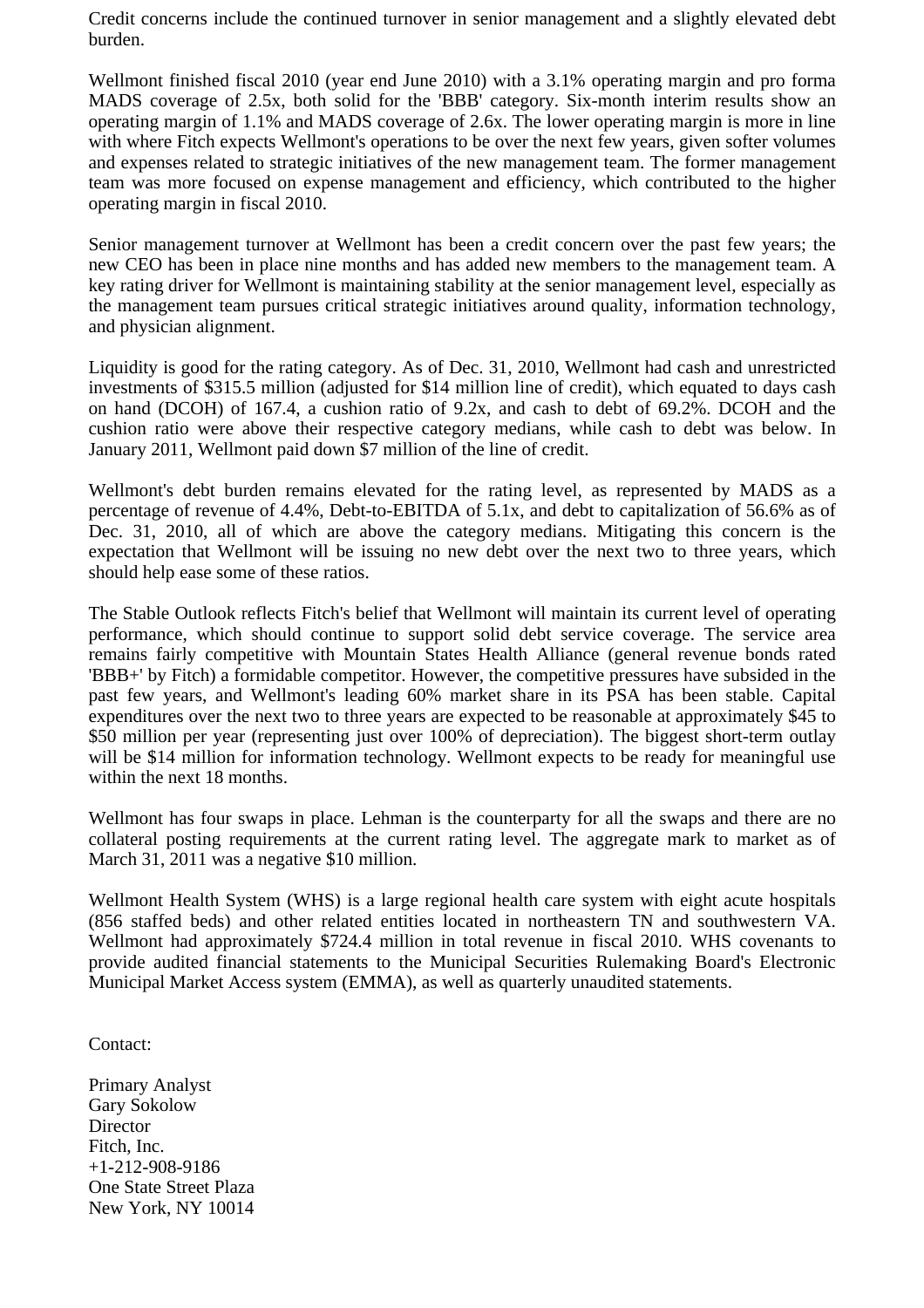Credit concerns include the continued turnover in senior management and a slightly elevated debt burden.

Wellmont finished fiscal 2010 (year end June 2010) with a 3.1% operating margin and pro forma MADS coverage of 2.5x, both solid for the 'BBB' category. Six-month interim results show an operating margin of 1.1% and MADS coverage of 2.6x. The lower operating margin is more in line with where Fitch expects Wellmont's operations to be over the next few years, given softer volumes and expenses related to strategic initiatives of the new management team. The former management team was more focused on expense management and efficiency, which contributed to the higher operating margin in fiscal 2010.

Senior management turnover at Wellmont has been a credit concern over the past few years; the new CEO has been in place nine months and has added new members to the management team. A key rating driver for Wellmont is maintaining stability at the senior management level, especially as the management team pursues critical strategic initiatives around quality, information technology, and physician alignment.

Liquidity is good for the rating category. As of Dec. 31, 2010, Wellmont had cash and unrestricted investments of $315.5 million (adjusted for $14 million line of credit), which equated to days cash on hand (DCOH) of 167.4, a cushion ratio of 9.2x, and cash to debt of 69.2%. DCOH and the cushion ratio were above their respective category medians, while cash to debt was below. In January 2011, Wellmont paid down $7 million of the line of credit.

Wellmont's debt burden remains elevated for the rating level, as represented by MADS as a percentage of revenue of 4.4%, Debt-to-EBITDA of 5.1x, and debt to capitalization of 56.6% as of Dec. 31, 2010, all of which are above the category medians. Mitigating this concern is the expectation that Wellmont will be issuing no new debt over the next two to three years, which should help ease some of these ratios.

The Stable Outlook reflects Fitch's belief that Wellmont will maintain its current level of operating performance, which should continue to support solid debt service coverage. The service area remains fairly competitive with Mountain States Health Alliance (general revenue bonds rated 'BBB+' by Fitch) a formidable competitor. However, the competitive pressures have subsided in the past few years, and Wellmont's leading 60% market share in its PSA has been stable. Capital expenditures over the next two to three years are expected to be reasonable at approximately $45 to $50 million per year (representing just over 100% of depreciation). The biggest short-term outlay will be $14 million for information technology. Wellmont expects to be ready for meaningful use within the next 18 months.

Wellmont has four swaps in place. Lehman is the counterparty for all the swaps and there are no collateral posting requirements at the current rating level. The aggregate mark to market as of March 31, 2011 was a negative $10 million.

Wellmont Health System (WHS) is a large regional health care system with eight acute hospitals (856 staffed beds) and other related entities located in northeastern TN and southwestern VA. Wellmont had approximately $724.4 million in total revenue in fiscal 2010. WHS covenants to provide audited financial statements to the Municipal Securities Rulemaking Board's Electronic Municipal Market Access system (EMMA), as well as quarterly unaudited statements.

Contact:

Primary Analyst
Gary Sokolow
Director
Fitch, Inc.
+1-212-908-9186
One State Street Plaza
New York, NY 10014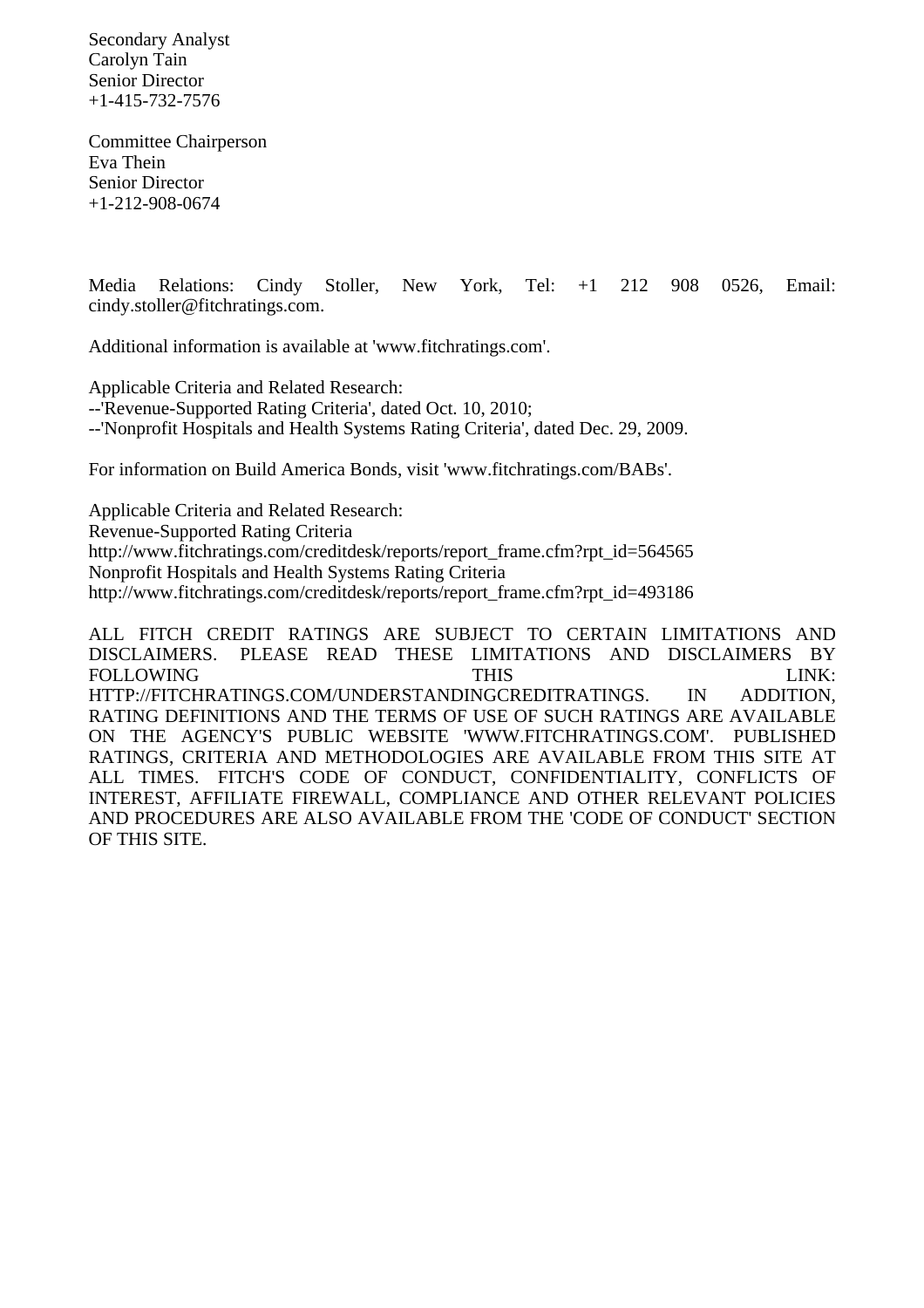Secondary Analyst
Carolyn Tain
Senior Director
+1-415-732-7576

Committee Chairperson
Eva Thein
Senior Director
+1-212-908-0674

Media Relations: Cindy Stoller, New York, Tel: +1 212 908 0526, Email: cindy.stoller@fitchratings.com.

Additional information is available at 'www.fitchratings.com'.

Applicable Criteria and Related Research:
--'Revenue-Supported Rating Criteria', dated Oct. 10, 2010;
--'Nonprofit Hospitals and Health Systems Rating Criteria', dated Dec. 29, 2009.

For information on Build America Bonds, visit 'www.fitchratings.com/BABs'.

Applicable Criteria and Related Research:
Revenue-Supported Rating Criteria
http://www.fitchratings.com/creditdesk/reports/report_frame.cfm?rpt_id=564565
Nonprofit Hospitals and Health Systems Rating Criteria
http://www.fitchratings.com/creditdesk/reports/report_frame.cfm?rpt_id=493186

ALL FITCH CREDIT RATINGS ARE SUBJECT TO CERTAIN LIMITATIONS AND DISCLAIMERS. PLEASE READ THESE LIMITATIONS AND DISCLAIMERS BY FOLLOWING THIS LINK: HTTP://FITCHRATINGS.COM/UNDERSTANDINGCREDITRATINGS. IN ADDITION, RATING DEFINITIONS AND THE TERMS OF USE OF SUCH RATINGS ARE AVAILABLE ON THE AGENCY'S PUBLIC WEBSITE 'WWW.FITCHRATINGS.COM'. PUBLISHED RATINGS, CRITERIA AND METHODOLOGIES ARE AVAILABLE FROM THIS SITE AT ALL TIMES. FITCH'S CODE OF CONDUCT, CONFIDENTIALITY, CONFLICTS OF INTEREST, AFFILIATE FIREWALL, COMPLIANCE AND OTHER RELEVANT POLICIES AND PROCEDURES ARE ALSO AVAILABLE FROM THE 'CODE OF CONDUCT' SECTION OF THIS SITE.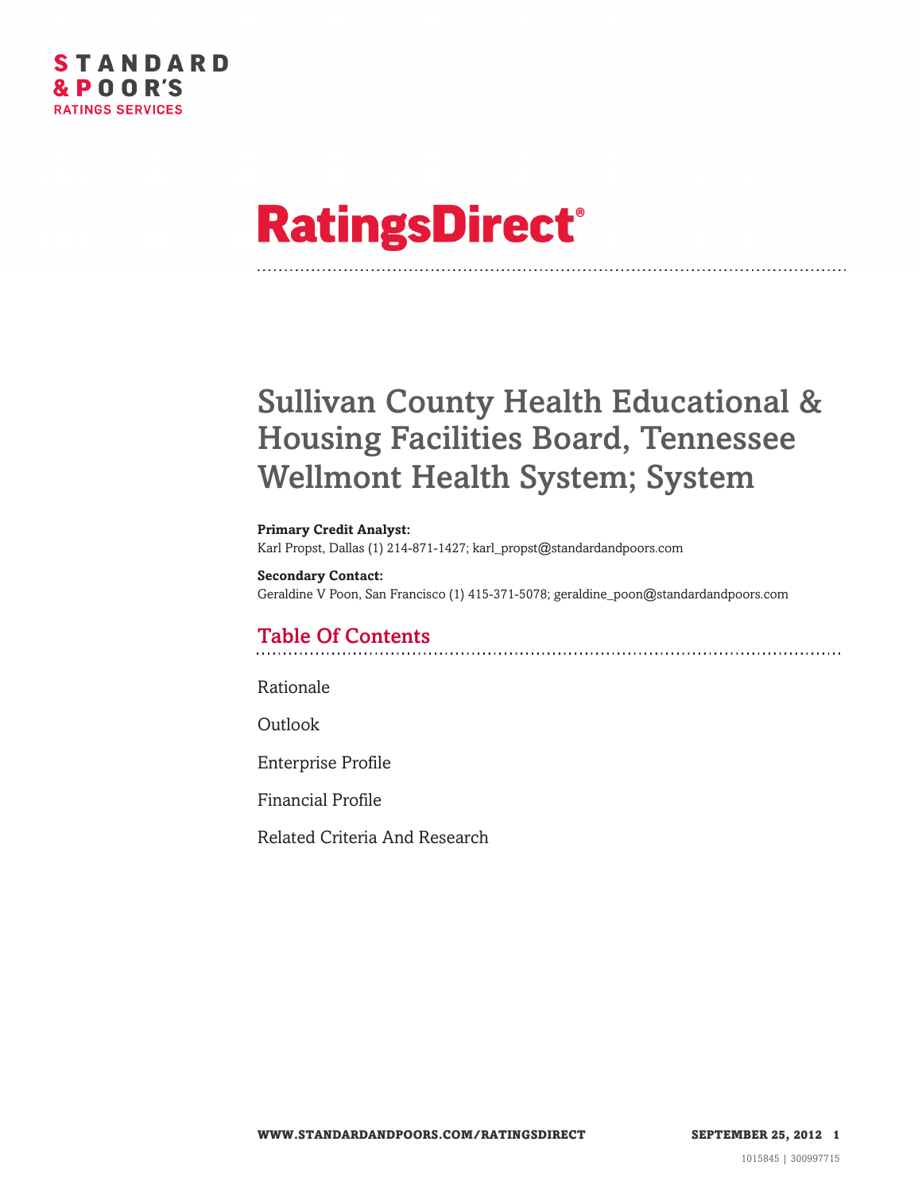# RatingsDirect®

# Sullivan County Health Educational & Housing Facilities Board, Tennessee Wellmont Health System; System

**Primary Credit Analyst:**
Karl Propst, Dallas (1) 214-871-1427; karl_propst@standardandpoors.com

**Secondary Contact:**
Geraldine V Poon, San Francisco (1) 415-371-5078; geraldine_poon@standardandpoors.com

## Table Of Contents

Rationale

Outlook

Enterprise Profile

Financial Profile

Related Criteria And Research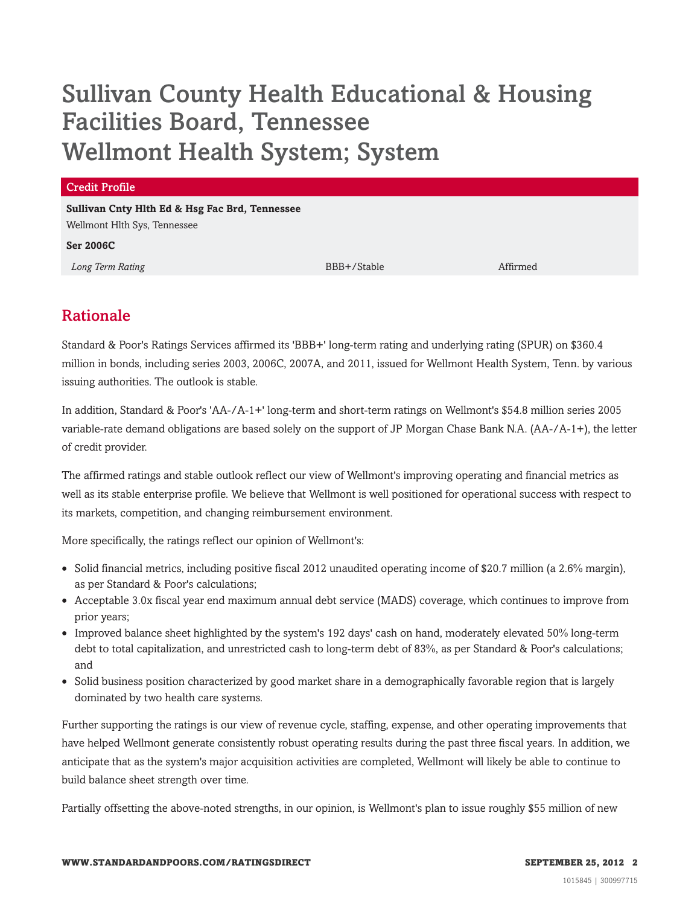# Sullivan County Health Educational & Housing Facilities Board, Tennessee
# Wellmont Health System; System

| Credit Profile | | |
|---|---|---|
| **Sullivan Cnty Hlth Ed & Hsg Fac Brd, Tennessee** | | |
| Wellmont Hlth Sys, Tennessee | | |
| **Ser 2006C** | | |
| *Long Term Rating* | BBB+/Stable | Affirmed |

## Rationale

Standard & Poor's Ratings Services affirmed its 'BBB+' long-term rating and underlying rating (SPUR) on $360.4 million in bonds, including series 2003, 2006C, 2007A, and 2011, issued for Wellmont Health System, Tenn. by various issuing authorities. The outlook is stable.

In addition, Standard & Poor's 'AA-/A-1+' long-term and short-term ratings on Wellmont's $54.8 million series 2005 variable-rate demand obligations are based solely on the support of JP Morgan Chase Bank N.A. (AA-/A-1+), the letter of credit provider.

The affirmed ratings and stable outlook reflect our view of Wellmont's improving operating and financial metrics as well as its stable enterprise profile. We believe that Wellmont is well positioned for operational success with respect to its markets, competition, and changing reimbursement environment.

More specifically, the ratings reflect our opinion of Wellmont's:

- Solid financial metrics, including positive fiscal 2012 unaudited operating income of $20.7 million (a 2.6% margin), as per Standard & Poor's calculations;
- Acceptable 3.0x fiscal year end maximum annual debt service (MADS) coverage, which continues to improve from prior years;
- Improved balance sheet highlighted by the system's 192 days' cash on hand, moderately elevated 50% long-term debt to total capitalization, and unrestricted cash to long-term debt of 83%, as per Standard & Poor's calculations; and
- Solid business position characterized by good market share in a demographically favorable region that is largely dominated by two health care systems.

Further supporting the ratings is our view of revenue cycle, staffing, expense, and other operating improvements that have helped Wellmont generate consistently robust operating results during the past three fiscal years. In addition, we anticipate that as the system's major acquisition activities are completed, Wellmont will likely be able to continue to build balance sheet strength over time.

Partially offsetting the above-noted strengths, in our opinion, is Wellmont's plan to issue roughly $55 million of new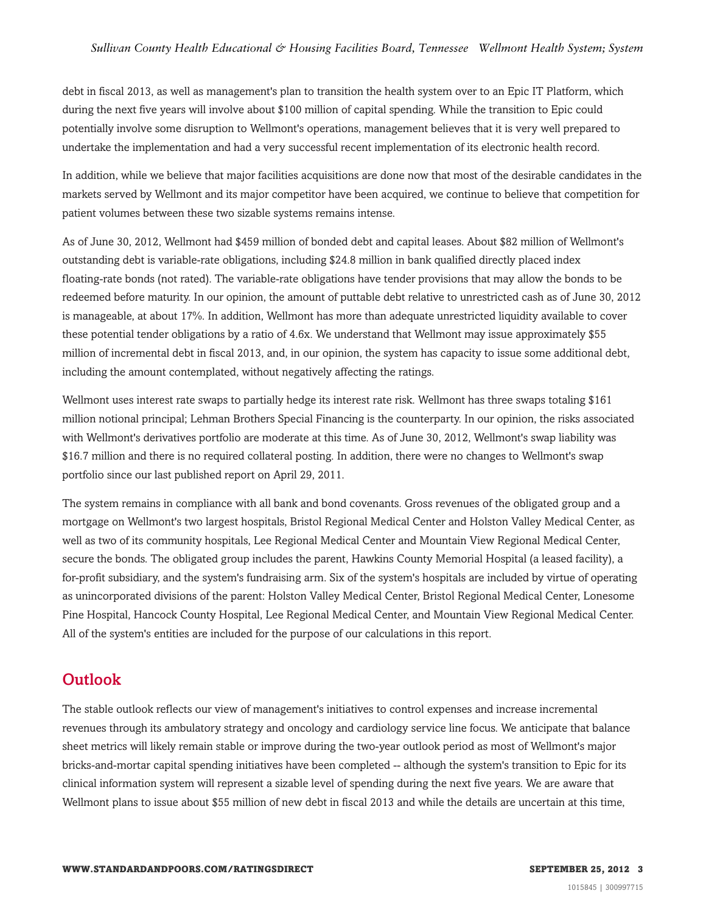debt in fiscal 2013, as well as management's plan to transition the health system over to an Epic IT Platform, which during the next five years will involve about $100 million of capital spending. While the transition to Epic could potentially involve some disruption to Wellmont's operations, management believes that it is very well prepared to undertake the implementation and had a very successful recent implementation of its electronic health record.

In addition, while we believe that major facilities acquisitions are done now that most of the desirable candidates in the markets served by Wellmont and its major competitor have been acquired, we continue to believe that competition for patient volumes between these two sizable systems remains intense.

As of June 30, 2012, Wellmont had $459 million of bonded debt and capital leases. About $82 million of Wellmont's outstanding debt is variable-rate obligations, including $24.8 million in bank qualified directly placed index floating-rate bonds (not rated). The variable-rate obligations have tender provisions that may allow the bonds to be redeemed before maturity. In our opinion, the amount of puttable debt relative to unrestricted cash as of June 30, 2012 is manageable, at about 17%. In addition, Wellmont has more than adequate unrestricted liquidity available to cover these potential tender obligations by a ratio of 4.6x. We understand that Wellmont may issue approximately $55 million of incremental debt in fiscal 2013, and, in our opinion, the system has capacity to issue some additional debt, including the amount contemplated, without negatively affecting the ratings.

Wellmont uses interest rate swaps to partially hedge its interest rate risk. Wellmont has three swaps totaling $161 million notional principal; Lehman Brothers Special Financing is the counterparty. In our opinion, the risks associated with Wellmont's derivatives portfolio are moderate at this time. As of June 30, 2012, Wellmont's swap liability was $16.7 million and there is no required collateral posting. In addition, there were no changes to Wellmont's swap portfolio since our last published report on April 29, 2011.

The system remains in compliance with all bank and bond covenants. Gross revenues of the obligated group and a mortgage on Wellmont's two largest hospitals, Bristol Regional Medical Center and Holston Valley Medical Center, as well as two of its community hospitals, Lee Regional Medical Center and Mountain View Regional Medical Center, secure the bonds. The obligated group includes the parent, Hawkins County Memorial Hospital (a leased facility), a for-profit subsidiary, and the system's fundraising arm. Six of the system's hospitals are included by virtue of operating as unincorporated divisions of the parent: Holston Valley Medical Center, Bristol Regional Medical Center, Lonesome Pine Hospital, Hancock County Hospital, Lee Regional Medical Center, and Mountain View Regional Medical Center. All of the system's entities are included for the purpose of our calculations in this report.

## Outlook

The stable outlook reflects our view of management's initiatives to control expenses and increase incremental revenues through its ambulatory strategy and oncology and cardiology service line focus. We anticipate that balance sheet metrics will likely remain stable or improve during the two-year outlook period as most of Wellmont's major bricks-and-mortar capital spending initiatives have been completed -- although the system's transition to Epic for its clinical information system will represent a sizable level of spending during the next five years. We are aware that Wellmont plans to issue about $55 million of new debt in fiscal 2013 and while the details are uncertain at this time,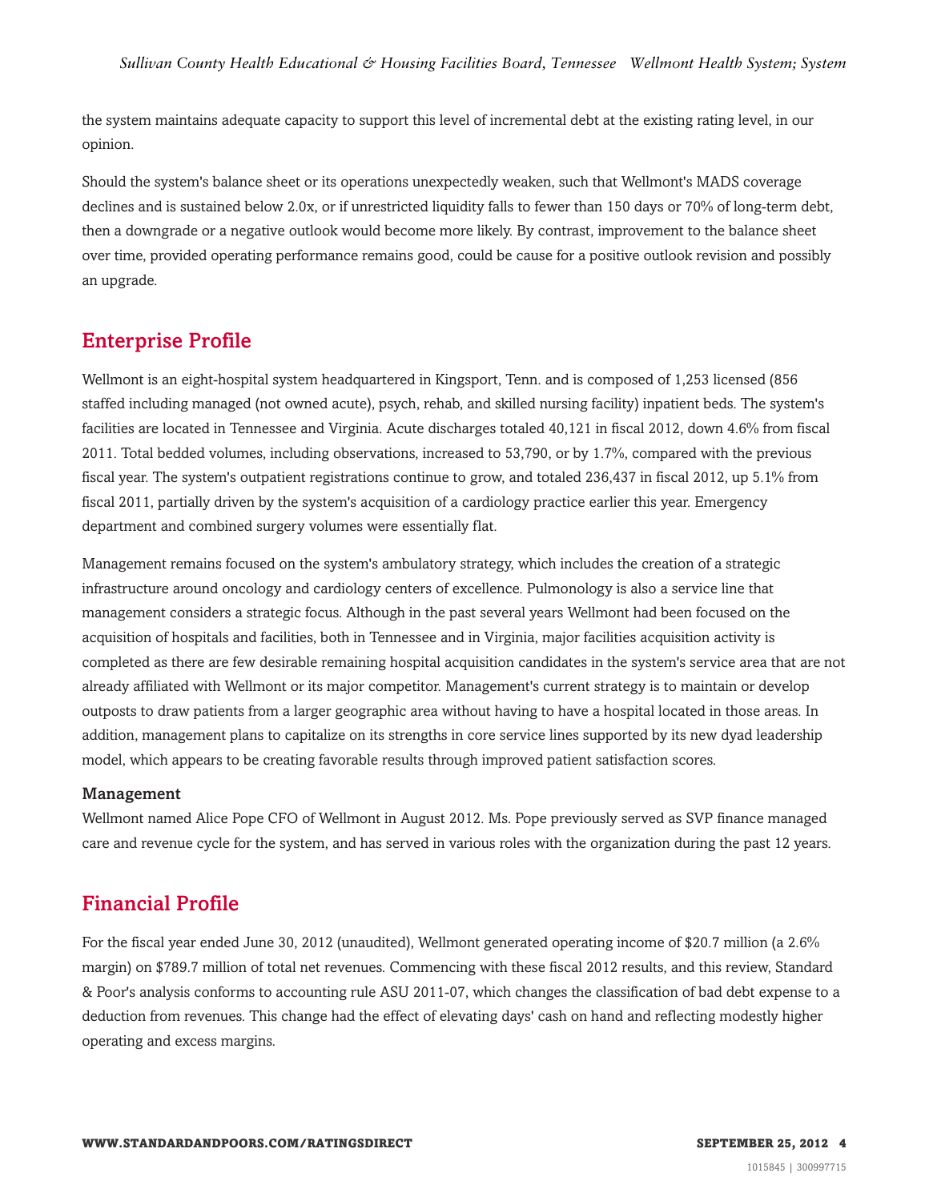the system maintains adequate capacity to support this level of incremental debt at the existing rating level, in our opinion.

Should the system's balance sheet or its operations unexpectedly weaken, such that Wellmont's MADS coverage declines and is sustained below 2.0x, or if unrestricted liquidity falls to fewer than 150 days or 70% of long-term debt, then a downgrade or a negative outlook would become more likely. By contrast, improvement to the balance sheet over time, provided operating performance remains good, could be cause for a positive outlook revision and possibly an upgrade.

## Enterprise Profile

Wellmont is an eight-hospital system headquartered in Kingsport, Tenn. and is composed of 1,253 licensed (856 staffed including managed (not owned acute), psych, rehab, and skilled nursing facility) inpatient beds. The system's facilities are located in Tennessee and Virginia. Acute discharges totaled 40,121 in fiscal 2012, down 4.6% from fiscal 2011. Total bedded volumes, including observations, increased to 53,790, or by 1.7%, compared with the previous fiscal year. The system's outpatient registrations continue to grow, and totaled 236,437 in fiscal 2012, up 5.1% from fiscal 2011, partially driven by the system's acquisition of a cardiology practice earlier this year. Emergency department and combined surgery volumes were essentially flat.

Management remains focused on the system's ambulatory strategy, which includes the creation of a strategic infrastructure around oncology and cardiology centers of excellence. Pulmonology is also a service line that management considers a strategic focus. Although in the past several years Wellmont had been focused on the acquisition of hospitals and facilities, both in Tennessee and in Virginia, major facilities acquisition activity is completed as there are few desirable remaining hospital acquisition candidates in the system's service area that are not already affiliated with Wellmont or its major competitor. Management's current strategy is to maintain or develop outposts to draw patients from a larger geographic area without having to have a hospital located in those areas. In addition, management plans to capitalize on its strengths in core service lines supported by its new dyad leadership model, which appears to be creating favorable results through improved patient satisfaction scores.

### Management

Wellmont named Alice Pope CFO of Wellmont in August 2012. Ms. Pope previously served as SVP finance managed care and revenue cycle for the system, and has served in various roles with the organization during the past 12 years.

## Financial Profile

For the fiscal year ended June 30, 2012 (unaudited), Wellmont generated operating income of $20.7 million (a 2.6% margin) on $789.7 million of total net revenues. Commencing with these fiscal 2012 results, and this review, Standard & Poor's analysis conforms to accounting rule ASU 2011-07, which changes the classification of bad debt expense to a deduction from revenues. This change had the effect of elevating days' cash on hand and reflecting modestly higher operating and excess margins.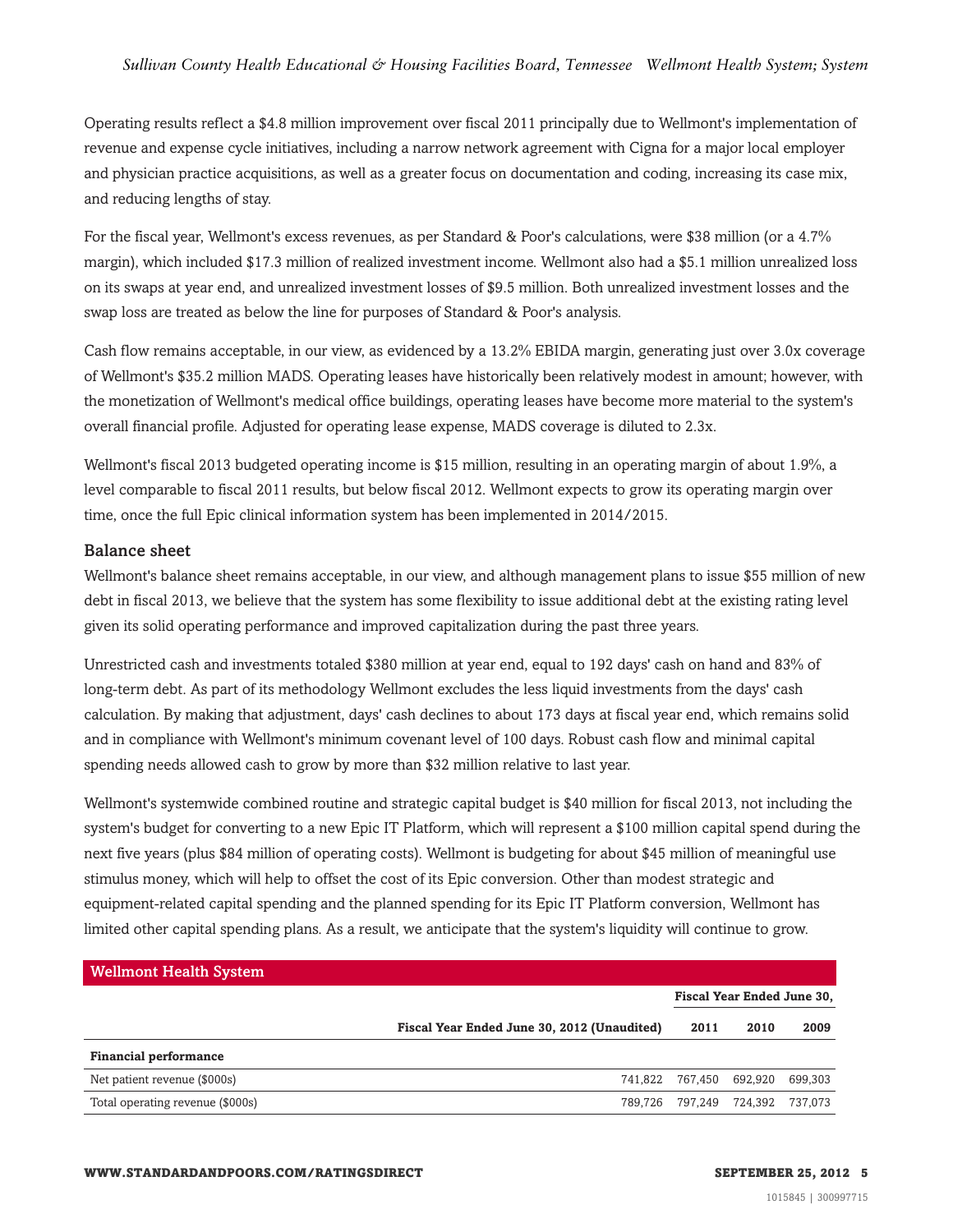Operating results reflect a $4.8 million improvement over fiscal 2011 principally due to Wellmont's implementation of revenue and expense cycle initiatives, including a narrow network agreement with Cigna for a major local employer and physician practice acquisitions, as well as a greater focus on documentation and coding, increasing its case mix, and reducing lengths of stay.

For the fiscal year, Wellmont's excess revenues, as per Standard & Poor's calculations, were $38 million (or a 4.7% margin), which included $17.3 million of realized investment income. Wellmont also had a $5.1 million unrealized loss on its swaps at year end, and unrealized investment losses of $9.5 million. Both unrealized investment losses and the swap loss are treated as below the line for purposes of Standard & Poor's analysis.

Cash flow remains acceptable, in our view, as evidenced by a 13.2% EBIDA margin, generating just over 3.0x coverage of Wellmont's $35.2 million MADS. Operating leases have historically been relatively modest in amount; however, with the monetization of Wellmont's medical office buildings, operating leases have become more material to the system's overall financial profile. Adjusted for operating lease expense, MADS coverage is diluted to 2.3x.

Wellmont's fiscal 2013 budgeted operating income is $15 million, resulting in an operating margin of about 1.9%, a level comparable to fiscal 2011 results, but below fiscal 2012. Wellmont expects to grow its operating margin over time, once the full Epic clinical information system has been implemented in 2014/2015.

### Balance sheet

Wellmont's balance sheet remains acceptable, in our view, and although management plans to issue $55 million of new debt in fiscal 2013, we believe that the system has some flexibility to issue additional debt at the existing rating level given its solid operating performance and improved capitalization during the past three years.

Unrestricted cash and investments totaled $380 million at year end, equal to 192 days' cash on hand and 83% of long-term debt. As part of its methodology Wellmont excludes the less liquid investments from the days' cash calculation. By making that adjustment, days' cash declines to about 173 days at fiscal year end, which remains solid and in compliance with Wellmont's minimum covenant level of 100 days. Robust cash flow and minimal capital spending needs allowed cash to grow by more than $32 million relative to last year.

Wellmont's systemwide combined routine and strategic capital budget is $40 million for fiscal 2013, not including the system's budget for converting to a new Epic IT Platform, which will represent a $100 million capital spend during the next five years (plus $84 million of operating costs). Wellmont is budgeting for about $45 million of meaningful use stimulus money, which will help to offset the cost of its Epic conversion. Other than modest strategic and equipment-related capital spending and the planned spending for its Epic IT Platform conversion, Wellmont has limited other capital spending plans. As a result, we anticipate that the system's liquidity will continue to grow.

| Wellmont Health System | | | | |
|---|---|---|---|---|
| | | Fiscal Year Ended June 30, | | |
| | Fiscal Year Ended June 30, 2012 (Unaudited) | 2011 | 2010 | 2009 |
| **Financial performance** | | | | |
| Net patient revenue ($000s) | 741,822 | 767,450 | 692,920 | 699,303 |
| Total operating revenue ($000s) | 789,726 | 797,249 | 724,392 | 737,073 |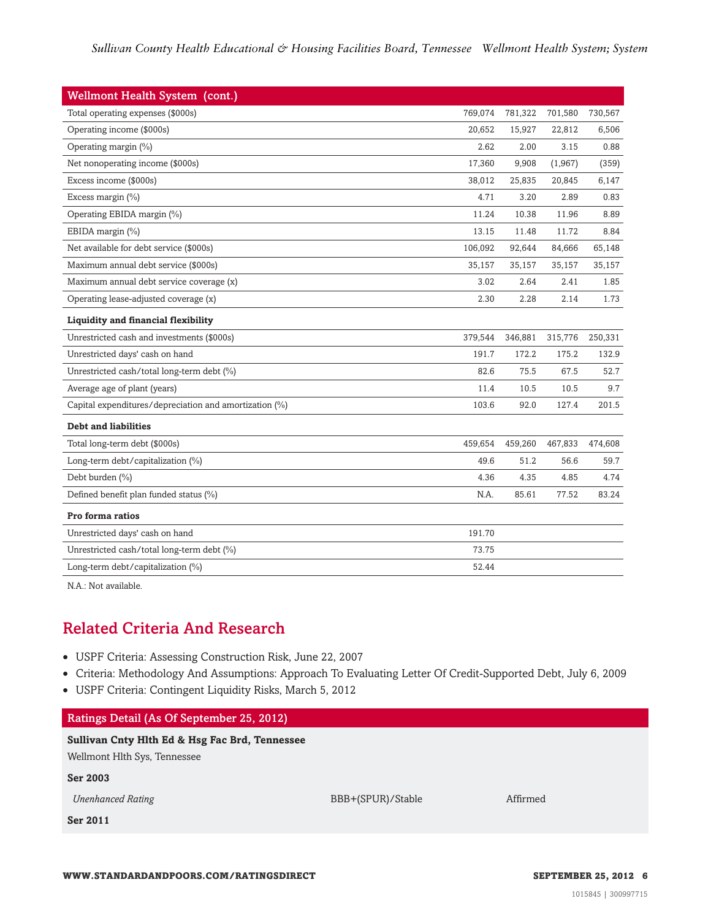| Wellmont Health System (cont.) | | | | |
|---|---|---|---|---|
| Total operating expenses ($000s) | 769,074 | 781,322 | 701,580 | 730,567 |
| Operating income ($000s) | 20,652 | 15,927 | 22,812 | 6,506 |
| Operating margin (%) | 2.62 | 2.00 | 3.15 | 0.88 |
| Net nonoperating income ($000s) | 17,360 | 9,908 | (1,967) | (359) |
| Excess income ($000s) | 38,012 | 25,835 | 20,845 | 6,147 |
| Excess margin (%) | 4.71 | 3.20 | 2.89 | 0.83 |
| Operating EBIDA margin (%) | 11.24 | 10.38 | 11.96 | 8.89 |
| EBIDA margin (%) | 13.15 | 11.48 | 11.72 | 8.84 |
| Net available for debt service ($000s) | 106,092 | 92,644 | 84,666 | 65,148 |
| Maximum annual debt service ($000s) | 35,157 | 35,157 | 35,157 | 35,157 |
| Maximum annual debt service coverage (x) | 3.02 | 2.64 | 2.41 | 1.85 |
| Operating lease-adjusted coverage (x) | 2.30 | 2.28 | 2.14 | 1.73 |
| **Liquidity and financial flexibility** | | | | |
| Unrestricted cash and investments ($000s) | 379,544 | 346,881 | 315,776 | 250,331 |
| Unrestricted days' cash on hand | 191.7 | 172.2 | 175.2 | 132.9 |
| Unrestricted cash/total long-term debt (%) | 82.6 | 75.5 | 67.5 | 52.7 |
| Average age of plant (years) | 11.4 | 10.5 | 10.5 | 9.7 |
| Capital expenditures/depreciation and amortization (%) | 103.6 | 92.0 | 127.4 | 201.5 |
| **Debt and liabilities** | | | | |
| Total long-term debt ($000s) | 459,654 | 459,260 | 467,833 | 474,608 |
| Long-term debt/capitalization (%) | 49.6 | 51.2 | 56.6 | 59.7 |
| Debt burden (%) | 4.36 | 4.35 | 4.85 | 4.74 |
| Defined benefit plan funded status (%) | N.A. | 85.61 | 77.52 | 83.24 |
| **Pro forma ratios** | | | | |
| Unrestricted days' cash on hand | 191.70 | | | |
| Unrestricted cash/total long-term debt (%) | 73.75 | | | |
| Long-term debt/capitalization (%) | 52.44 | | | |

N.A.: Not available.

## Related Criteria And Research

- USPF Criteria: Assessing Construction Risk, June 22, 2007
- Criteria: Methodology And Assumptions: Approach To Evaluating Letter Of Credit-Supported Debt, July 6, 2009
- USPF Criteria: Contingent Liquidity Risks, March 5, 2012

| Ratings Detail (As Of September 25, 2012) | | |
|---|---|---|
| **Sullivan Cnty Hlth Ed & Hsg Fac Brd, Tennessee** | | |
| Wellmont Hlth Sys, Tennessee | | |
| **Ser 2003** | | |
| *Unenhanced Rating* | BBB+(SPUR)/Stable | Affirmed |
| **Ser 2011** | | |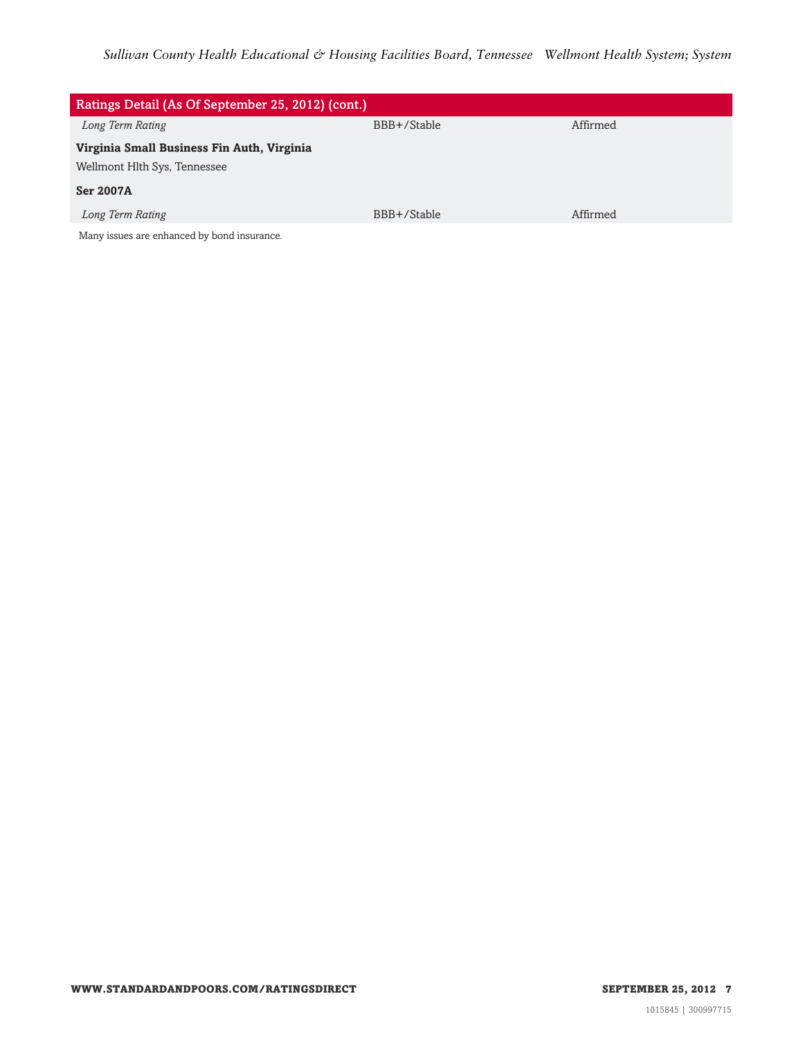| Ratings Detail (As Of September 25, 2012) (cont.) | | |
|---|---|---|
| *Long Term Rating* | BBB+/Stable | Affirmed |
| **Virginia Small Business Fin Auth, Virginia** | | |
| Wellmont Hlth Sys, Tennessee | | |
| **Ser 2007A** | | |
| *Long Term Rating* | BBB+/Stable | Affirmed |

Many issues are enhanced by bond insurance.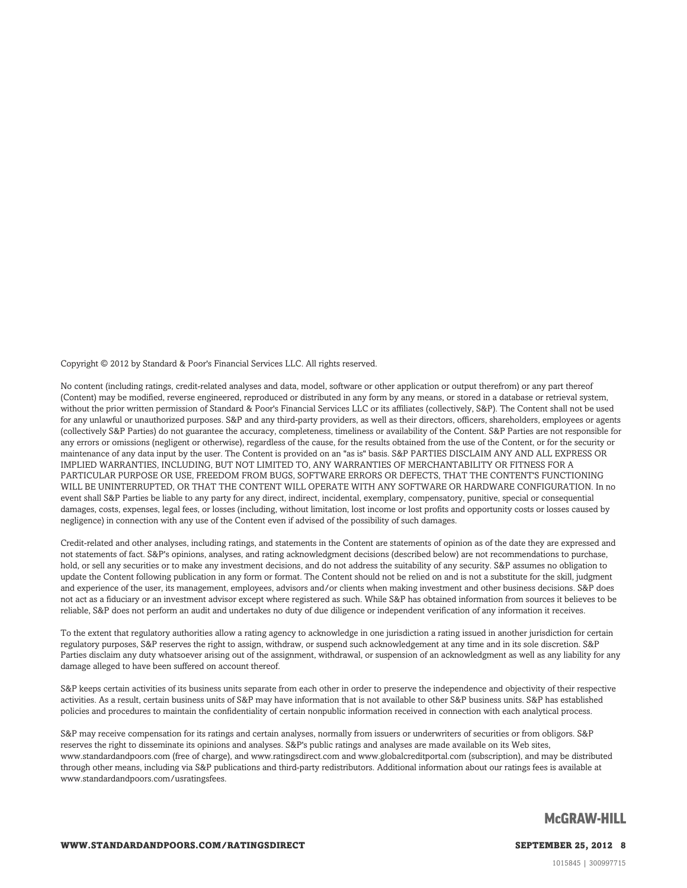Copyright © 2012 by Standard & Poor's Financial Services LLC. All rights reserved.

No content (including ratings, credit-related analyses and data, model, software or other application or output therefrom) or any part thereof (Content) may be modified, reverse engineered, reproduced or distributed in any form by any means, or stored in a database or retrieval system, without the prior written permission of Standard & Poor's Financial Services LLC or its affiliates (collectively, S&P). The Content shall not be used for any unlawful or unauthorized purposes. S&P and any third-party providers, as well as their directors, officers, shareholders, employees or agents (collectively S&P Parties) do not guarantee the accuracy, completeness, timeliness or availability of the Content. S&P Parties are not responsible for any errors or omissions (negligent or otherwise), regardless of the cause, for the results obtained from the use of the Content, or for the security or maintenance of any data input by the user. The Content is provided on an "as is" basis. S&P PARTIES DISCLAIM ANY AND ALL EXPRESS OR IMPLIED WARRANTIES, INCLUDING, BUT NOT LIMITED TO, ANY WARRANTIES OF MERCHANTABILITY OR FITNESS FOR A PARTICULAR PURPOSE OR USE, FREEDOM FROM BUGS, SOFTWARE ERRORS OR DEFECTS, THAT THE CONTENT'S FUNCTIONING WILL BE UNINTERRUPTED, OR THAT THE CONTENT WILL OPERATE WITH ANY SOFTWARE OR HARDWARE CONFIGURATION. In no event shall S&P Parties be liable to any party for any direct, indirect, incidental, exemplary, compensatory, punitive, special or consequential damages, costs, expenses, legal fees, or losses (including, without limitation, lost income or lost profits and opportunity costs or losses caused by negligence) in connection with any use of the Content even if advised of the possibility of such damages.

Credit-related and other analyses, including ratings, and statements in the Content are statements of opinion as of the date they are expressed and not statements of fact. S&P's opinions, analyses, and rating acknowledgment decisions (described below) are not recommendations to purchase, hold, or sell any securities or to make any investment decisions, and do not address the suitability of any security. S&P assumes no obligation to update the Content following publication in any form or format. The Content should not be relied on and is not a substitute for the skill, judgment and experience of the user, its management, employees, advisors and/or clients when making investment and other business decisions. S&P does not act as a fiduciary or an investment advisor except where registered as such. While S&P has obtained information from sources it believes to be reliable, S&P does not perform an audit and undertakes no duty of due diligence or independent verification of any information it receives.

To the extent that regulatory authorities allow a rating agency to acknowledge in one jurisdiction a rating issued in another jurisdiction for certain regulatory purposes, S&P reserves the right to assign, withdraw, or suspend such acknowledgement at any time and in its sole discretion. S&P Parties disclaim any duty whatsoever arising out of the assignment, withdrawal, or suspension of an acknowledgment as well as any liability for any damage alleged to have been suffered on account thereof.

S&P keeps certain activities of its business units separate from each other in order to preserve the independence and objectivity of their respective activities. As a result, certain business units of S&P may have information that is not available to other S&P business units. S&P has established policies and procedures to maintain the confidentiality of certain nonpublic information received in connection with each analytical process.

S&P may receive compensation for its ratings and certain analyses, normally from issuers or underwriters of securities or from obligors. S&P reserves the right to disseminate its opinions and analyses. S&P's public ratings and analyses are made available on its Web sites, www.standardandpoors.com (free of charge), and www.ratingsdirect.com and www.globalcreditportal.com (subscription), and may be distributed through other means, including via S&P publications and third-party redistributors. Additional information about our ratings fees is available at www.standardandpoors.com/usratingsfees.

McGRAW-HILL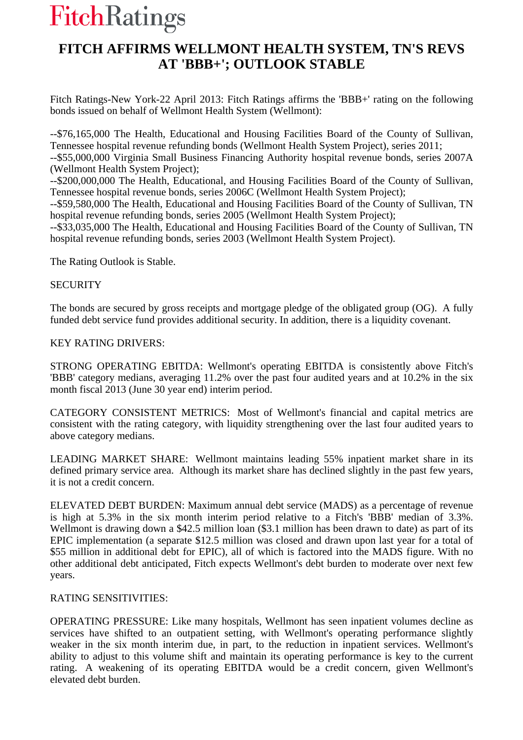FitchRatings

# FITCH AFFIRMS WELLMONT HEALTH SYSTEM, TN'S REVS AT 'BBB+'; OUTLOOK STABLE

Fitch Ratings-New York-22 April 2013: Fitch Ratings affirms the 'BBB+' rating on the following bonds issued on behalf of Wellmont Health System (Wellmont):

--$76,165,000 The Health, Educational and Housing Facilities Board of the County of Sullivan, Tennessee hospital revenue refunding bonds (Wellmont Health System Project), series 2011;
--$55,000,000 Virginia Small Business Financing Authority hospital revenue bonds, series 2007A (Wellmont Health System Project);
--$200,000,000 The Health, Educational, and Housing Facilities Board of the County of Sullivan, Tennessee hospital revenue bonds, series 2006C (Wellmont Health System Project);
--$59,580,000 The Health, Educational and Housing Facilities Board of the County of Sullivan, TN hospital revenue refunding bonds, series 2005 (Wellmont Health System Project);
--$33,035,000 The Health, Educational and Housing Facilities Board of the County of Sullivan, TN hospital revenue refunding bonds, series 2003 (Wellmont Health System Project).

The Rating Outlook is Stable.

SECURITY

The bonds are secured by gross receipts and mortgage pledge of the obligated group (OG). A fully funded debt service fund provides additional security. In addition, there is a liquidity covenant.

KEY RATING DRIVERS:

STRONG OPERATING EBITDA: Wellmont's operating EBITDA is consistently above Fitch's 'BBB' category medians, averaging 11.2% over the past four audited years and at 10.2% in the six month fiscal 2013 (June 30 year end) interim period.

CATEGORY CONSISTENT METRICS: Most of Wellmont's financial and capital metrics are consistent with the rating category, with liquidity strengthening over the last four audited years to above category medians.

LEADING MARKET SHARE: Wellmont maintains leading 55% inpatient market share in its defined primary service area. Although its market share has declined slightly in the past few years, it is not a credit concern.

ELEVATED DEBT BURDEN: Maximum annual debt service (MADS) as a percentage of revenue is high at 5.3% in the six month interim period relative to a Fitch's 'BBB' median of 3.3%. Wellmont is drawing down a $42.5 million loan ($3.1 million has been drawn to date) as part of its EPIC implementation (a separate $12.5 million was closed and drawn upon last year for a total of $55 million in additional debt for EPIC), all of which is factored into the MADS figure. With no other additional debt anticipated, Fitch expects Wellmont's debt burden to moderate over next few years.

RATING SENSITIVITIES:

OPERATING PRESSURE: Like many hospitals, Wellmont has seen inpatient volumes decline as services have shifted to an outpatient setting, with Wellmont's operating performance slightly weaker in the six month interim due, in part, to the reduction in inpatient services. Wellmont's ability to adjust to this volume shift and maintain its operating performance is key to the current rating. A weakening of its operating EBITDA would be a credit concern, given Wellmont's elevated debt burden.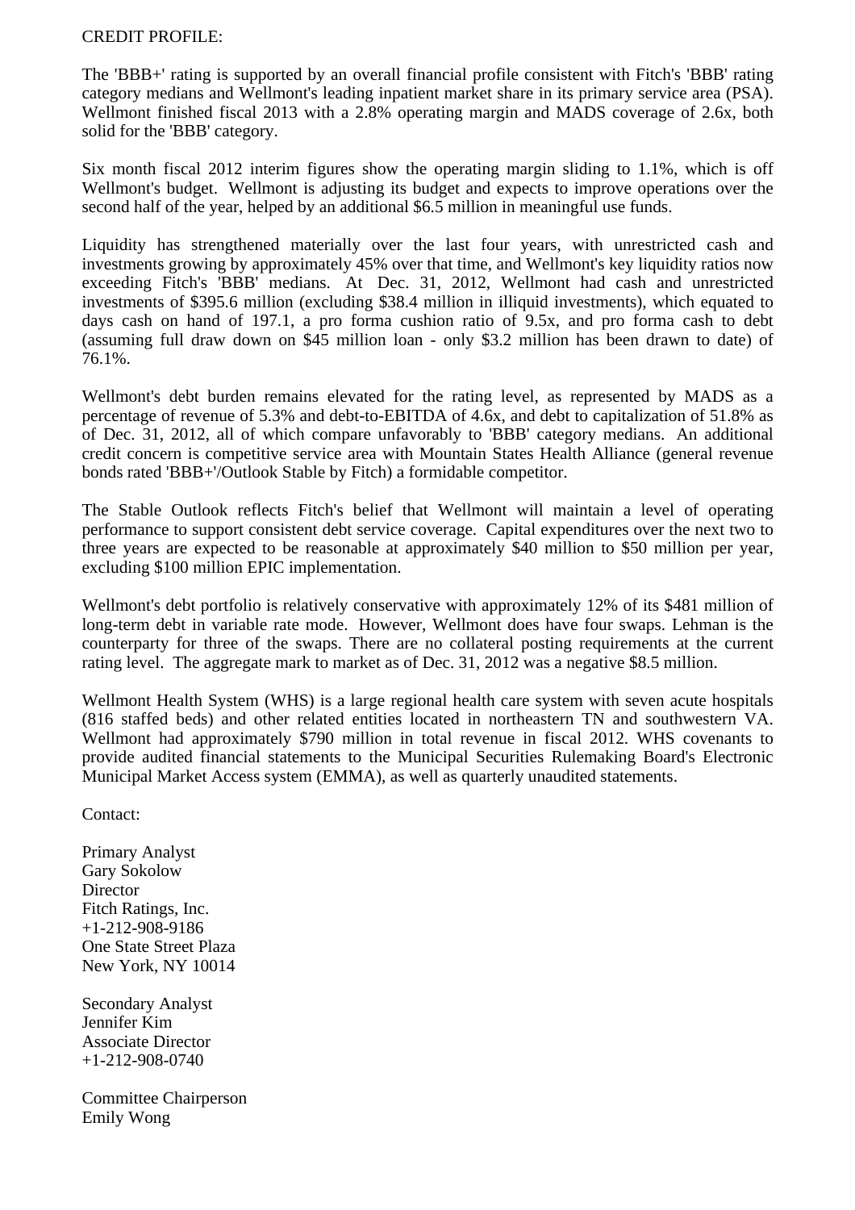CREDIT PROFILE:

The 'BBB+' rating is supported by an overall financial profile consistent with Fitch's 'BBB' rating category medians and Wellmont's leading inpatient market share in its primary service area (PSA). Wellmont finished fiscal 2013 with a 2.8% operating margin and MADS coverage of 2.6x, both solid for the 'BBB' category.

Six month fiscal 2012 interim figures show the operating margin sliding to 1.1%, which is off Wellmont's budget. Wellmont is adjusting its budget and expects to improve operations over the second half of the year, helped by an additional $6.5 million in meaningful use funds.

Liquidity has strengthened materially over the last four years, with unrestricted cash and investments growing by approximately 45% over that time, and Wellmont's key liquidity ratios now exceeding Fitch's 'BBB' medians. At Dec. 31, 2012, Wellmont had cash and unrestricted investments of $395.6 million (excluding $38.4 million in illiquid investments), which equated to days cash on hand of 197.1, a pro forma cushion ratio of 9.5x, and pro forma cash to debt (assuming full draw down on $45 million loan - only $3.2 million has been drawn to date) of 76.1%.

Wellmont's debt burden remains elevated for the rating level, as represented by MADS as a percentage of revenue of 5.3% and debt-to-EBITDA of 4.6x, and debt to capitalization of 51.8% as of Dec. 31, 2012, all of which compare unfavorably to 'BBB' category medians. An additional credit concern is competitive service area with Mountain States Health Alliance (general revenue bonds rated 'BBB+'/Outlook Stable by Fitch) a formidable competitor.

The Stable Outlook reflects Fitch's belief that Wellmont will maintain a level of operating performance to support consistent debt service coverage. Capital expenditures over the next two to three years are expected to be reasonable at approximately $40 million to $50 million per year, excluding $100 million EPIC implementation.

Wellmont's debt portfolio is relatively conservative with approximately 12% of its $481 million of long-term debt in variable rate mode. However, Wellmont does have four swaps. Lehman is the counterparty for three of the swaps. There are no collateral posting requirements at the current rating level. The aggregate mark to market as of Dec. 31, 2012 was a negative $8.5 million.

Wellmont Health System (WHS) is a large regional health care system with seven acute hospitals (816 staffed beds) and other related entities located in northeastern TN and southwestern VA. Wellmont had approximately $790 million in total revenue in fiscal 2012. WHS covenants to provide audited financial statements to the Municipal Securities Rulemaking Board's Electronic Municipal Market Access system (EMMA), as well as quarterly unaudited statements.

Contact:

Primary Analyst
Gary Sokolow
Director
Fitch Ratings, Inc.
+1-212-908-9186
One State Street Plaza
New York, NY 10014

Secondary Analyst
Jennifer Kim
Associate Director
+1-212-908-0740

Committee Chairperson
Emily Wong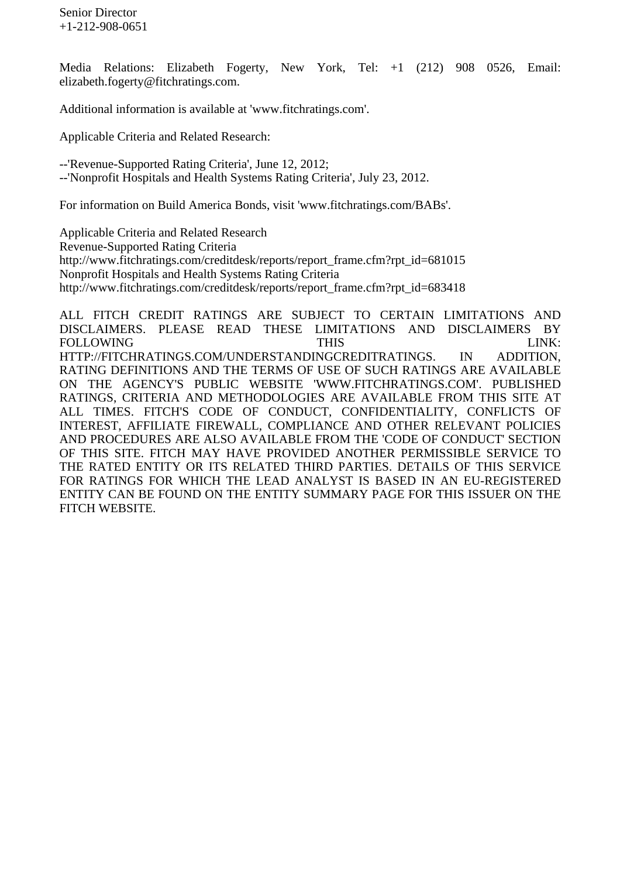Senior Director
+1-212-908-0651

Media Relations: Elizabeth Fogerty, New York, Tel: +1 (212) 908 0526, Email: elizabeth.fogerty@fitchratings.com.

Additional information is available at 'www.fitchratings.com'.

Applicable Criteria and Related Research:

--'Revenue-Supported Rating Criteria', June 12, 2012;
--'Nonprofit Hospitals and Health Systems Rating Criteria', July 23, 2012.

For information on Build America Bonds, visit 'www.fitchratings.com/BABs'.

Applicable Criteria and Related Research
Revenue-Supported Rating Criteria
http://www.fitchratings.com/creditdesk/reports/report_frame.cfm?rpt_id=681015
Nonprofit Hospitals and Health Systems Rating Criteria
http://www.fitchratings.com/creditdesk/reports/report_frame.cfm?rpt_id=683418

ALL FITCH CREDIT RATINGS ARE SUBJECT TO CERTAIN LIMITATIONS AND DISCLAIMERS. PLEASE READ THESE LIMITATIONS AND DISCLAIMERS BY FOLLOWING THIS LINK: HTTP://FITCHRATINGS.COM/UNDERSTANDINGCREDITRATINGS. IN ADDITION, RATING DEFINITIONS AND THE TERMS OF USE OF SUCH RATINGS ARE AVAILABLE ON THE AGENCY'S PUBLIC WEBSITE 'WWW.FITCHRATINGS.COM'. PUBLISHED RATINGS, CRITERIA AND METHODOLOGIES ARE AVAILABLE FROM THIS SITE AT ALL TIMES. FITCH'S CODE OF CONDUCT, CONFIDENTIALITY, CONFLICTS OF INTEREST, AFFILIATE FIREWALL, COMPLIANCE AND OTHER RELEVANT POLICIES AND PROCEDURES ARE ALSO AVAILABLE FROM THE 'CODE OF CONDUCT' SECTION OF THIS SITE. FITCH MAY HAVE PROVIDED ANOTHER PERMISSIBLE SERVICE TO THE RATED ENTITY OR ITS RELATED THIRD PARTIES. DETAILS OF THIS SERVICE FOR RATINGS FOR WHICH THE LEAD ANALYST IS BASED IN AN EU-REGISTERED ENTITY CAN BE FOUND ON THE ENTITY SUMMARY PAGE FOR THIS ISSUER ON THE FITCH WEBSITE.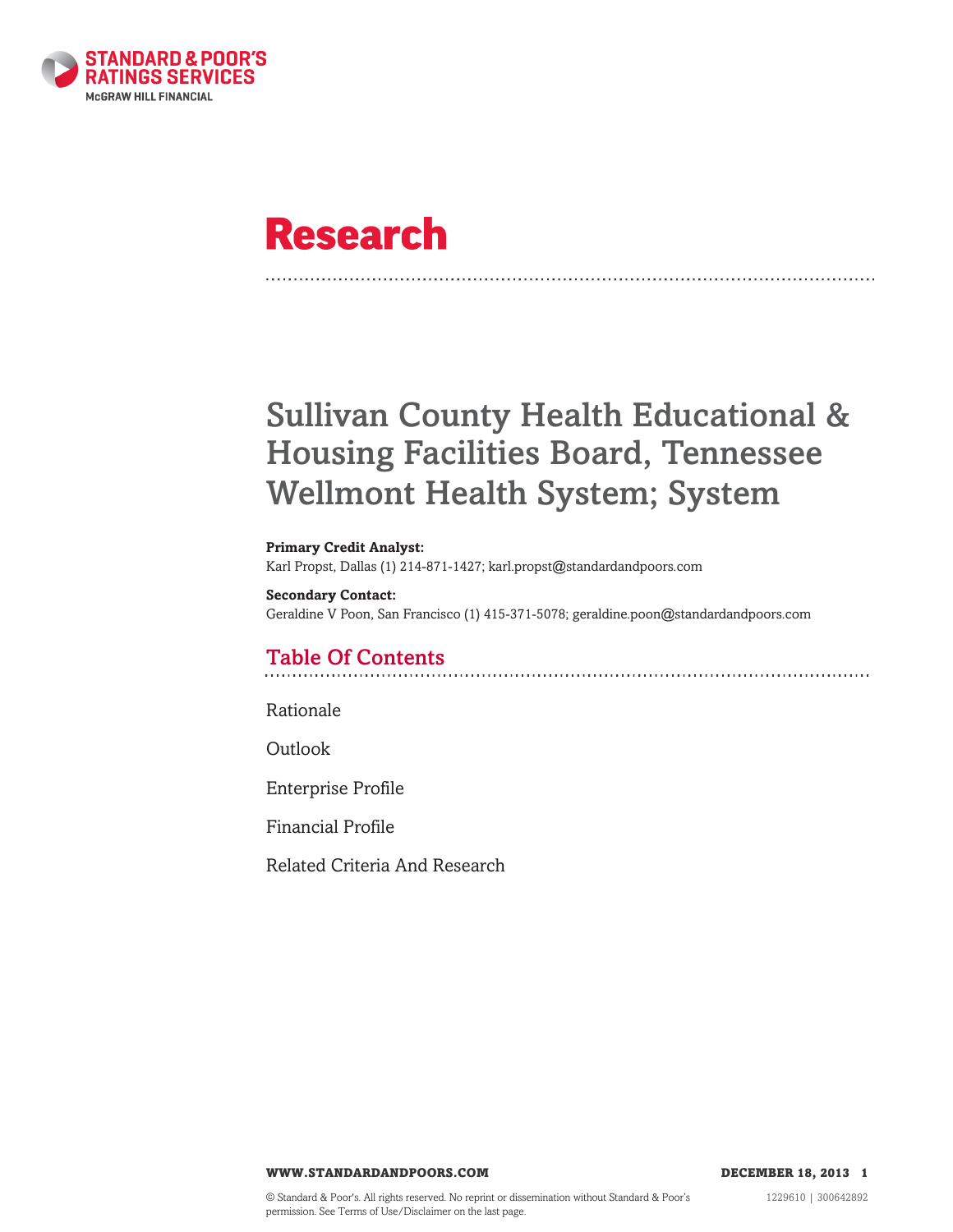# Research

# Sullivan County Health Educational & Housing Facilities Board, Tennessee Wellmont Health System; System

**Primary Credit Analyst:**
Karl Propst, Dallas (1) 214-871-1427; karl.propst@standardandpoors.com

**Secondary Contact:**
Geraldine V Poon, San Francisco (1) 415-371-5078; geraldine.poon@standardandpoors.com

## Table Of Contents

Rationale

Outlook

Enterprise Profile

Financial Profile

Related Criteria And Research

© Standard & Poor's. All rights reserved. No reprint or dissemination without Standard & Poor's permission. See Terms of Use/Disclaimer on the last page.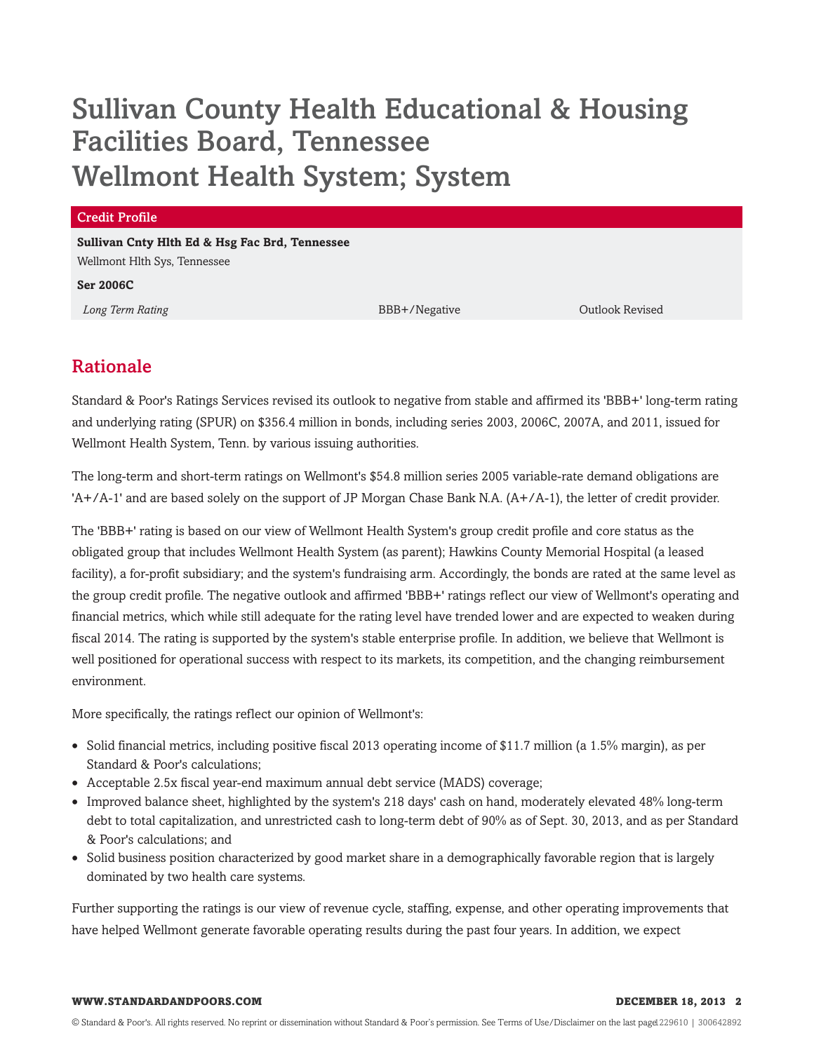# Sullivan County Health Educational & Housing Facilities Board, Tennessee Wellmont Health System; System

| Credit Profile | | |
|---|---|---|
| **Sullivan Cnty Hlth Ed & Hsg Fac Brd, Tennessee** | | |
| Wellmont Hlth Sys, Tennessee | | |
| **Ser 2006C** | | |
| *Long Term Rating* | BBB+/Negative | Outlook Revised |

## Rationale

Standard & Poor's Ratings Services revised its outlook to negative from stable and affirmed its 'BBB+' long-term rating and underlying rating (SPUR) on $356.4 million in bonds, including series 2003, 2006C, 2007A, and 2011, issued for Wellmont Health System, Tenn. by various issuing authorities.

The long-term and short-term ratings on Wellmont's $54.8 million series 2005 variable-rate demand obligations are 'A+/A-1' and are based solely on the support of JP Morgan Chase Bank N.A. (A+/A-1), the letter of credit provider.

The 'BBB+' rating is based on our view of Wellmont Health System's group credit profile and core status as the obligated group that includes Wellmont Health System (as parent); Hawkins County Memorial Hospital (a leased facility), a for-profit subsidiary; and the system's fundraising arm. Accordingly, the bonds are rated at the same level as the group credit profile. The negative outlook and affirmed 'BBB+' ratings reflect our view of Wellmont's operating and financial metrics, which while still adequate for the rating level have trended lower and are expected to weaken during fiscal 2014. The rating is supported by the system's stable enterprise profile. In addition, we believe that Wellmont is well positioned for operational success with respect to its markets, its competition, and the changing reimbursement environment.

More specifically, the ratings reflect our opinion of Wellmont's:

- Solid financial metrics, including positive fiscal 2013 operating income of $11.7 million (a 1.5% margin), as per Standard & Poor's calculations;
- Acceptable 2.5x fiscal year-end maximum annual debt service (MADS) coverage;
- Improved balance sheet, highlighted by the system's 218 days' cash on hand, moderately elevated 48% long-term debt to total capitalization, and unrestricted cash to long-term debt of 90% as of Sept. 30, 2013, and as per Standard & Poor's calculations; and
- Solid business position characterized by good market share in a demographically favorable region that is largely dominated by two health care systems.

Further supporting the ratings is our view of revenue cycle, staffing, expense, and other operating improvements that have helped Wellmont generate favorable operating results during the past four years. In addition, we expect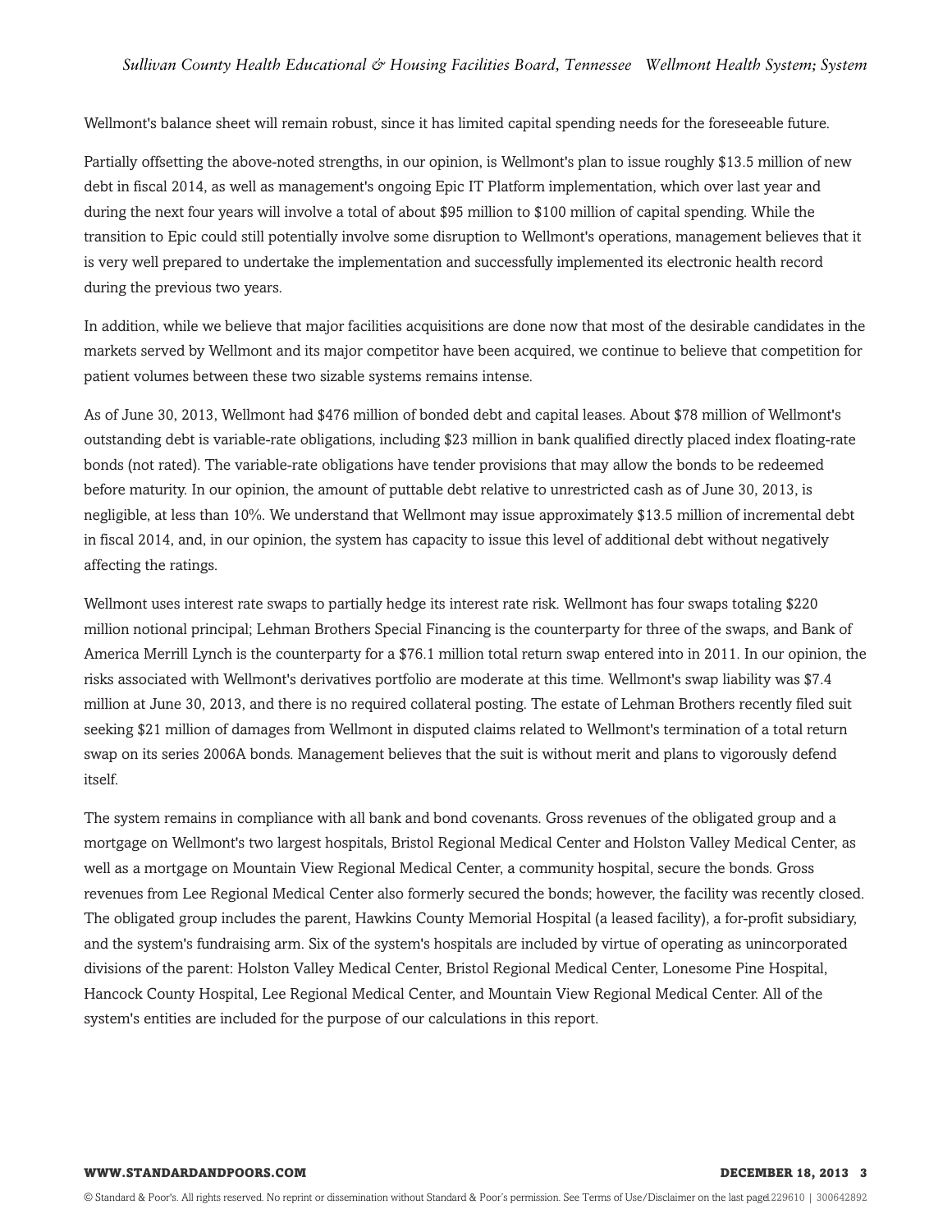Wellmont's balance sheet will remain robust, since it has limited capital spending needs for the foreseeable future.

Partially offsetting the above-noted strengths, in our opinion, is Wellmont's plan to issue roughly $13.5 million of new debt in fiscal 2014, as well as management's ongoing Epic IT Platform implementation, which over last year and during the next four years will involve a total of about $95 million to $100 million of capital spending. While the transition to Epic could still potentially involve some disruption to Wellmont's operations, management believes that it is very well prepared to undertake the implementation and successfully implemented its electronic health record during the previous two years.

In addition, while we believe that major facilities acquisitions are done now that most of the desirable candidates in the markets served by Wellmont and its major competitor have been acquired, we continue to believe that competition for patient volumes between these two sizable systems remains intense.

As of June 30, 2013, Wellmont had $476 million of bonded debt and capital leases. About $78 million of Wellmont's outstanding debt is variable-rate obligations, including $23 million in bank qualified directly placed index floating-rate bonds (not rated). The variable-rate obligations have tender provisions that may allow the bonds to be redeemed before maturity. In our opinion, the amount of puttable debt relative to unrestricted cash as of June 30, 2013, is negligible, at less than 10%. We understand that Wellmont may issue approximately $13.5 million of incremental debt in fiscal 2014, and, in our opinion, the system has capacity to issue this level of additional debt without negatively affecting the ratings.

Wellmont uses interest rate swaps to partially hedge its interest rate risk. Wellmont has four swaps totaling $220 million notional principal; Lehman Brothers Special Financing is the counterparty for three of the swaps, and Bank of America Merrill Lynch is the counterparty for a $76.1 million total return swap entered into in 2011. In our opinion, the risks associated with Wellmont's derivatives portfolio are moderate at this time. Wellmont's swap liability was $7.4 million at June 30, 2013, and there is no required collateral posting. The estate of Lehman Brothers recently filed suit seeking $21 million of damages from Wellmont in disputed claims related to Wellmont's termination of a total return swap on its series 2006A bonds. Management believes that the suit is without merit and plans to vigorously defend itself.

The system remains in compliance with all bank and bond covenants. Gross revenues of the obligated group and a mortgage on Wellmont's two largest hospitals, Bristol Regional Medical Center and Holston Valley Medical Center, as well as a mortgage on Mountain View Regional Medical Center, a community hospital, secure the bonds. Gross revenues from Lee Regional Medical Center also formerly secured the bonds; however, the facility was recently closed. The obligated group includes the parent, Hawkins County Memorial Hospital (a leased facility), a for-profit subsidiary, and the system's fundraising arm. Six of the system's hospitals are included by virtue of operating as unincorporated divisions of the parent: Holston Valley Medical Center, Bristol Regional Medical Center, Lonesome Pine Hospital, Hancock County Hospital, Lee Regional Medical Center, and Mountain View Regional Medical Center. All of the system's entities are included for the purpose of our calculations in this report.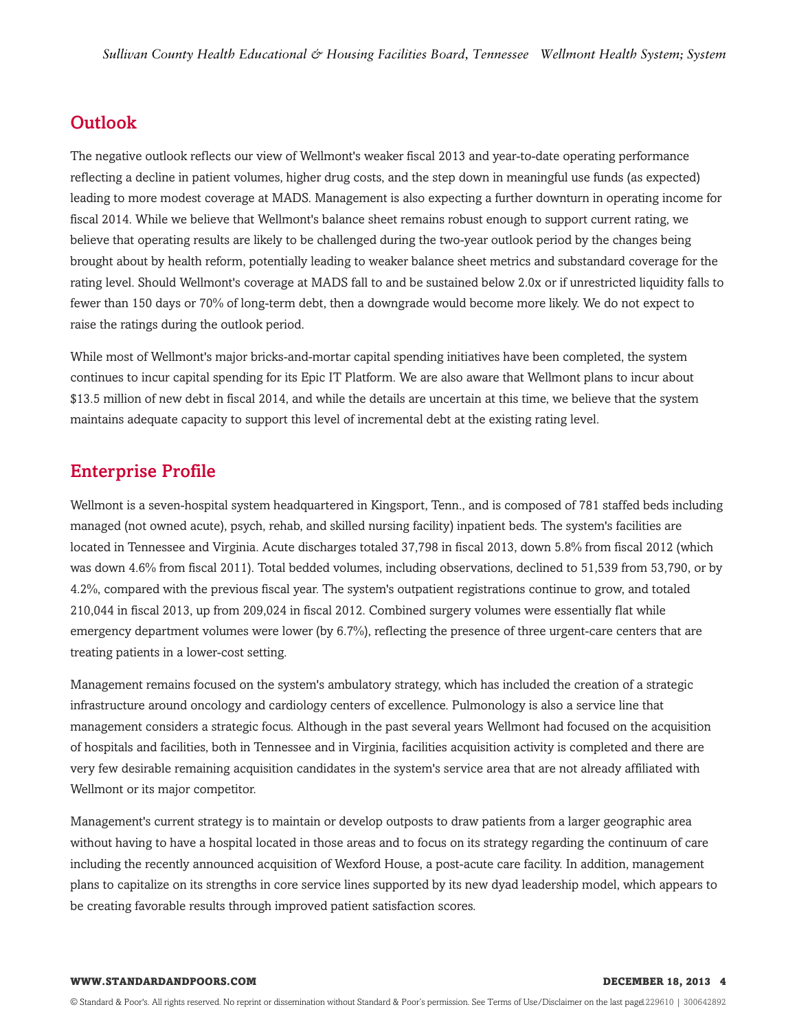## Outlook

The negative outlook reflects our view of Wellmont's weaker fiscal 2013 and year-to-date operating performance reflecting a decline in patient volumes, higher drug costs, and the step down in meaningful use funds (as expected) leading to more modest coverage at MADS. Management is also expecting a further downturn in operating income for fiscal 2014. While we believe that Wellmont's balance sheet remains robust enough to support current rating, we believe that operating results are likely to be challenged during the two-year outlook period by the changes being brought about by health reform, potentially leading to weaker balance sheet metrics and substandard coverage for the rating level. Should Wellmont's coverage at MADS fall to and be sustained below 2.0x or if unrestricted liquidity falls to fewer than 150 days or 70% of long-term debt, then a downgrade would become more likely. We do not expect to raise the ratings during the outlook period.

While most of Wellmont's major bricks-and-mortar capital spending initiatives have been completed, the system continues to incur capital spending for its Epic IT Platform. We are also aware that Wellmont plans to incur about $13.5 million of new debt in fiscal 2014, and while the details are uncertain at this time, we believe that the system maintains adequate capacity to support this level of incremental debt at the existing rating level.

## Enterprise Profile

Wellmont is a seven-hospital system headquartered in Kingsport, Tenn., and is composed of 781 staffed beds including managed (not owned acute), psych, rehab, and skilled nursing facility) inpatient beds. The system's facilities are located in Tennessee and Virginia. Acute discharges totaled 37,798 in fiscal 2013, down 5.8% from fiscal 2012 (which was down 4.6% from fiscal 2011). Total bedded volumes, including observations, declined to 51,539 from 53,790, or by 4.2%, compared with the previous fiscal year. The system's outpatient registrations continue to grow, and totaled 210,044 in fiscal 2013, up from 209,024 in fiscal 2012. Combined surgery volumes were essentially flat while emergency department volumes were lower (by 6.7%), reflecting the presence of three urgent-care centers that are treating patients in a lower-cost setting.

Management remains focused on the system's ambulatory strategy, which has included the creation of a strategic infrastructure around oncology and cardiology centers of excellence. Pulmonology is also a service line that management considers a strategic focus. Although in the past several years Wellmont had focused on the acquisition of hospitals and facilities, both in Tennessee and in Virginia, facilities acquisition activity is completed and there are very few desirable remaining acquisition candidates in the system's service area that are not already affiliated with Wellmont or its major competitor.

Management's current strategy is to maintain or develop outposts to draw patients from a larger geographic area without having to have a hospital located in those areas and to focus on its strategy regarding the continuum of care including the recently announced acquisition of Wexford House, a post-acute care facility. In addition, management plans to capitalize on its strengths in core service lines supported by its new dyad leadership model, which appears to be creating favorable results through improved patient satisfaction scores.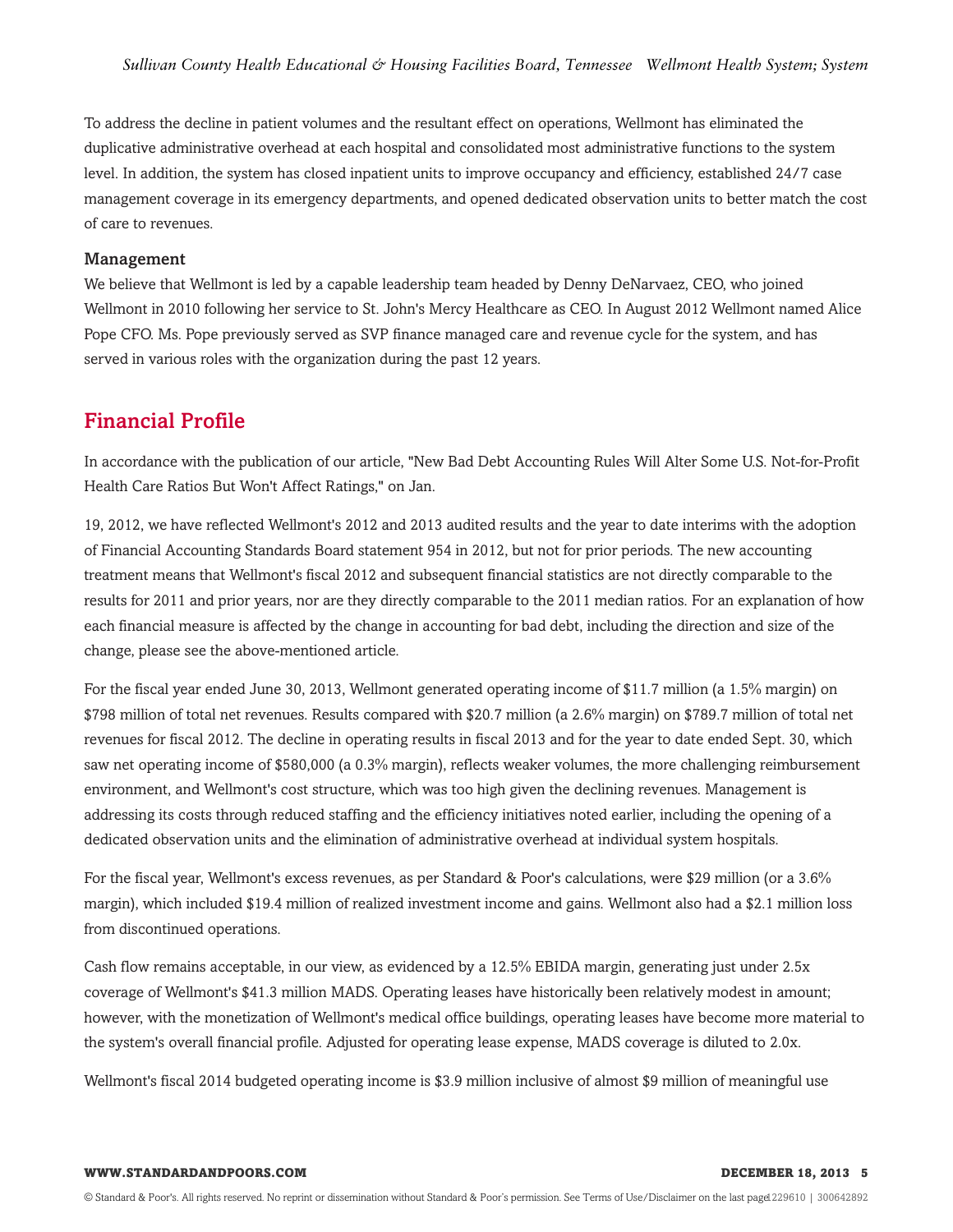To address the decline in patient volumes and the resultant effect on operations, Wellmont has eliminated the duplicative administrative overhead at each hospital and consolidated most administrative functions to the system level. In addition, the system has closed inpatient units to improve occupancy and efficiency, established 24/7 case management coverage in its emergency departments, and opened dedicated observation units to better match the cost of care to revenues.

### Management

We believe that Wellmont is led by a capable leadership team headed by Denny DeNarvaez, CEO, who joined Wellmont in 2010 following her service to St. John's Mercy Healthcare as CEO. In August 2012 Wellmont named Alice Pope CFO. Ms. Pope previously served as SVP finance managed care and revenue cycle for the system, and has served in various roles with the organization during the past 12 years.

## Financial Profile

In accordance with the publication of our article, "New Bad Debt Accounting Rules Will Alter Some U.S. Not-for-Profit Health Care Ratios But Won't Affect Ratings," on Jan.

19, 2012, we have reflected Wellmont's 2012 and 2013 audited results and the year to date interims with the adoption of Financial Accounting Standards Board statement 954 in 2012, but not for prior periods. The new accounting treatment means that Wellmont's fiscal 2012 and subsequent financial statistics are not directly comparable to the results for 2011 and prior years, nor are they directly comparable to the 2011 median ratios. For an explanation of how each financial measure is affected by the change in accounting for bad debt, including the direction and size of the change, please see the above-mentioned article.

For the fiscal year ended June 30, 2013, Wellmont generated operating income of $11.7 million (a 1.5% margin) on $798 million of total net revenues. Results compared with $20.7 million (a 2.6% margin) on $789.7 million of total net revenues for fiscal 2012. The decline in operating results in fiscal 2013 and for the year to date ended Sept. 30, which saw net operating income of $580,000 (a 0.3% margin), reflects weaker volumes, the more challenging reimbursement environment, and Wellmont's cost structure, which was too high given the declining revenues. Management is addressing its costs through reduced staffing and the efficiency initiatives noted earlier, including the opening of a dedicated observation units and the elimination of administrative overhead at individual system hospitals.

For the fiscal year, Wellmont's excess revenues, as per Standard & Poor's calculations, were $29 million (or a 3.6% margin), which included $19.4 million of realized investment income and gains. Wellmont also had a $2.1 million loss from discontinued operations.

Cash flow remains acceptable, in our view, as evidenced by a 12.5% EBIDA margin, generating just under 2.5x coverage of Wellmont's $41.3 million MADS. Operating leases have historically been relatively modest in amount; however, with the monetization of Wellmont's medical office buildings, operating leases have become more material to the system's overall financial profile. Adjusted for operating lease expense, MADS coverage is diluted to 2.0x.

Wellmont's fiscal 2014 budgeted operating income is $3.9 million inclusive of almost $9 million of meaningful use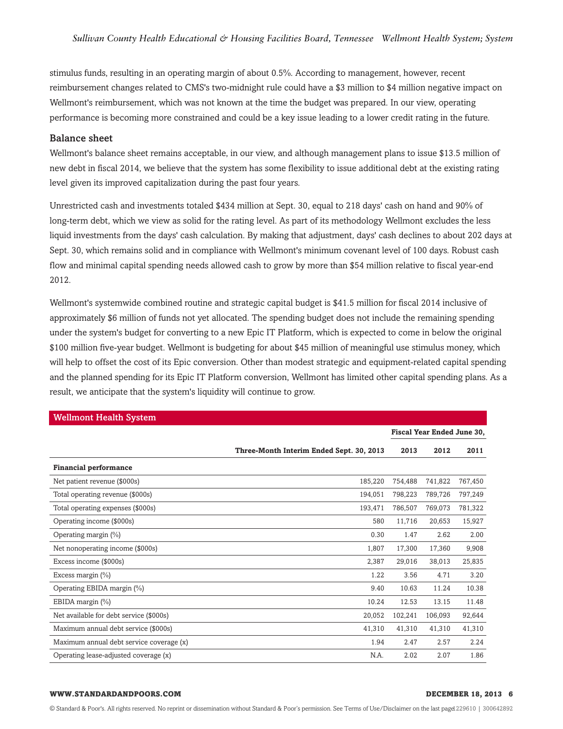stimulus funds, resulting in an operating margin of about 0.5%. According to management, however, recent reimbursement changes related to CMS's two-midnight rule could have a $3 million to $4 million negative impact on Wellmont's reimbursement, which was not known at the time the budget was prepared. In our view, operating performance is becoming more constrained and could be a key issue leading to a lower credit rating in the future.

### Balance sheet

Wellmont's balance sheet remains acceptable, in our view, and although management plans to issue $13.5 million of new debt in fiscal 2014, we believe that the system has some flexibility to issue additional debt at the existing rating level given its improved capitalization during the past four years.

Unrestricted cash and investments totaled $434 million at Sept. 30, equal to 218 days' cash on hand and 90% of long-term debt, which we view as solid for the rating level. As part of its methodology Wellmont excludes the less liquid investments from the days' cash calculation. By making that adjustment, days' cash declines to about 202 days at Sept. 30, which remains solid and in compliance with Wellmont's minimum covenant level of 100 days. Robust cash flow and minimal capital spending needs allowed cash to grow by more than $54 million relative to fiscal year-end 2012.

Wellmont's systemwide combined routine and strategic capital budget is $41.5 million for fiscal 2014 inclusive of approximately $6 million of funds not yet allocated. The spending budget does not include the remaining spending under the system's budget for converting to a new Epic IT Platform, which is expected to come in below the original $100 million five-year budget. Wellmont is budgeting for about $45 million of meaningful use stimulus money, which will help to offset the cost of its Epic conversion. Other than modest strategic and equipment-related capital spending and the planned spending for its Epic IT Platform conversion, Wellmont has limited other capital spending plans. As a result, we anticipate that the system's liquidity will continue to grow.

| Wellmont Health System | | | | |
|---|---|---|---|---|
| | | Fiscal Year Ended June 30, | | |
| | Three-Month Interim Ended Sept. 30, 2013 | 2013 | 2012 | 2011 |
| **Financial performance** | | | | |
| Net patient revenue ($000s) | 185,220 | 754,488 | 741,822 | 767,450 |
| Total operating revenue ($000s) | 194,051 | 798,223 | 789,726 | 797,249 |
| Total operating expenses ($000s) | 193,471 | 786,507 | 769,073 | 781,322 |
| Operating income ($000s) | 580 | 11,716 | 20,653 | 15,927 |
| Operating margin (%) | 0.30 | 1.47 | 2.62 | 2.00 |
| Net nonoperating income ($000s) | 1,807 | 17,300 | 17,360 | 9,908 |
| Excess income ($000s) | 2,387 | 29,016 | 38,013 | 25,835 |
| Excess margin (%) | 1.22 | 3.56 | 4.71 | 3.20 |
| Operating EBIDA margin (%) | 9.40 | 10.63 | 11.24 | 10.38 |
| EBIDA margin (%) | 10.24 | 12.53 | 13.15 | 11.48 |
| Net available for debt service ($000s) | 20,052 | 102,241 | 106,093 | 92,644 |
| Maximum annual debt service ($000s) | 41,310 | 41,310 | 41,310 | 41,310 |
| Maximum annual debt service coverage (x) | 1.94 | 2.47 | 2.57 | 2.24 |
| Operating lease-adjusted coverage (x) | N.A. | 2.02 | 2.07 | 1.86 |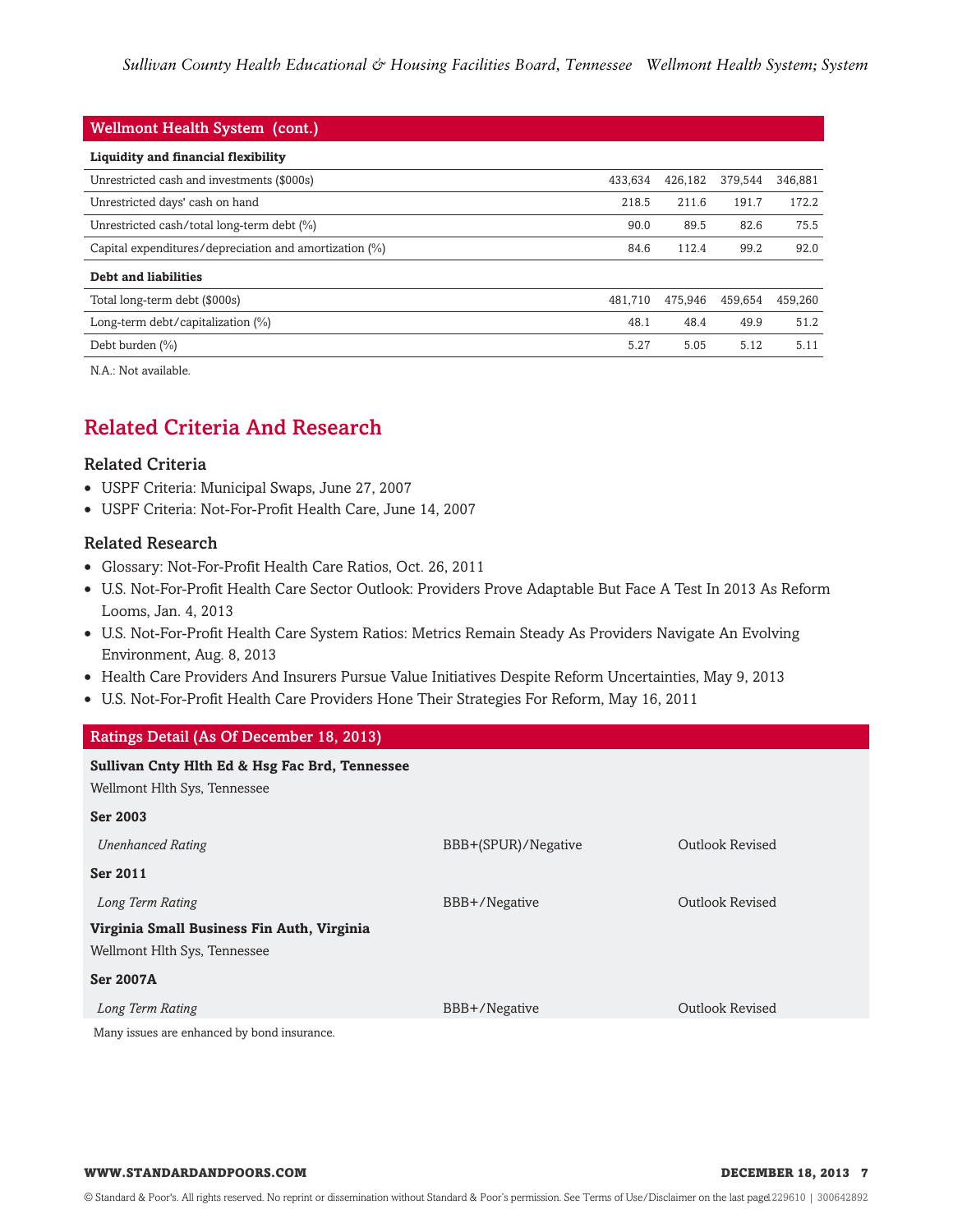| Wellmont Health System (cont.) | | | | |
|---|---|---|---|---|
| **Liquidity and financial flexibility** | | | | |
| Unrestricted cash and investments ($000s) | 433,634 | 426,182 | 379,544 | 346,881 |
| Unrestricted days' cash on hand | 218.5 | 211.6 | 191.7 | 172.2 |
| Unrestricted cash/total long-term debt (%) | 90.0 | 89.5 | 82.6 | 75.5 |
| Capital expenditures/depreciation and amortization (%) | 84.6 | 112.4 | 99.2 | 92.0 |
| **Debt and liabilities** | | | | |
| Total long-term debt ($000s) | 481,710 | 475,946 | 459,654 | 459,260 |
| Long-term debt/capitalization (%) | 48.1 | 48.4 | 49.9 | 51.2 |
| Debt burden (%) | 5.27 | 5.05 | 5.12 | 5.11 |

N.A.: Not available.

## Related Criteria And Research

### Related Criteria

- USPF Criteria: Municipal Swaps, June 27, 2007
- USPF Criteria: Not-For-Profit Health Care, June 14, 2007

### Related Research

- Glossary: Not-For-Profit Health Care Ratios, Oct. 26, 2011
- U.S. Not-For-Profit Health Care Sector Outlook: Providers Prove Adaptable But Face A Test In 2013 As Reform Looms, Jan. 4, 2013
- U.S. Not-For-Profit Health Care System Ratios: Metrics Remain Steady As Providers Navigate An Evolving Environment, Aug. 8, 2013
- Health Care Providers And Insurers Pursue Value Initiatives Despite Reform Uncertainties, May 9, 2013
- U.S. Not-For-Profit Health Care Providers Hone Their Strategies For Reform, May 16, 2011

| Ratings Detail (As Of December 18, 2013) | | |
|---|---|---|
| **Sullivan Cnty Hlth Ed & Hsg Fac Brd, Tennessee** | | |
| Wellmont Hlth Sys, Tennessee | | |
| **Ser 2003** | | |
| *Unenhanced Rating* | BBB+(SPUR)/Negative | Outlook Revised |
| **Ser 2011** | | |
| *Long Term Rating* | BBB+/Negative | Outlook Revised |
| **Virginia Small Business Fin Auth, Virginia** | | |
| Wellmont Hlth Sys, Tennessee | | |
| **Ser 2007A** | | |
| *Long Term Rating* | BBB+/Negative | Outlook Revised |

Many issues are enhanced by bond insurance.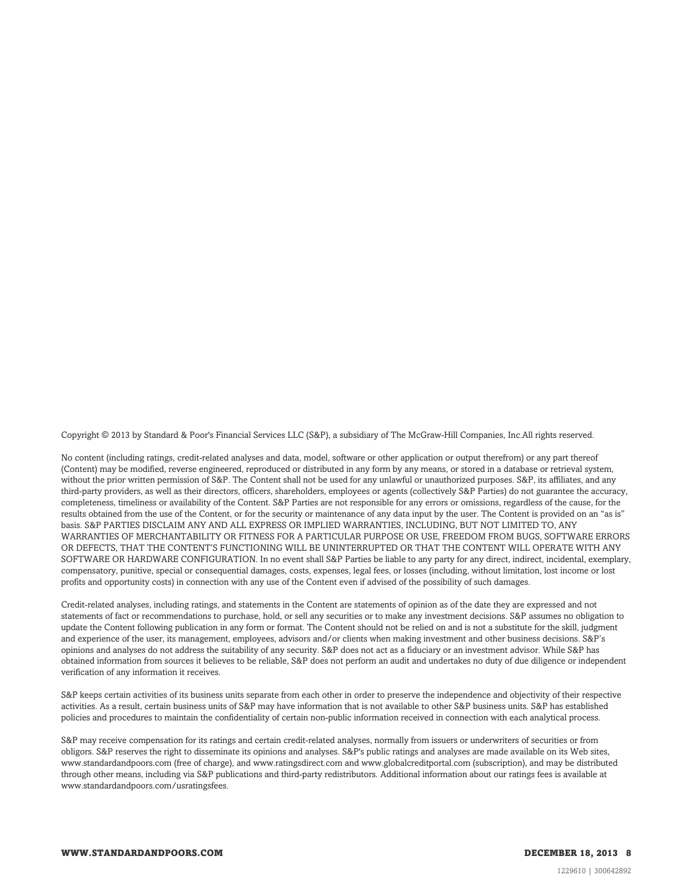Copyright © 2013 by Standard & Poor's Financial Services LLC (S&P), a subsidiary of The McGraw-Hill Companies, Inc.All rights reserved.

No content (including ratings, credit-related analyses and data, model, software or other application or output therefrom) or any part thereof (Content) may be modified, reverse engineered, reproduced or distributed in any form by any means, or stored in a database or retrieval system, without the prior written permission of S&P. The Content shall not be used for any unlawful or unauthorized purposes. S&P, its affiliates, and any third-party providers, as well as their directors, officers, shareholders, employees or agents (collectively S&P Parties) do not guarantee the accuracy, completeness, timeliness or availability of the Content. S&P Parties are not responsible for any errors or omissions, regardless of the cause, for the results obtained from the use of the Content, or for the security or maintenance of any data input by the user. The Content is provided on an "as is" basis. S&P PARTIES DISCLAIM ANY AND ALL EXPRESS OR IMPLIED WARRANTIES, INCLUDING, BUT NOT LIMITED TO, ANY WARRANTIES OF MERCHANTABILITY OR FITNESS FOR A PARTICULAR PURPOSE OR USE, FREEDOM FROM BUGS, SOFTWARE ERRORS OR DEFECTS, THAT THE CONTENT'S FUNCTIONING WILL BE UNINTERRUPTED OR THAT THE CONTENT WILL OPERATE WITH ANY SOFTWARE OR HARDWARE CONFIGURATION. In no event shall S&P Parties be liable to any party for any direct, indirect, incidental, exemplary, compensatory, punitive, special or consequential damages, costs, expenses, legal fees, or losses (including, without limitation, lost income or lost profits and opportunity costs) in connection with any use of the Content even if advised of the possibility of such damages.

Credit-related analyses, including ratings, and statements in the Content are statements of opinion as of the date they are expressed and not statements of fact or recommendations to purchase, hold, or sell any securities or to make any investment decisions. S&P assumes no obligation to update the Content following publication in any form or format. The Content should not be relied on and is not a substitute for the skill, judgment and experience of the user, its management, employees, advisors and/or clients when making investment and other business decisions. S&P's opinions and analyses do not address the suitability of any security. S&P does not act as a fiduciary or an investment advisor. While S&P has obtained information from sources it believes to be reliable, S&P does not perform an audit and undertakes no duty of due diligence or independent verification of any information it receives.

S&P keeps certain activities of its business units separate from each other in order to preserve the independence and objectivity of their respective activities. As a result, certain business units of S&P may have information that is not available to other S&P business units. S&P has established policies and procedures to maintain the confidentiality of certain non-public information received in connection with each analytical process.

S&P may receive compensation for its ratings and certain credit-related analyses, normally from issuers or underwriters of securities or from obligors. S&P reserves the right to disseminate its opinions and analyses. S&P's public ratings and analyses are made available on its Web sites, www.standardandpoors.com (free of charge), and www.ratingsdirect.com and www.globalcreditportal.com (subscription), and may be distributed through other means, including via S&P publications and third-party redistributors. Additional information about our ratings fees is available at www.standardandpoors.com/usratingsfees.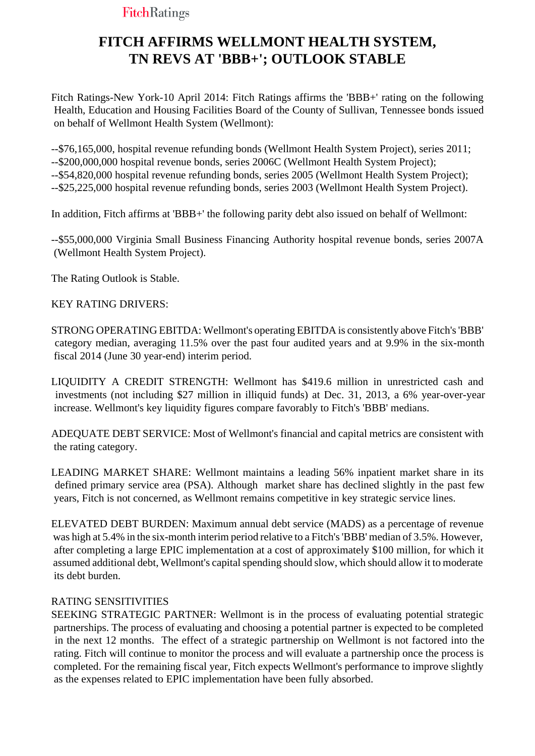FitchRatings

# FITCH AFFIRMS WELLMONT HEALTH SYSTEM, TN REVS AT 'BBB+'; OUTLOOK STABLE

Fitch Ratings-New York-10 April 2014: Fitch Ratings affirms the 'BBB+' rating on the following Health, Education and Housing Facilities Board of the County of Sullivan, Tennessee bonds issued on behalf of Wellmont Health System (Wellmont):

--$76,165,000, hospital revenue refunding bonds (Wellmont Health System Project), series 2011;
--$200,000,000 hospital revenue bonds, series 2006C (Wellmont Health System Project);
--$54,820,000 hospital revenue refunding bonds, series 2005 (Wellmont Health System Project);
--$25,225,000 hospital revenue refunding bonds, series 2003 (Wellmont Health System Project).

In addition, Fitch affirms at 'BBB+' the following parity debt also issued on behalf of Wellmont:

--$55,000,000 Virginia Small Business Financing Authority hospital revenue bonds, series 2007A (Wellmont Health System Project).

The Rating Outlook is Stable.

KEY RATING DRIVERS:

STRONG OPERATING EBITDA: Wellmont's operating EBITDA is consistently above Fitch's 'BBB' category median, averaging 11.5% over the past four audited years and at 9.9% in the six-month fiscal 2014 (June 30 year-end) interim period.

LIQUIDITY A CREDIT STRENGTH: Wellmont has $419.6 million in unrestricted cash and investments (not including $27 million in illiquid funds) at Dec. 31, 2013, a 6% year-over-year increase. Wellmont's key liquidity figures compare favorably to Fitch's 'BBB' medians.

ADEQUATE DEBT SERVICE: Most of Wellmont's financial and capital metrics are consistent with the rating category.

LEADING MARKET SHARE: Wellmont maintains a leading 56% inpatient market share in its defined primary service area (PSA). Although market share has declined slightly in the past few years, Fitch is not concerned, as Wellmont remains competitive in key strategic service lines.

ELEVATED DEBT BURDEN: Maximum annual debt service (MADS) as a percentage of revenue was high at 5.4% in the six-month interim period relative to a Fitch's 'BBB' median of 3.5%. However, after completing a large EPIC implementation at a cost of approximately $100 million, for which it assumed additional debt, Wellmont's capital spending should slow, which should allow it to moderate its debt burden.

RATING SENSITIVITIES

SEEKING STRATEGIC PARTNER: Wellmont is in the process of evaluating potential strategic partnerships. The process of evaluating and choosing a potential partner is expected to be completed in the next 12 months. The effect of a strategic partnership on Wellmont is not factored into the rating. Fitch will continue to monitor the process and will evaluate a partnership once the process is completed. For the remaining fiscal year, Fitch expects Wellmont's performance to improve slightly as the expenses related to EPIC implementation have been fully absorbed.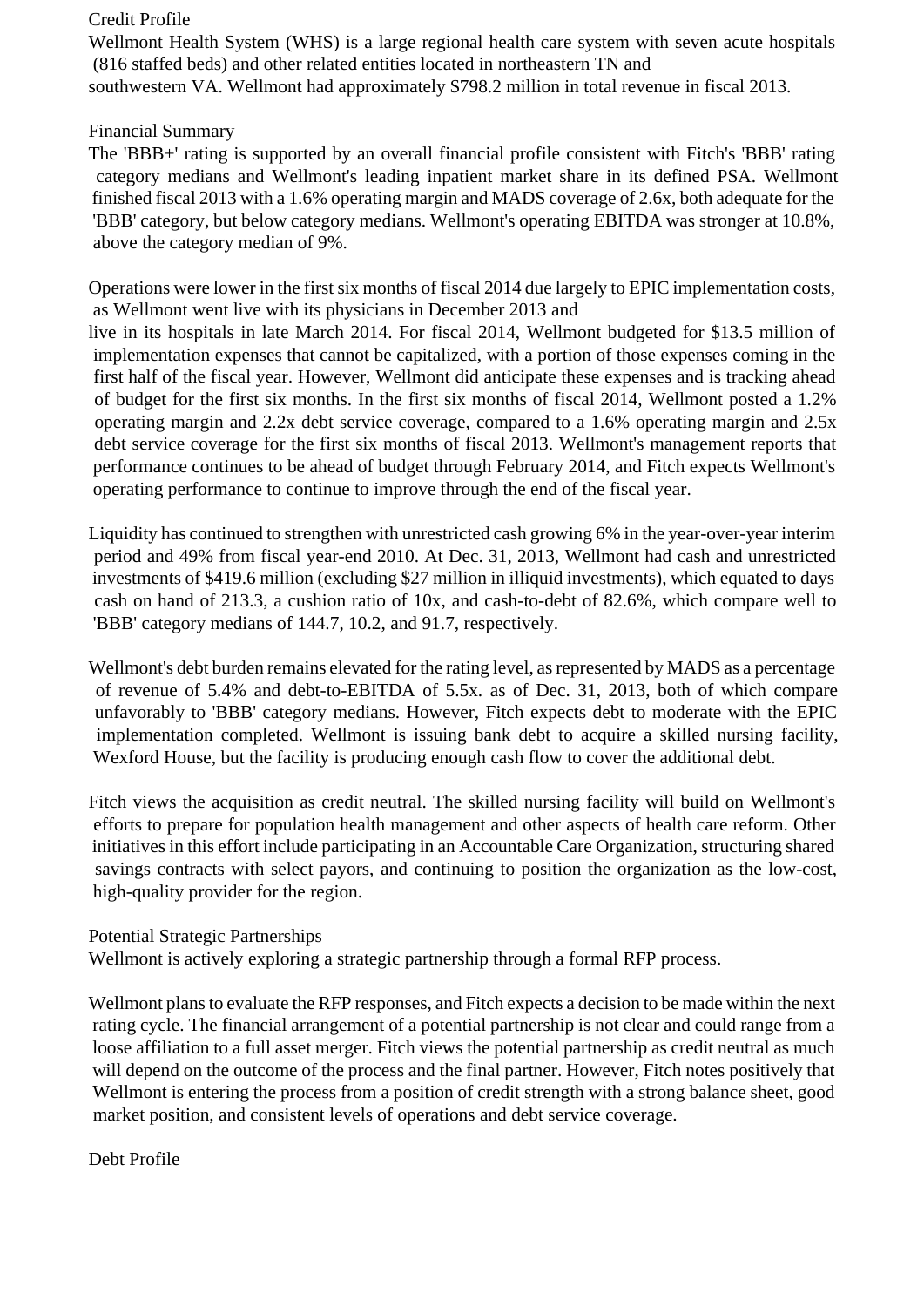## Credit Profile

Wellmont Health System (WHS) is a large regional health care system with seven acute hospitals (816 staffed beds) and other related entities located in northeastern TN and southwestern VA. Wellmont had approximately $798.2 million in total revenue in fiscal 2013.

## Financial Summary

The 'BBB+' rating is supported by an overall financial profile consistent with Fitch's 'BBB' rating category medians and Wellmont's leading inpatient market share in its defined PSA. Wellmont finished fiscal 2013 with a 1.6% operating margin and MADS coverage of 2.6x, both adequate for the 'BBB' category, but below category medians. Wellmont's operating EBITDA was stronger at 10.8%, above the category median of 9%.

Operations were lower in the first six months of fiscal 2014 due largely to EPIC implementation costs, as Wellmont went live with its physicians in December 2013 and live in its hospitals in late March 2014. For fiscal 2014, Wellmont budgeted for $13.5 million of implementation expenses that cannot be capitalized, with a portion of those expenses coming in the first half of the fiscal year. However, Wellmont did anticipate these expenses and is tracking ahead of budget for the first six months. In the first six months of fiscal 2014, Wellmont posted a 1.2% operating margin and 2.2x debt service coverage, compared to a 1.6% operating margin and 2.5x debt service coverage for the first six months of fiscal 2013. Wellmont's management reports that performance continues to be ahead of budget through February 2014, and Fitch expects Wellmont's operating performance to continue to improve through the end of the fiscal year.

Liquidity has continued to strengthen with unrestricted cash growing 6% in the year-over-year interim period and 49% from fiscal year-end 2010. At Dec. 31, 2013, Wellmont had cash and unrestricted investments of $419.6 million (excluding $27 million in illiquid investments), which equated to days cash on hand of 213.3, a cushion ratio of 10x, and cash-to-debt of 82.6%, which compare well to 'BBB' category medians of 144.7, 10.2, and 91.7, respectively.

Wellmont's debt burden remains elevated for the rating level, as represented by MADS as a percentage of revenue of 5.4% and debt-to-EBITDA of 5.5x. as of Dec. 31, 2013, both of which compare unfavorably to 'BBB' category medians. However, Fitch expects debt to moderate with the EPIC implementation completed. Wellmont is issuing bank debt to acquire a skilled nursing facility, Wexford House, but the facility is producing enough cash flow to cover the additional debt.

Fitch views the acquisition as credit neutral. The skilled nursing facility will build on Wellmont's efforts to prepare for population health management and other aspects of health care reform. Other initiatives in this effort include participating in an Accountable Care Organization, structuring shared savings contracts with select payors, and continuing to position the organization as the low-cost, high-quality provider for the region.

## Potential Strategic Partnerships

Wellmont is actively exploring a strategic partnership through a formal RFP process.

Wellmont plans to evaluate the RFP responses, and Fitch expects a decision to be made within the next rating cycle. The financial arrangement of a potential partnership is not clear and could range from a loose affiliation to a full asset merger. Fitch views the potential partnership as credit neutral as much will depend on the outcome of the process and the final partner. However, Fitch notes positively that Wellmont is entering the process from a position of credit strength with a strong balance sheet, good market position, and consistent levels of operations and debt service coverage.

## Debt Profile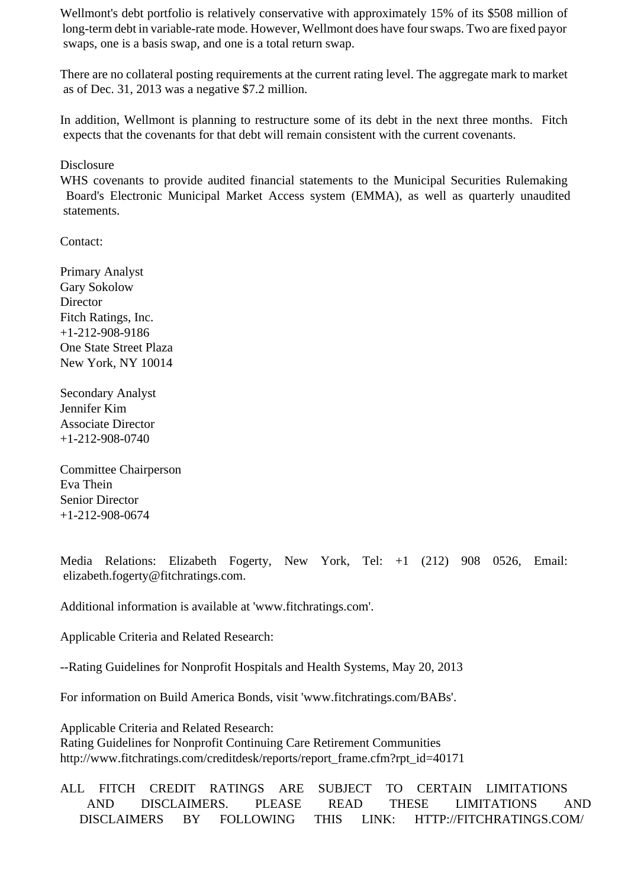Wellmont's debt portfolio is relatively conservative with approximately 15% of its $508 million of long-term debt in variable-rate mode. However, Wellmont does have four swaps. Two are fixed payor swaps, one is a basis swap, and one is a total return swap.

There are no collateral posting requirements at the current rating level. The aggregate mark to market as of Dec. 31, 2013 was a negative $7.2 million.

In addition, Wellmont is planning to restructure some of its debt in the next three months. Fitch expects that the covenants for that debt will remain consistent with the current covenants.

Disclosure
WHS covenants to provide audited financial statements to the Municipal Securities Rulemaking Board's Electronic Municipal Market Access system (EMMA), as well as quarterly unaudited statements.

Contact:

Primary Analyst
Gary Sokolow
Director
Fitch Ratings, Inc.
+1-212-908-9186
One State Street Plaza
New York, NY 10014

Secondary Analyst
Jennifer Kim
Associate Director
+1-212-908-0740

Committee Chairperson
Eva Thein
Senior Director
+1-212-908-0674

Media Relations: Elizabeth Fogerty, New York, Tel: +1 (212) 908 0526, Email: elizabeth.fogerty@fitchratings.com.

Additional information is available at 'www.fitchratings.com'.

Applicable Criteria and Related Research:

--Rating Guidelines for Nonprofit Hospitals and Health Systems, May 20, 2013

For information on Build America Bonds, visit 'www.fitchratings.com/BABs'.

Applicable Criteria and Related Research:
Rating Guidelines for Nonprofit Continuing Care Retirement Communities
http://www.fitchratings.com/creditdesk/reports/report_frame.cfm?rpt_id=40171

ALL FITCH CREDIT RATINGS ARE SUBJECT TO CERTAIN LIMITATIONS AND DISCLAIMERS. PLEASE READ THESE LIMITATIONS AND DISCLAIMERS BY FOLLOWING THIS LINK: HTTP://FITCHRATINGS.COM/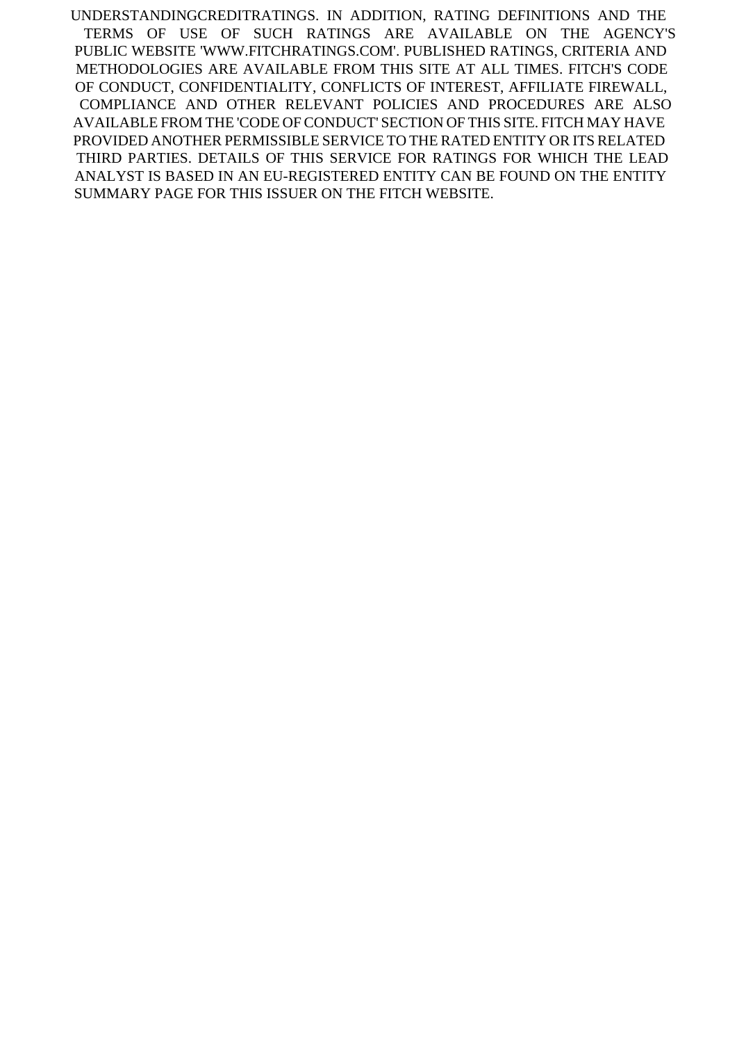UNDERSTANDINGCREDITRATINGS. IN ADDITION, RATING DEFINITIONS AND THE TERMS OF USE OF SUCH RATINGS ARE AVAILABLE ON THE AGENCY'S PUBLIC WEBSITE 'WWW.FITCHRATINGS.COM'. PUBLISHED RATINGS, CRITERIA AND METHODOLOGIES ARE AVAILABLE FROM THIS SITE AT ALL TIMES. FITCH'S CODE OF CONDUCT, CONFIDENTIALITY, CONFLICTS OF INTEREST, AFFILIATE FIREWALL, COMPLIANCE AND OTHER RELEVANT POLICIES AND PROCEDURES ARE ALSO AVAILABLE FROM THE 'CODE OF CONDUCT' SECTION OF THIS SITE. FITCH MAY HAVE PROVIDED ANOTHER PERMISSIBLE SERVICE TO THE RATED ENTITY OR ITS RELATED THIRD PARTIES. DETAILS OF THIS SERVICE FOR RATINGS FOR WHICH THE LEAD ANALYST IS BASED IN AN EU-REGISTERED ENTITY CAN BE FOUND ON THE ENTITY SUMMARY PAGE FOR THIS ISSUER ON THE FITCH WEBSITE.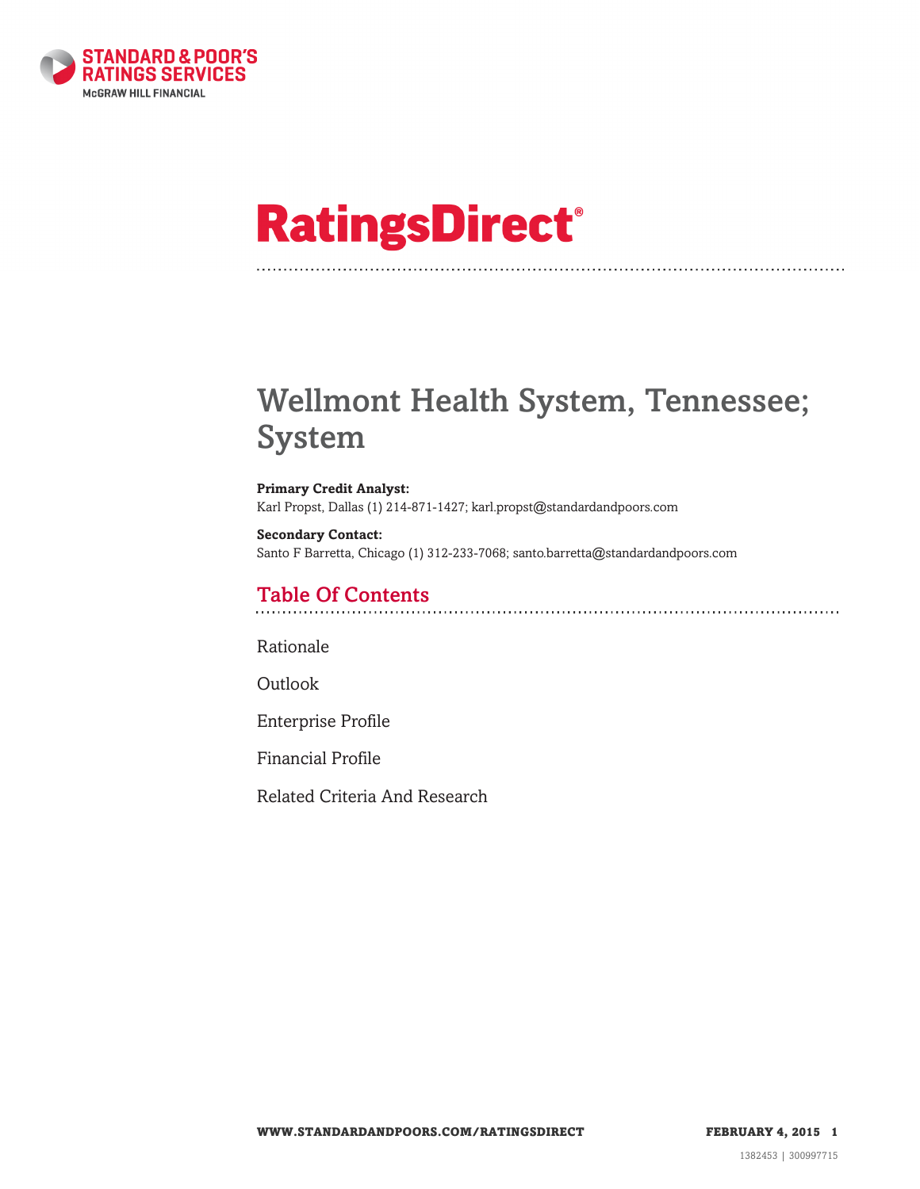STANDARD & POOR'S RATINGS SERVICES
McGRAW HILL FINANCIAL

# RatingsDirect®

# Wellmont Health System, Tennessee; System

**Primary Credit Analyst:**
Karl Propst, Dallas (1) 214-871-1427; karl.propst@standardandpoors.com

**Secondary Contact:**
Santo F Barretta, Chicago (1) 312-233-7068; santo.barretta@standardandpoors.com

## Table Of Contents

Rationale

Outlook

Enterprise Profile

Financial Profile

Related Criteria And Research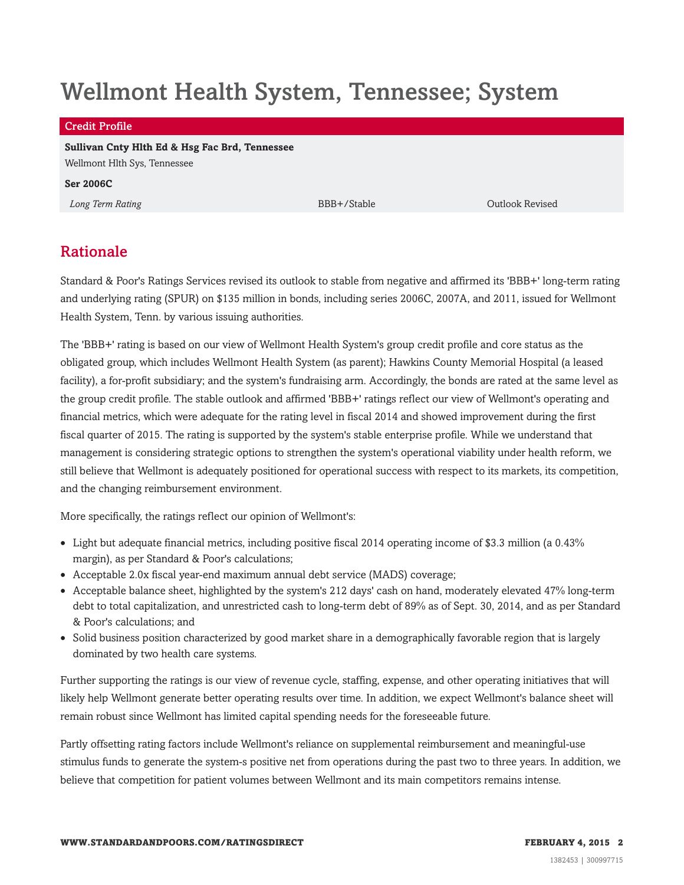# Wellmont Health System, Tennessee; System

| Credit Profile | | |
|---|---|---|
| **Sullivan Cnty Hlth Ed & Hsg Fac Brd, Tennessee** | | |
| Wellmont Hlth Sys, Tennessee | | |
| **Ser 2006C** | | |
| *Long Term Rating* | BBB+/Stable | Outlook Revised |

## Rationale

Standard & Poor's Ratings Services revised its outlook to stable from negative and affirmed its 'BBB+' long-term rating and underlying rating (SPUR) on $135 million in bonds, including series 2006C, 2007A, and 2011, issued for Wellmont Health System, Tenn. by various issuing authorities.

The 'BBB+' rating is based on our view of Wellmont Health System's group credit profile and core status as the obligated group, which includes Wellmont Health System (as parent); Hawkins County Memorial Hospital (a leased facility), a for-profit subsidiary; and the system's fundraising arm. Accordingly, the bonds are rated at the same level as the group credit profile. The stable outlook and affirmed 'BBB+' ratings reflect our view of Wellmont's operating and financial metrics, which were adequate for the rating level in fiscal 2014 and showed improvement during the first fiscal quarter of 2015. The rating is supported by the system's stable enterprise profile. While we understand that management is considering strategic options to strengthen the system's operational viability under health reform, we still believe that Wellmont is adequately positioned for operational success with respect to its markets, its competition, and the changing reimbursement environment.

More specifically, the ratings reflect our opinion of Wellmont's:

- Light but adequate financial metrics, including positive fiscal 2014 operating income of $3.3 million (a 0.43% margin), as per Standard & Poor's calculations;
- Acceptable 2.0x fiscal year-end maximum annual debt service (MADS) coverage;
- Acceptable balance sheet, highlighted by the system's 212 days' cash on hand, moderately elevated 47% long-term debt to total capitalization, and unrestricted cash to long-term debt of 89% as of Sept. 30, 2014, and as per Standard & Poor's calculations; and
- Solid business position characterized by good market share in a demographically favorable region that is largely dominated by two health care systems.

Further supporting the ratings is our view of revenue cycle, staffing, expense, and other operating initiatives that will likely help Wellmont generate better operating results over time. In addition, we expect Wellmont's balance sheet will remain robust since Wellmont has limited capital spending needs for the foreseeable future.

Partly offsetting rating factors include Wellmont's reliance on supplemental reimbursement and meaningful-use stimulus funds to generate the system-s positive net from operations during the past two to three years. In addition, we believe that competition for patient volumes between Wellmont and its main competitors remains intense.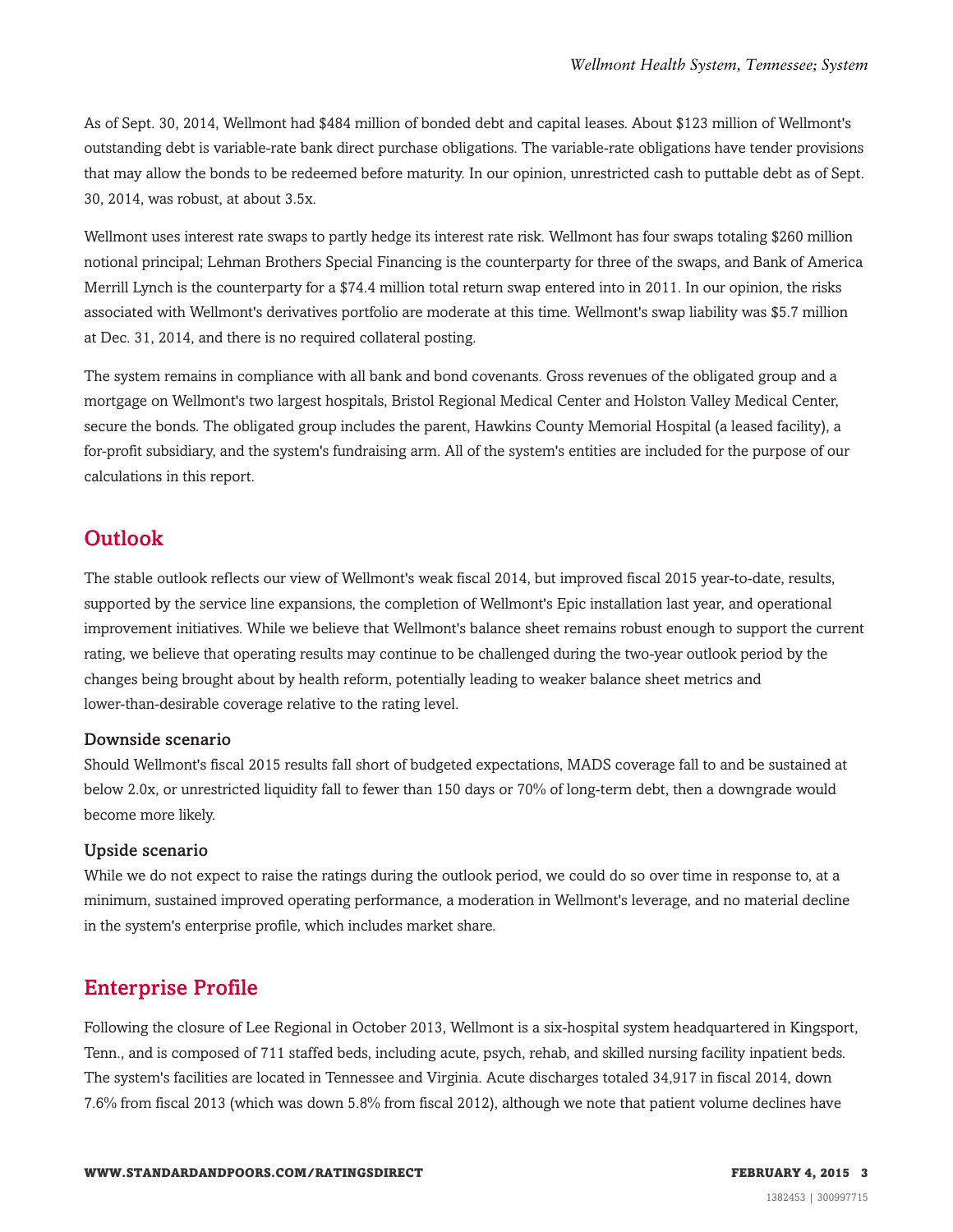As of Sept. 30, 2014, Wellmont had $484 million of bonded debt and capital leases. About $123 million of Wellmont's outstanding debt is variable-rate bank direct purchase obligations. The variable-rate obligations have tender provisions that may allow the bonds to be redeemed before maturity. In our opinion, unrestricted cash to puttable debt as of Sept. 30, 2014, was robust, at about 3.5x.

Wellmont uses interest rate swaps to partly hedge its interest rate risk. Wellmont has four swaps totaling $260 million notional principal; Lehman Brothers Special Financing is the counterparty for three of the swaps, and Bank of America Merrill Lynch is the counterparty for a $74.4 million total return swap entered into in 2011. In our opinion, the risks associated with Wellmont's derivatives portfolio are moderate at this time. Wellmont's swap liability was $5.7 million at Dec. 31, 2014, and there is no required collateral posting.

The system remains in compliance with all bank and bond covenants. Gross revenues of the obligated group and a mortgage on Wellmont's two largest hospitals, Bristol Regional Medical Center and Holston Valley Medical Center, secure the bonds. The obligated group includes the parent, Hawkins County Memorial Hospital (a leased facility), a for-profit subsidiary, and the system's fundraising arm. All of the system's entities are included for the purpose of our calculations in this report.

## Outlook

The stable outlook reflects our view of Wellmont's weak fiscal 2014, but improved fiscal 2015 year-to-date, results, supported by the service line expansions, the completion of Wellmont's Epic installation last year, and operational improvement initiatives. While we believe that Wellmont's balance sheet remains robust enough to support the current rating, we believe that operating results may continue to be challenged during the two-year outlook period by the changes being brought about by health reform, potentially leading to weaker balance sheet metrics and lower-than-desirable coverage relative to the rating level.

### Downside scenario

Should Wellmont's fiscal 2015 results fall short of budgeted expectations, MADS coverage fall to and be sustained at below 2.0x, or unrestricted liquidity fall to fewer than 150 days or 70% of long-term debt, then a downgrade would become more likely.

### Upside scenario

While we do not expect to raise the ratings during the outlook period, we could do so over time in response to, at a minimum, sustained improved operating performance, a moderation in Wellmont's leverage, and no material decline in the system's enterprise profile, which includes market share.

## Enterprise Profile

Following the closure of Lee Regional in October 2013, Wellmont is a six-hospital system headquartered in Kingsport, Tenn., and is composed of 711 staffed beds, including acute, psych, rehab, and skilled nursing facility inpatient beds. The system's facilities are located in Tennessee and Virginia. Acute discharges totaled 34,917 in fiscal 2014, down 7.6% from fiscal 2013 (which was down 5.8% from fiscal 2012), although we note that patient volume declines have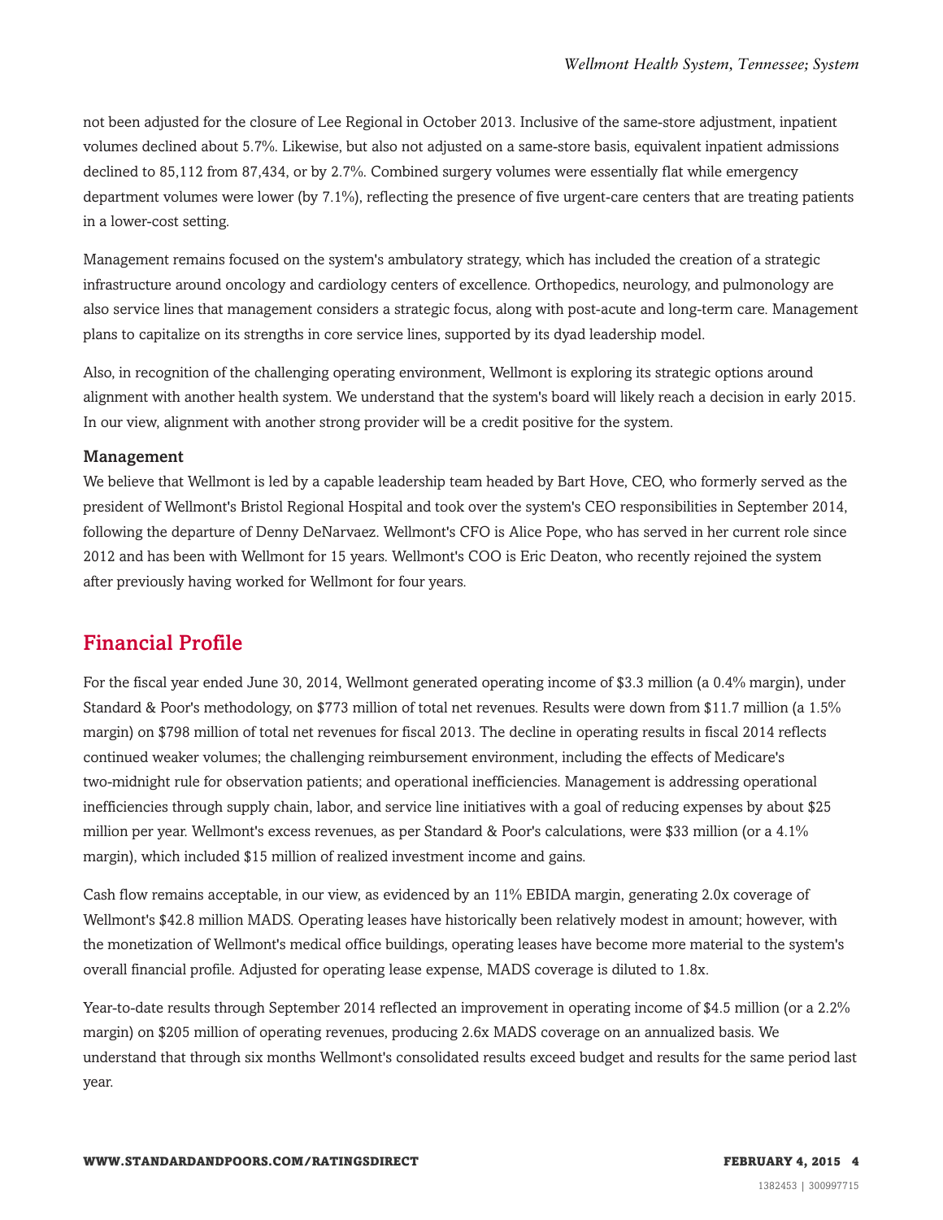not been adjusted for the closure of Lee Regional in October 2013. Inclusive of the same-store adjustment, inpatient volumes declined about 5.7%. Likewise, but also not adjusted on a same-store basis, equivalent inpatient admissions declined to 85,112 from 87,434, or by 2.7%. Combined surgery volumes were essentially flat while emergency department volumes were lower (by 7.1%), reflecting the presence of five urgent-care centers that are treating patients in a lower-cost setting.

Management remains focused on the system's ambulatory strategy, which has included the creation of a strategic infrastructure around oncology and cardiology centers of excellence. Orthopedics, neurology, and pulmonology are also service lines that management considers a strategic focus, along with post-acute and long-term care. Management plans to capitalize on its strengths in core service lines, supported by its dyad leadership model.

Also, in recognition of the challenging operating environment, Wellmont is exploring its strategic options around alignment with another health system. We understand that the system's board will likely reach a decision in early 2015. In our view, alignment with another strong provider will be a credit positive for the system.

### Management

We believe that Wellmont is led by a capable leadership team headed by Bart Hove, CEO, who formerly served as the president of Wellmont's Bristol Regional Hospital and took over the system's CEO responsibilities in September 2014, following the departure of Denny DeNarvaez. Wellmont's CFO is Alice Pope, who has served in her current role since 2012 and has been with Wellmont for 15 years. Wellmont's COO is Eric Deaton, who recently rejoined the system after previously having worked for Wellmont for four years.

## Financial Profile

For the fiscal year ended June 30, 2014, Wellmont generated operating income of $3.3 million (a 0.4% margin), under Standard & Poor's methodology, on $773 million of total net revenues. Results were down from $11.7 million (a 1.5% margin) on $798 million of total net revenues for fiscal 2013. The decline in operating results in fiscal 2014 reflects continued weaker volumes; the challenging reimbursement environment, including the effects of Medicare's two-midnight rule for observation patients; and operational inefficiencies. Management is addressing operational inefficiencies through supply chain, labor, and service line initiatives with a goal of reducing expenses by about $25 million per year. Wellmont's excess revenues, as per Standard & Poor's calculations, were $33 million (or a 4.1% margin), which included $15 million of realized investment income and gains.

Cash flow remains acceptable, in our view, as evidenced by an 11% EBIDA margin, generating 2.0x coverage of Wellmont's $42.8 million MADS. Operating leases have historically been relatively modest in amount; however, with the monetization of Wellmont's medical office buildings, operating leases have become more material to the system's overall financial profile. Adjusted for operating lease expense, MADS coverage is diluted to 1.8x.

Year-to-date results through September 2014 reflected an improvement in operating income of $4.5 million (or a 2.2% margin) on $205 million of operating revenues, producing 2.6x MADS coverage on an annualized basis. We understand that through six months Wellmont's consolidated results exceed budget and results for the same period last year.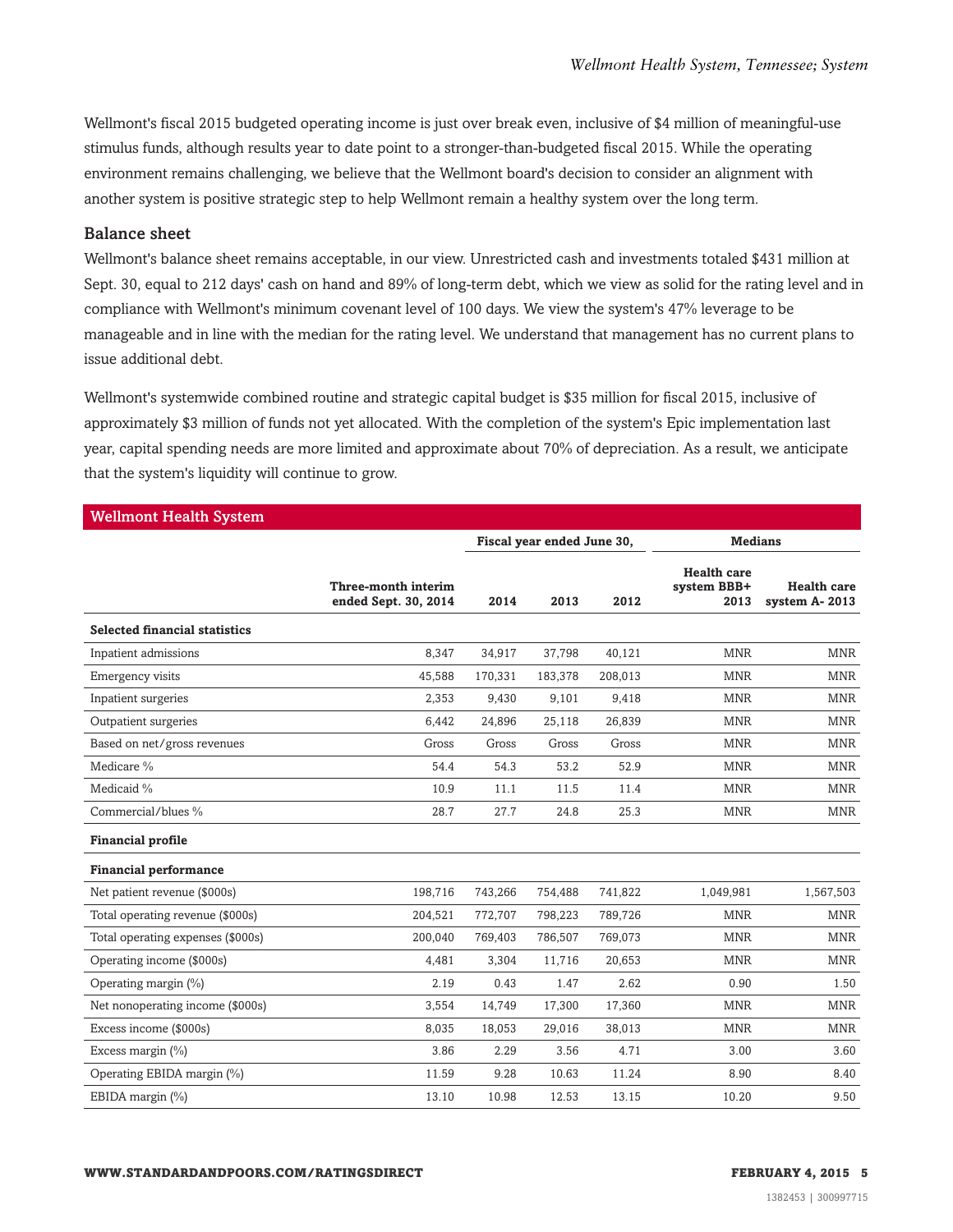Wellmont's fiscal 2015 budgeted operating income is just over break even, inclusive of $4 million of meaningful-use stimulus funds, although results year to date point to a stronger-than-budgeted fiscal 2015. While the operating environment remains challenging, we believe that the Wellmont board's decision to consider an alignment with another system is positive strategic step to help Wellmont remain a healthy system over the long term.

### Balance sheet

Wellmont's balance sheet remains acceptable, in our view. Unrestricted cash and investments totaled $431 million at Sept. 30, equal to 212 days' cash on hand and 89% of long-term debt, which we view as solid for the rating level and in compliance with Wellmont's minimum covenant level of 100 days. We view the system's 47% leverage to be manageable and in line with the median for the rating level. We understand that management has no current plans to issue additional debt.

Wellmont's systemwide combined routine and strategic capital budget is $35 million for fiscal 2015, inclusive of approximately $3 million of funds not yet allocated. With the completion of the system's Epic implementation last year, capital spending needs are more limited and approximate about 70% of depreciation. As a result, we anticipate that the system's liquidity will continue to grow.

| Wellmont Health System | | | | | | |
|---|---|---|---|---|---|---|
| | | Fiscal year ended June 30, | | | Medians | |
| | Three-month interim ended Sept. 30, 2014 | 2014 | 2013 | 2012 | Health care system BBB+ 2013 | Health care system A- 2013 |
| **Selected financial statistics** | | | | | | |
| Inpatient admissions | 8,347 | 34,917 | 37,798 | 40,121 | MNR | MNR |
| Emergency visits | 45,588 | 170,331 | 183,378 | 208,013 | MNR | MNR |
| Inpatient surgeries | 2,353 | 9,430 | 9,101 | 9,418 | MNR | MNR |
| Outpatient surgeries | 6,442 | 24,896 | 25,118 | 26,839 | MNR | MNR |
| Based on net/gross revenues | Gross | Gross | Gross | Gross | MNR | MNR |
| Medicare % | 54.4 | 54.3 | 53.2 | 52.9 | MNR | MNR |
| Medicaid % | 10.9 | 11.1 | 11.5 | 11.4 | MNR | MNR |
| Commercial/blues % | 28.7 | 27.7 | 24.8 | 25.3 | MNR | MNR |
| **Financial profile** | | | | | | |
| **Financial performance** | | | | | | |
| Net patient revenue ($000s) | 198,716 | 743,266 | 754,488 | 741,822 | 1,049,981 | 1,567,503 |
| Total operating revenue ($000s) | 204,521 | 772,707 | 798,223 | 789,726 | MNR | MNR |
| Total operating expenses ($000s) | 200,040 | 769,403 | 786,507 | 769,073 | MNR | MNR |
| Operating income ($000s) | 4,481 | 3,304 | 11,716 | 20,653 | MNR | MNR |
| Operating margin (%) | 2.19 | 0.43 | 1.47 | 2.62 | 0.90 | 1.50 |
| Net nonoperating income ($000s) | 3,554 | 14,749 | 17,300 | 17,360 | MNR | MNR |
| Excess income ($000s) | 8,035 | 18,053 | 29,016 | 38,013 | MNR | MNR |
| Excess margin (%) | 3.86 | 2.29 | 3.56 | 4.71 | 3.00 | 3.60 |
| Operating EBIDA margin (%) | 11.59 | 9.28 | 10.63 | 11.24 | 8.90 | 8.40 |
| EBIDA margin (%) | 13.10 | 10.98 | 12.53 | 13.15 | 10.20 | 9.50 |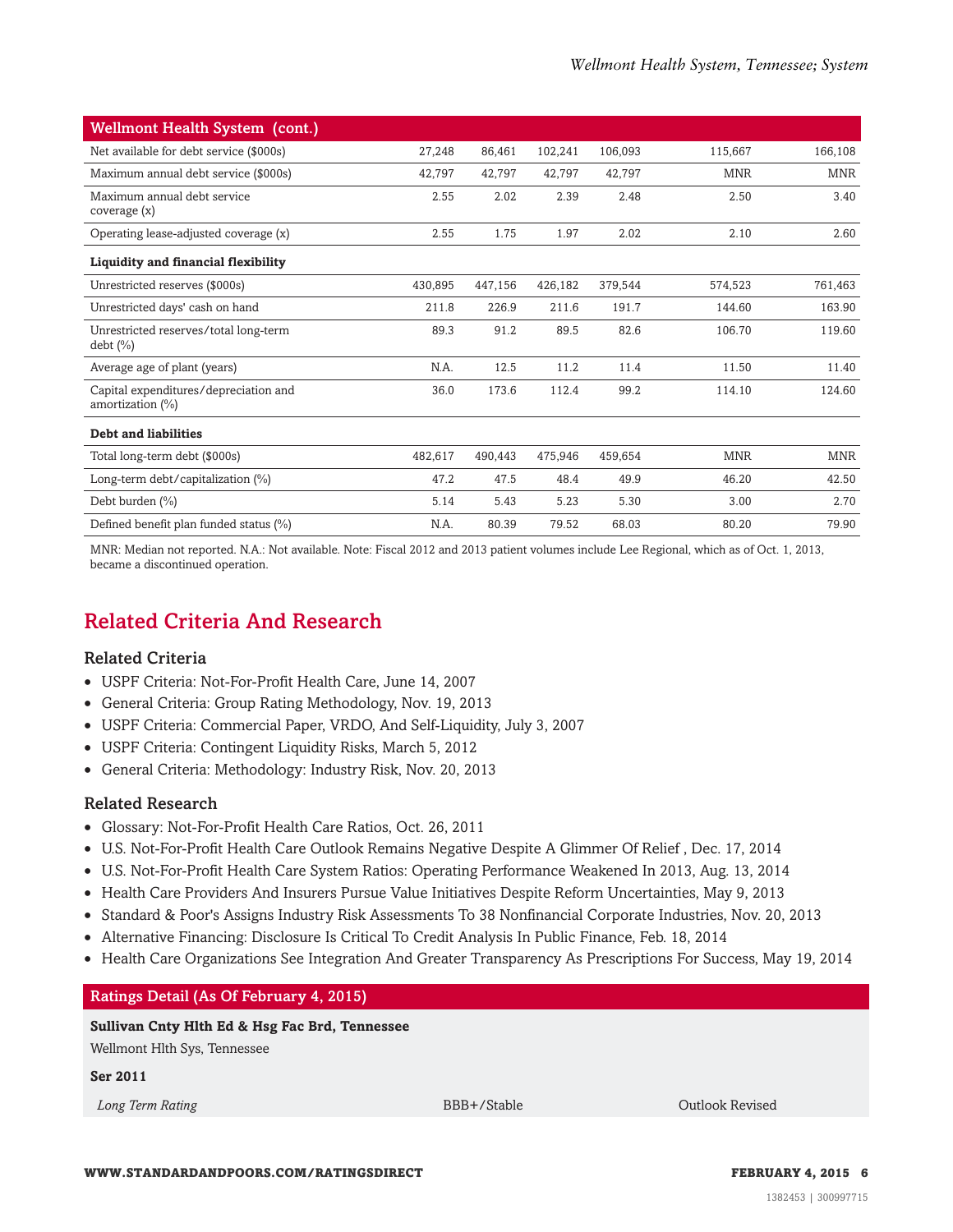| Wellmont Health System (cont.) | | | | | | |
|---|---|---|---|---|---|---|
| Net available for debt service ($000s) | 27,248 | 86,461 | 102,241 | 106,093 | 115,667 | 166,108 |
| Maximum annual debt service ($000s) | 42,797 | 42,797 | 42,797 | 42,797 | MNR | MNR |
| Maximum annual debt service coverage (x) | 2.55 | 2.02 | 2.39 | 2.48 | 2.50 | 3.40 |
| Operating lease-adjusted coverage (x) | 2.55 | 1.75 | 1.97 | 2.02 | 2.10 | 2.60 |
| **Liquidity and financial flexibility** | | | | | | |
| Unrestricted reserves ($000s) | 430,895 | 447,156 | 426,182 | 379,544 | 574,523 | 761,463 |
| Unrestricted days' cash on hand | 211.8 | 226.9 | 211.6 | 191.7 | 144.60 | 163.90 |
| Unrestricted reserves/total long-term debt (%) | 89.3 | 91.2 | 89.5 | 82.6 | 106.70 | 119.60 |
| Average age of plant (years) | N.A. | 12.5 | 11.2 | 11.4 | 11.50 | 11.40 |
| Capital expenditures/depreciation and amortization (%) | 36.0 | 173.6 | 112.4 | 99.2 | 114.10 | 124.60 |
| **Debt and liabilities** | | | | | | |
| Total long-term debt ($000s) | 482,617 | 490,443 | 475,946 | 459,654 | MNR | MNR |
| Long-term debt/capitalization (%) | 47.2 | 47.5 | 48.4 | 49.9 | 46.20 | 42.50 |
| Debt burden (%) | 5.14 | 5.43 | 5.23 | 5.30 | 3.00 | 2.70 |
| Defined benefit plan funded status (%) | N.A. | 80.39 | 79.52 | 68.03 | 80.20 | 79.90 |

MNR: Median not reported. N.A.: Not available. Note: Fiscal 2012 and 2013 patient volumes include Lee Regional, which as of Oct. 1, 2013, became a discontinued operation.

## Related Criteria And Research

### Related Criteria

- USPF Criteria: Not-For-Profit Health Care, June 14, 2007
- General Criteria: Group Rating Methodology, Nov. 19, 2013
- USPF Criteria: Commercial Paper, VRDO, And Self-Liquidity, July 3, 2007
- USPF Criteria: Contingent Liquidity Risks, March 5, 2012
- General Criteria: Methodology: Industry Risk, Nov. 20, 2013

### Related Research

- Glossary: Not-For-Profit Health Care Ratios, Oct. 26, 2011
- U.S. Not-For-Profit Health Care Outlook Remains Negative Despite A Glimmer Of Relief , Dec. 17, 2014
- U.S. Not-For-Profit Health Care System Ratios: Operating Performance Weakened In 2013, Aug. 13, 2014
- Health Care Providers And Insurers Pursue Value Initiatives Despite Reform Uncertainties, May 9, 2013
- Standard & Poor's Assigns Industry Risk Assessments To 38 Nonfinancial Corporate Industries, Nov. 20, 2013
- Alternative Financing: Disclosure Is Critical To Credit Analysis In Public Finance, Feb. 18, 2014
- Health Care Organizations See Integration And Greater Transparency As Prescriptions For Success, May 19, 2014

| Ratings Detail (As Of February 4, 2015) | | |
|---|---|---|
| **Sullivan Cnty Hlth Ed & Hsg Fac Brd, Tennessee** | | |
| Wellmont Hlth Sys, Tennessee | | |
| **Ser 2011** | | |
| *Long Term Rating* | BBB+/Stable | Outlook Revised |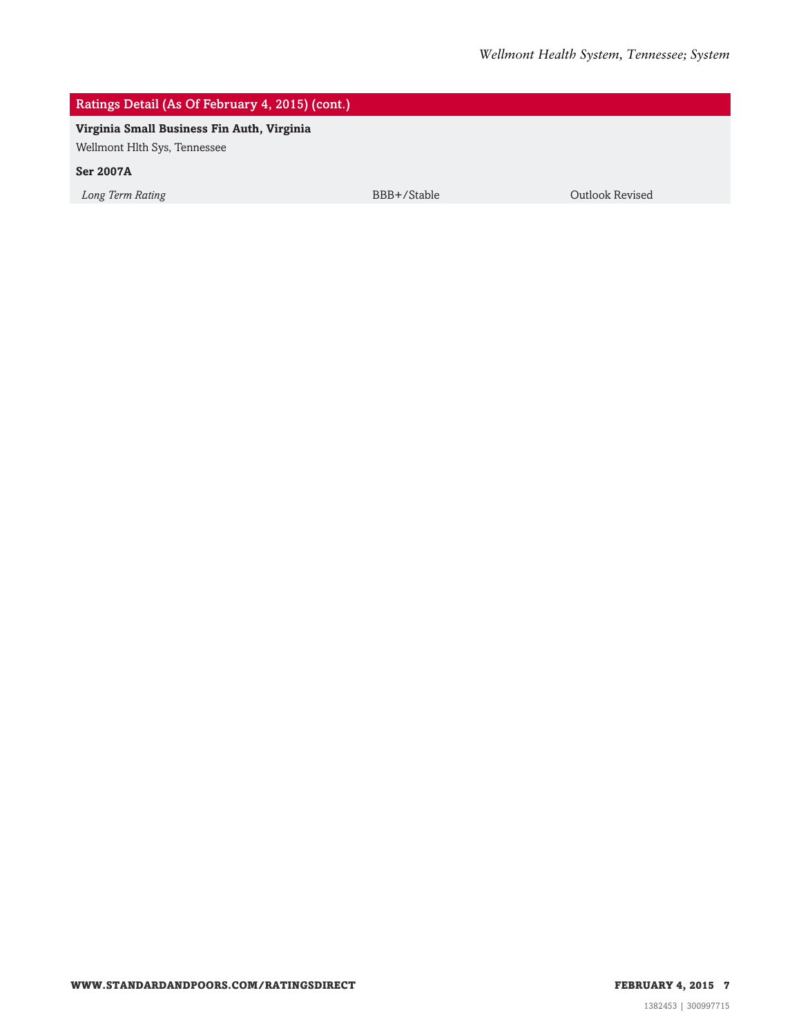| Ratings Detail (As Of February 4, 2015) (cont.) | | |
|---|---|---|
| **Virginia Small Business Fin Auth, Virginia** | | |
| Wellmont Hlth Sys, Tennessee | | |
| **Ser 2007A** | | |
| *Long Term Rating* | BBB+/Stable | Outlook Revised |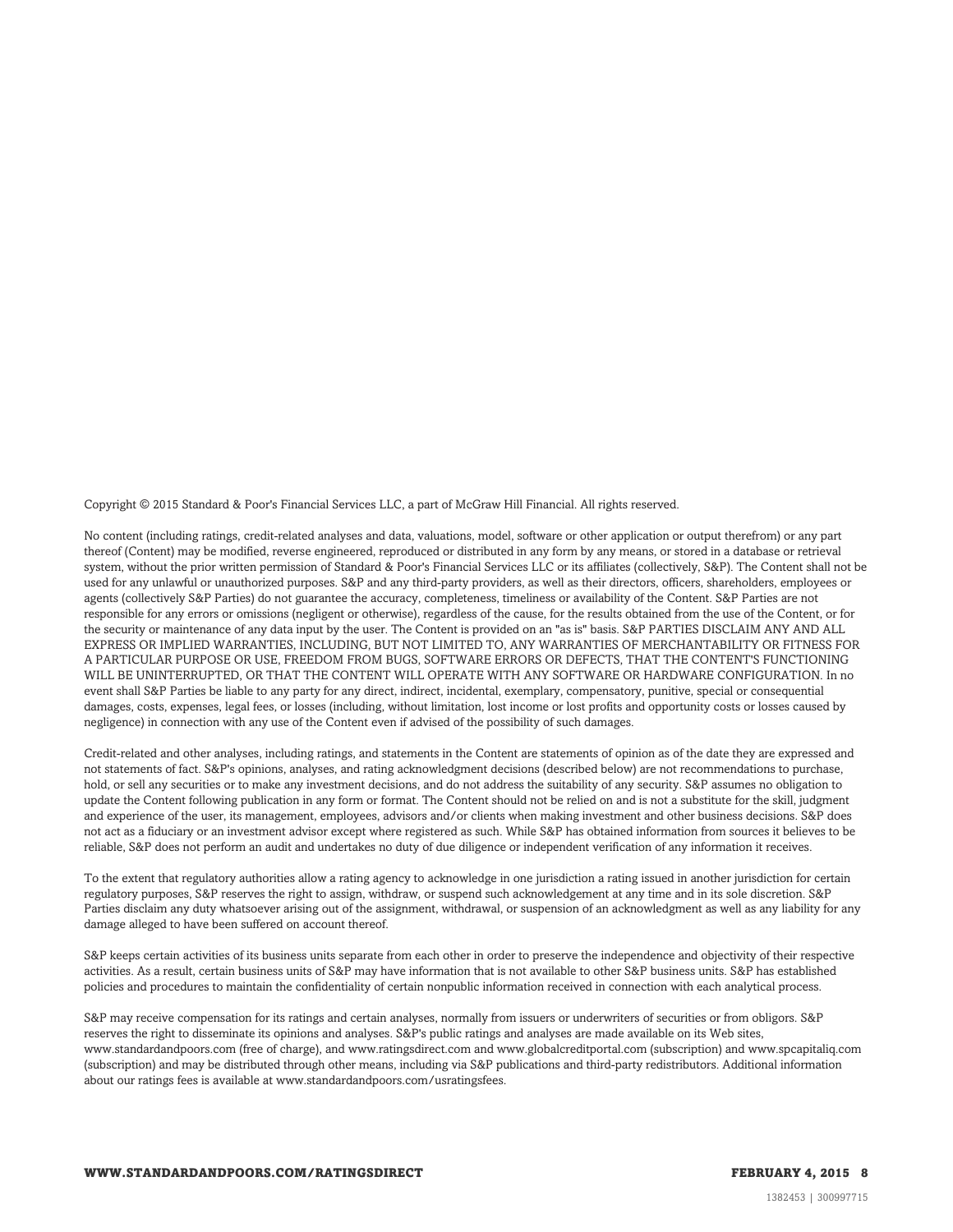Copyright © 2015 Standard & Poor's Financial Services LLC, a part of McGraw Hill Financial. All rights reserved.

No content (including ratings, credit-related analyses and data, valuations, model, software or other application or output therefrom) or any part thereof (Content) may be modified, reverse engineered, reproduced or distributed in any form by any means, or stored in a database or retrieval system, without the prior written permission of Standard & Poor's Financial Services LLC or its affiliates (collectively, S&P). The Content shall not be used for any unlawful or unauthorized purposes. S&P and any third-party providers, as well as their directors, officers, shareholders, employees or agents (collectively S&P Parties) do not guarantee the accuracy, completeness, timeliness or availability of the Content. S&P Parties are not responsible for any errors or omissions (negligent or otherwise), regardless of the cause, for the results obtained from the use of the Content, or for the security or maintenance of any data input by the user. The Content is provided on an "as is" basis. S&P PARTIES DISCLAIM ANY AND ALL EXPRESS OR IMPLIED WARRANTIES, INCLUDING, BUT NOT LIMITED TO, ANY WARRANTIES OF MERCHANTABILITY OR FITNESS FOR A PARTICULAR PURPOSE OR USE, FREEDOM FROM BUGS, SOFTWARE ERRORS OR DEFECTS, THAT THE CONTENT'S FUNCTIONING WILL BE UNINTERRUPTED, OR THAT THE CONTENT WILL OPERATE WITH ANY SOFTWARE OR HARDWARE CONFIGURATION. In no event shall S&P Parties be liable to any party for any direct, indirect, incidental, exemplary, compensatory, punitive, special or consequential damages, costs, expenses, legal fees, or losses (including, without limitation, lost income or lost profits and opportunity costs or losses caused by negligence) in connection with any use of the Content even if advised of the possibility of such damages.

Credit-related and other analyses, including ratings, and statements in the Content are statements of opinion as of the date they are expressed and not statements of fact. S&P's opinions, analyses, and rating acknowledgment decisions (described below) are not recommendations to purchase, hold, or sell any securities or to make any investment decisions, and do not address the suitability of any security. S&P assumes no obligation to update the Content following publication in any form or format. The Content should not be relied on and is not a substitute for the skill, judgment and experience of the user, its management, employees, advisors and/or clients when making investment and other business decisions. S&P does not act as a fiduciary or an investment advisor except where registered as such. While S&P has obtained information from sources it believes to be reliable, S&P does not perform an audit and undertakes no duty of due diligence or independent verification of any information it receives.

To the extent that regulatory authorities allow a rating agency to acknowledge in one jurisdiction a rating issued in another jurisdiction for certain regulatory purposes, S&P reserves the right to assign, withdraw, or suspend such acknowledgement at any time and in its sole discretion. S&P Parties disclaim any duty whatsoever arising out of the assignment, withdrawal, or suspension of an acknowledgment as well as any liability for any damage alleged to have been suffered on account thereof.

S&P keeps certain activities of its business units separate from each other in order to preserve the independence and objectivity of their respective activities. As a result, certain business units of S&P may have information that is not available to other S&P business units. S&P has established policies and procedures to maintain the confidentiality of certain nonpublic information received in connection with each analytical process.

S&P may receive compensation for its ratings and certain analyses, normally from issuers or underwriters of securities or from obligors. S&P reserves the right to disseminate its opinions and analyses. S&P's public ratings and analyses are made available on its Web sites, www.standardandpoors.com (free of charge), and www.ratingsdirect.com and www.globalcreditportal.com (subscription) and www.spcapitaliq.com (subscription) and may be distributed through other means, including via S&P publications and third-party redistributors. Additional information about our ratings fees is available at www.standardandpoors.com/usratingsfees.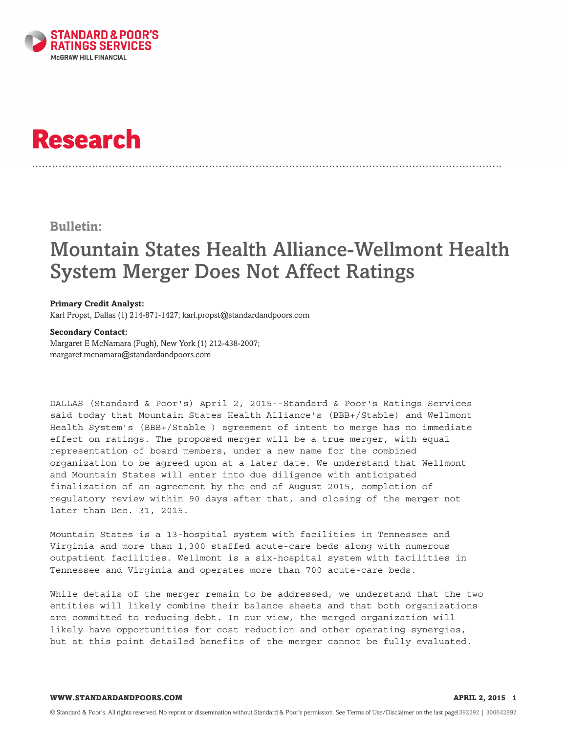# Research

**Bulletin:**

## Mountain States Health Alliance-Wellmont Health System Merger Does Not Affect Ratings

**Primary Credit Analyst:**
Karl Propst, Dallas (1) 214-871-1427; karl.propst@standardandpoors.com

**Secondary Contact:**
Margaret E McNamara (Pugh), New York (1) 212-438-2007; margaret.mcnamara@standardandpoors.com

DALLAS (Standard & Poor's) April 2, 2015--Standard & Poor's Ratings Services said today that Mountain States Health Alliance's (BBB+/Stable) and Wellmont Health System's (BBB+/Stable ) agreement of intent to merge has no immediate effect on ratings. The proposed merger will be a true merger, with equal representation of board members, under a new name for the combined organization to be agreed upon at a later date. We understand that Wellmont and Mountain States will enter into due diligence with anticipated finalization of an agreement by the end of August 2015, completion of regulatory review within 90 days after that, and closing of the merger not later than Dec. 31, 2015.

Mountain States is a 13-hospital system with facilities in Tennessee and Virginia and more than 1,300 staffed acute-care beds along with numerous outpatient facilities. Wellmont is a six-hospital system with facilities in Tennessee and Virginia and operates more than 700 acute-care beds.

While details of the merger remain to be addressed, we understand that the two entities will likely combine their balance sheets and that both organizations are committed to reducing debt. In our view, the merged organization will likely have opportunities for cost reduction and other operating synergies, but at this point detailed benefits of the merger cannot be fully evaluated.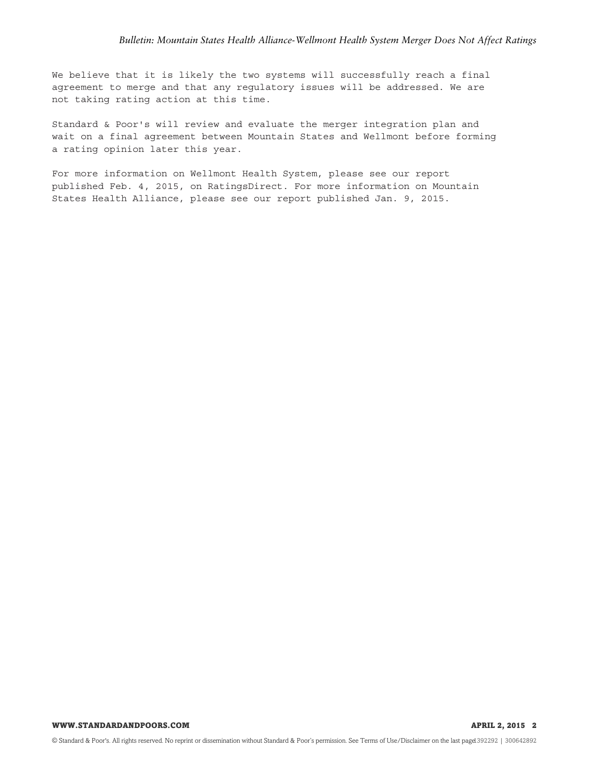We believe that it is likely the two systems will successfully reach a final agreement to merge and that any regulatory issues will be addressed. We are not taking rating action at this time.

Standard & Poor's will review and evaluate the merger integration plan and wait on a final agreement between Mountain States and Wellmont before forming a rating opinion later this year.

For more information on Wellmont Health System, please see our report published Feb. 4, 2015, on RatingsDirect. For more information on Mountain States Health Alliance, please see our report published Jan. 9, 2015.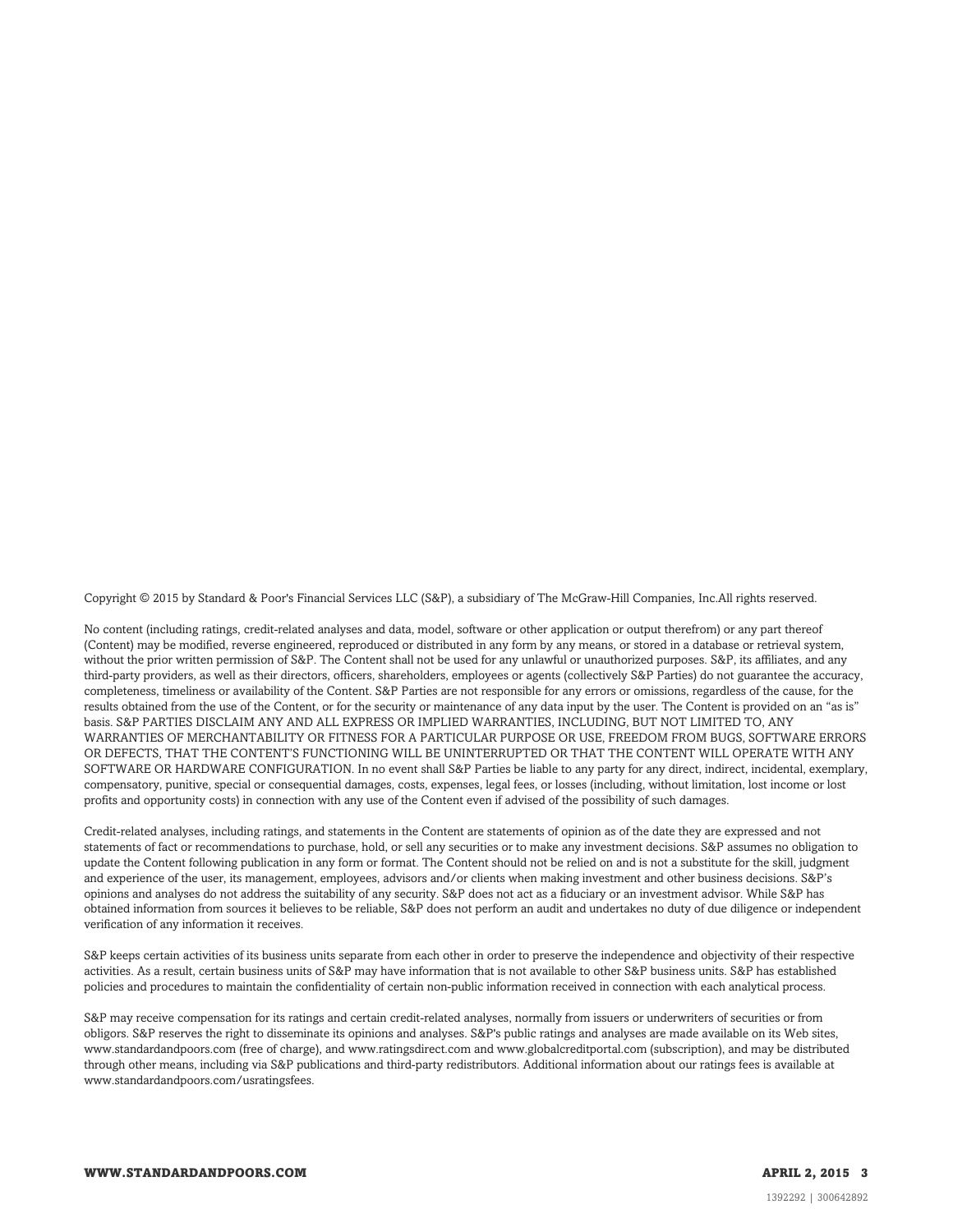Copyright © 2015 by Standard & Poor's Financial Services LLC (S&P), a subsidiary of The McGraw-Hill Companies, Inc.All rights reserved.

No content (including ratings, credit-related analyses and data, model, software or other application or output therefrom) or any part thereof (Content) may be modified, reverse engineered, reproduced or distributed in any form by any means, or stored in a database or retrieval system, without the prior written permission of S&P. The Content shall not be used for any unlawful or unauthorized purposes. S&P, its affiliates, and any third-party providers, as well as their directors, officers, shareholders, employees or agents (collectively S&P Parties) do not guarantee the accuracy, completeness, timeliness or availability of the Content. S&P Parties are not responsible for any errors or omissions, regardless of the cause, for the results obtained from the use of the Content, or for the security or maintenance of any data input by the user. The Content is provided on an "as is" basis. S&P PARTIES DISCLAIM ANY AND ALL EXPRESS OR IMPLIED WARRANTIES, INCLUDING, BUT NOT LIMITED TO, ANY WARRANTIES OF MERCHANTABILITY OR FITNESS FOR A PARTICULAR PURPOSE OR USE, FREEDOM FROM BUGS, SOFTWARE ERRORS OR DEFECTS, THAT THE CONTENT'S FUNCTIONING WILL BE UNINTERRUPTED OR THAT THE CONTENT WILL OPERATE WITH ANY SOFTWARE OR HARDWARE CONFIGURATION. In no event shall S&P Parties be liable to any party for any direct, indirect, incidental, exemplary, compensatory, punitive, special or consequential damages, costs, expenses, legal fees, or losses (including, without limitation, lost income or lost profits and opportunity costs) in connection with any use of the Content even if advised of the possibility of such damages.

Credit-related analyses, including ratings, and statements in the Content are statements of opinion as of the date they are expressed and not statements of fact or recommendations to purchase, hold, or sell any securities or to make any investment decisions. S&P assumes no obligation to update the Content following publication in any form or format. The Content should not be relied on and is not a substitute for the skill, judgment and experience of the user, its management, employees, advisors and/or clients when making investment and other business decisions. S&P's opinions and analyses do not address the suitability of any security. S&P does not act as a fiduciary or an investment advisor. While S&P has obtained information from sources it believes to be reliable, S&P does not perform an audit and undertakes no duty of due diligence or independent verification of any information it receives.

S&P keeps certain activities of its business units separate from each other in order to preserve the independence and objectivity of their respective activities. As a result, certain business units of S&P may have information that is not available to other S&P business units. S&P has established policies and procedures to maintain the confidentiality of certain non-public information received in connection with each analytical process.

S&P may receive compensation for its ratings and certain credit-related analyses, normally from issuers or underwriters of securities or from obligors. S&P reserves the right to disseminate its opinions and analyses. S&P's public ratings and analyses are made available on its Web sites, www.standardandpoors.com (free of charge), and www.ratingsdirect.com and www.globalcreditportal.com (subscription), and may be distributed through other means, including via S&P publications and third-party redistributors. Additional information about our ratings fees is available at www.standardandpoors.com/usratingsfees.